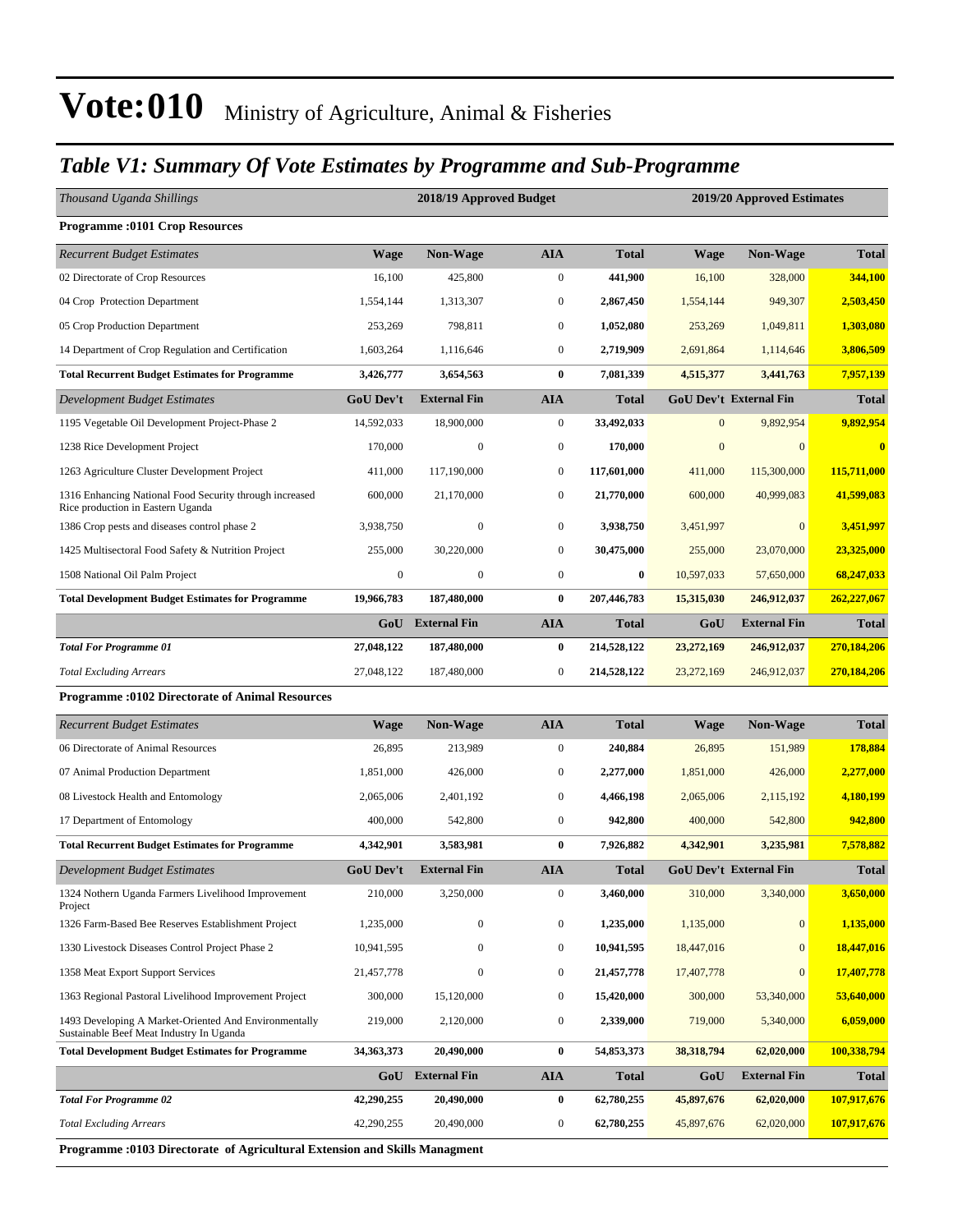# Vote:010 Ministry of Agriculture, Animal & Fisheries

## *Table V1: Summary Of Vote Estimates by Programme and Sub-Programme*

| *Thousand Uganda Shillings* | 2018/19 Approved Budget | | | | 2019/20 Approved Estimates | | |
|---|---|---|---|---|---|---|---|
| **Programme :0101 Crop Resources** | | | | | | | |
| *Recurrent Budget Estimates* | **Wage** | **Non-Wage** | **AIA** | **Total** | **Wage** | **Non-Wage** | **Total** |
| 02 Directorate of Crop Resources | 16,100 | 425,800 | 0 | **441,900** | 16,100 | 328,000 | **344,100** |
| 04 Crop Protection Department | 1,554,144 | 1,313,307 | 0 | **2,867,450** | 1,554,144 | 949,307 | **2,503,450** |
| 05 Crop Production Department | 253,269 | 798,811 | 0 | **1,052,080** | 253,269 | 1,049,811 | **1,303,080** |
| 14 Department of Crop Regulation and Certification | 1,603,264 | 1,116,646 | 0 | **2,719,909** | 2,691,864 | 1,114,646 | **3,806,509** |
| **Total Recurrent Budget Estimates for Programme** | **3,426,777** | **3,654,563** | **0** | **7,081,339** | **4,515,377** | **3,441,763** | **7,957,139** |
| *Development Budget Estimates* | **GoU Dev't** | **External Fin** | **AIA** | **Total** | **GoU Dev't** | **External Fin** | **Total** |
| 1195 Vegetable Oil Development Project-Phase 2 | 14,592,033 | 18,900,000 | 0 | **33,492,033** | 0 | 9,892,954 | **9,892,954** |
| 1238 Rice Development Project | 170,000 | 0 | 0 | **170,000** | 0 | 0 | **0** |
| 1263 Agriculture Cluster Development Project | 411,000 | 117,190,000 | 0 | **117,601,000** | 411,000 | 115,300,000 | **115,711,000** |
| 1316 Enhancing National Food Security through increased Rice production in Eastern Uganda | 600,000 | 21,170,000 | 0 | **21,770,000** | 600,000 | 40,999,083 | **41,599,083** |
| 1386 Crop pests and diseases control phase 2 | 3,938,750 | 0 | 0 | **3,938,750** | 3,451,997 | 0 | **3,451,997** |
| 1425 Multisectoral Food Safety & Nutrition Project | 255,000 | 30,220,000 | 0 | **30,475,000** | 255,000 | 23,070,000 | **23,325,000** |
| 1508 National Oil Palm Project | 0 | 0 | 0 | **0** | 10,597,033 | 57,650,000 | **68,247,033** |
| **Total Development Budget Estimates for Programme** | **19,966,783** | **187,480,000** | **0** | **207,446,783** | **15,315,030** | **246,912,037** | **262,227,067** |
| | **GoU** | **External Fin** | **AIA** | **Total** | **GoU** | **External Fin** | **Total** |
| ***Total For Programme 01*** | **27,048,122** | **187,480,000** | **0** | **214,528,122** | **23,272,169** | **246,912,037** | **270,184,206** |
| *Total Excluding Arrears* | 27,048,122 | 187,480,000 | 0 | **214,528,122** | 23,272,169 | 246,912,037 | **270,184,206** |
| **Programme :0102 Directorate of Animal Resources** | | | | | | | |
| *Recurrent Budget Estimates* | **Wage** | **Non-Wage** | **AIA** | **Total** | **Wage** | **Non-Wage** | **Total** |
| 06 Directorate of Animal Resources | 26,895 | 213,989 | 0 | **240,884** | 26,895 | 151,989 | **178,884** |
| 07 Animal Production Department | 1,851,000 | 426,000 | 0 | **2,277,000** | 1,851,000 | 426,000 | **2,277,000** |
| 08 Livestock Health and Entomology | 2,065,006 | 2,401,192 | 0 | **4,466,198** | 2,065,006 | 2,115,192 | **4,180,199** |
| 17 Department of Entomology | 400,000 | 542,800 | 0 | **942,800** | 400,000 | 542,800 | **942,800** |
| **Total Recurrent Budget Estimates for Programme** | **4,342,901** | **3,583,981** | **0** | **7,926,882** | **4,342,901** | **3,235,981** | **7,578,882** |
| *Development Budget Estimates* | **GoU Dev't** | **External Fin** | **AIA** | **Total** | **GoU Dev't** | **External Fin** | **Total** |
| 1324 Nothern Uganda Farmers Livelihood Improvement Project | 210,000 | 3,250,000 | 0 | **3,460,000** | 310,000 | 3,340,000 | **3,650,000** |
| 1326 Farm-Based Bee Reserves Establishment Project | 1,235,000 | 0 | 0 | **1,235,000** | 1,135,000 | 0 | **1,135,000** |
| 1330 Livestock Diseases Control Project Phase 2 | 10,941,595 | 0 | 0 | **10,941,595** | 18,447,016 | 0 | **18,447,016** |
| 1358 Meat Export Support Services | 21,457,778 | 0 | 0 | **21,457,778** | 17,407,778 | 0 | **17,407,778** |
| 1363 Regional Pastoral Livelihood Improvement Project | 300,000 | 15,120,000 | 0 | **15,420,000** | 300,000 | 53,340,000 | **53,640,000** |
| 1493 Developing A Market-Oriented And Environmentally Sustainable Beef Meat Industry In Uganda | 219,000 | 2,120,000 | 0 | **2,339,000** | 719,000 | 5,340,000 | **6,059,000** |
| **Total Development Budget Estimates for Programme** | **34,363,373** | **20,490,000** | **0** | **54,853,373** | **38,318,794** | **62,020,000** | **100,338,794** |
| | **GoU** | **External Fin** | **AIA** | **Total** | **GoU** | **External Fin** | **Total** |
| ***Total For Programme 02*** | **42,290,255** | **20,490,000** | **0** | **62,780,255** | **45,897,676** | **62,020,000** | **107,917,676** |
| *Total Excluding Arrears* | 42,290,255 | 20,490,000 | 0 | **62,780,255** | 45,897,676 | 62,020,000 | **107,917,676** |
| **Programme :0103 Directorate of Agricultural Extension and Skills Managment** | | | | | | | |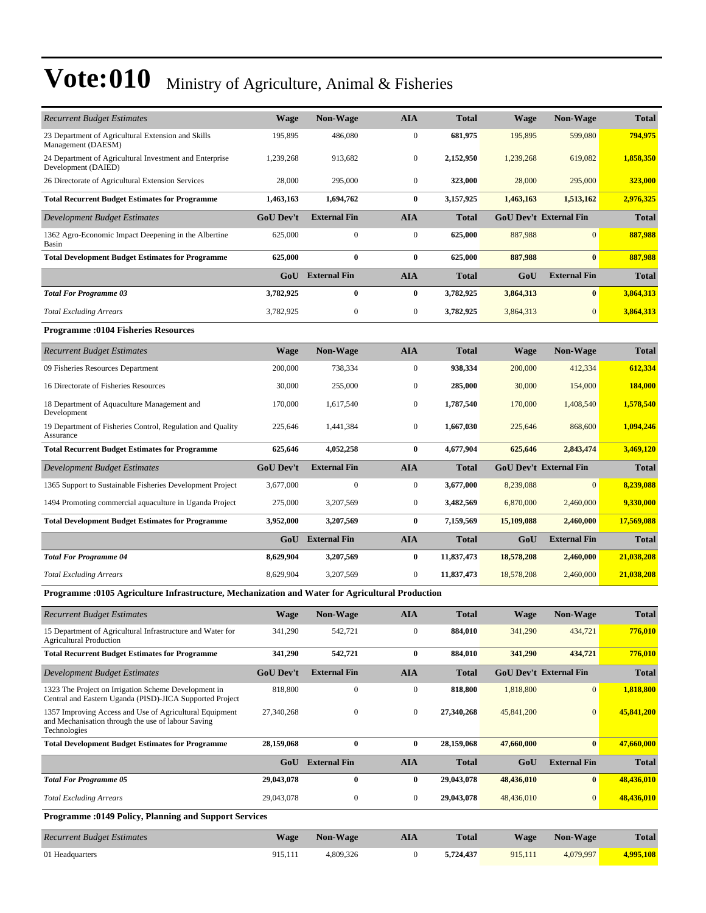# Vote:010 Ministry of Agriculture, Animal & Fisheries

| *Recurrent Budget Estimates* | Wage | Non-Wage | AIA | Total | Wage | Non-Wage | Total |
|---|---|---|---|---|---|---|---|
| 23 Department of Agricultural Extension and Skills Management (DAESM) | 195,895 | 486,080 | 0 | **681,975** | 195,895 | 599,080 | **794,975** |
| 24 Department of Agricultural Investment and Enterprise Development (DAIED) | 1,239,268 | 913,682 | 0 | **2,152,950** | 1,239,268 | 619,082 | **1,858,350** |
| 26 Directorate of Agricultural Extension Services | 28,000 | 295,000 | 0 | **323,000** | 28,000 | 295,000 | **323,000** |
| **Total Recurrent Budget Estimates for Programme** | **1,463,163** | **1,694,762** | **0** | **3,157,925** | **1,463,163** | **1,513,162** | **2,976,325** |
| *Development Budget Estimates* | **GoU Dev't** | **External Fin** | **AIA** | **Total** | **GoU Dev't** | **External Fin** | **Total** |
| 1362 Agro-Economic Impact Deepening in the Albertine Basin | 625,000 | 0 | 0 | **625,000** | 887,988 | 0 | **887,988** |
| **Total Development Budget Estimates for Programme** | **625,000** | **0** | **0** | **625,000** | **887,988** | **0** | **887,988** |
| | **GoU** | **External Fin** | **AIA** | **Total** | **GoU** | **External Fin** | **Total** |
| ***Total For Programme 03*** | **3,782,925** | **0** | **0** | **3,782,925** | **3,864,313** | **0** | **3,864,313** |
| *Total Excluding Arrears* | 3,782,925 | 0 | 0 | **3,782,925** | 3,864,313 | 0 | **3,864,313** |

**Programme :0104 Fisheries Resources**

| *Recurrent Budget Estimates* | Wage | Non-Wage | AIA | Total | Wage | Non-Wage | Total |
|---|---|---|---|---|---|---|---|
| 09 Fisheries Resources Department | 200,000 | 738,334 | 0 | **938,334** | 200,000 | 412,334 | **612,334** |
| 16 Directorate of Fisheries Resources | 30,000 | 255,000 | 0 | **285,000** | 30,000 | 154,000 | **184,000** |
| 18 Department of Aquaculture Management and Development | 170,000 | 1,617,540 | 0 | **1,787,540** | 170,000 | 1,408,540 | **1,578,540** |
| 19 Department of Fisheries Control, Regulation and Quality Assurance | 225,646 | 1,441,384 | 0 | **1,667,030** | 225,646 | 868,600 | **1,094,246** |
| **Total Recurrent Budget Estimates for Programme** | **625,646** | **4,052,258** | **0** | **4,677,904** | **625,646** | **2,843,474** | **3,469,120** |
| *Development Budget Estimates* | **GoU Dev't** | **External Fin** | **AIA** | **Total** | **GoU Dev't** | **External Fin** | **Total** |
| 1365 Support to Sustainable Fisheries Development Project | 3,677,000 | 0 | 0 | **3,677,000** | 8,239,088 | 0 | **8,239,088** |
| 1494 Promoting commercial aquaculture in Uganda Project | 275,000 | 3,207,569 | 0 | **3,482,569** | 6,870,000 | 2,460,000 | **9,330,000** |
| **Total Development Budget Estimates for Programme** | **3,952,000** | **3,207,569** | **0** | **7,159,569** | **15,109,088** | **2,460,000** | **17,569,088** |
| | **GoU** | **External Fin** | **AIA** | **Total** | **GoU** | **External Fin** | **Total** |
| ***Total For Programme 04*** | **8,629,904** | **3,207,569** | **0** | **11,837,473** | **18,578,208** | **2,460,000** | **21,038,208** |
| *Total Excluding Arrears* | 8,629,904 | 3,207,569 | 0 | **11,837,473** | 18,578,208 | 2,460,000 | **21,038,208** |

**Programme :0105 Agriculture Infrastructure, Mechanization and Water for Agricultural Production**

| *Recurrent Budget Estimates* | Wage | Non-Wage | AIA | Total | Wage | Non-Wage | Total |
|---|---|---|---|---|---|---|---|
| 15 Department of Agricultural Infrastructure and Water for Agricultural Production | 341,290 | 542,721 | 0 | **884,010** | 341,290 | 434,721 | **776,010** |
| **Total Recurrent Budget Estimates for Programme** | **341,290** | **542,721** | **0** | **884,010** | **341,290** | **434,721** | **776,010** |
| *Development Budget Estimates* | **GoU Dev't** | **External Fin** | **AIA** | **Total** | **GoU Dev't** | **External Fin** | **Total** |
| 1323 The Project on Irrigation Scheme Development in Central and Eastern Uganda (PISD)-JICA Supported Project | 818,800 | 0 | 0 | **818,800** | 1,818,800 | 0 | **1,818,800** |
| 1357 Improving Access and Use of Agricultural Equipment and Mechanisation through the use of labour Saving Technologies | 27,340,268 | 0 | 0 | **27,340,268** | 45,841,200 | 0 | **45,841,200** |
| **Total Development Budget Estimates for Programme** | **28,159,068** | **0** | **0** | **28,159,068** | **47,660,000** | **0** | **47,660,000** |
| | **GoU** | **External Fin** | **AIA** | **Total** | **GoU** | **External Fin** | **Total** |
| ***Total For Programme 05*** | **29,043,078** | **0** | **0** | **29,043,078** | **48,436,010** | **0** | **48,436,010** |
| *Total Excluding Arrears* | 29,043,078 | 0 | 0 | **29,043,078** | 48,436,010 | 0 | **48,436,010** |

**Programme :0149 Policy, Planning and Support Services**

| *Recurrent Budget Estimates* | Wage | Non-Wage | AIA | Total | Wage | Non-Wage | Total |
|---|---|---|---|---|---|---|---|
| 01 Headquarters | 915,111 | 4,809,326 | 0 | **5,724,437** | 915,111 | 4,079,997 | **4,995,108** |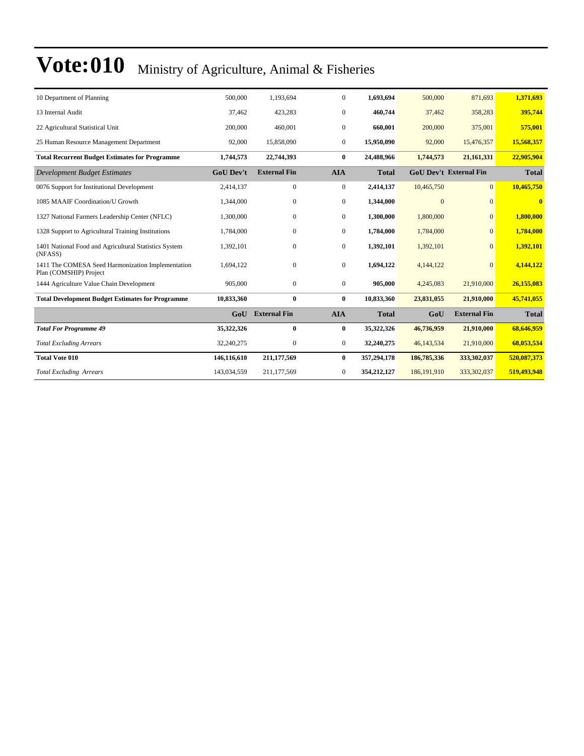# Vote:010 Ministry of Agriculture, Animal & Fisheries

| | | | | | | | |
|---|---|---|---|---|---|---|---|
| 10 Department of Planning | 500,000 | 1,193,694 | 0 | **1,693,694** | 500,000 | 871,693 | **1,371,693** |
| 13 Internal Audit | 37,462 | 423,283 | 0 | **460,744** | 37,462 | 358,283 | **395,744** |
| 22 Agricultural Statistical Unit | 200,000 | 460,001 | 0 | **660,001** | 200,000 | 375,001 | **575,001** |
| 25 Human Resource Management Department | 92,000 | 15,858,090 | 0 | **15,950,090** | 92,000 | 15,476,357 | **15,568,357** |
| **Total Recurrent Budget Estimates for Programme** | **1,744,573** | **22,744,393** | **0** | **24,488,966** | **1,744,573** | **21,161,331** | **22,905,904** |
| *Development Budget Estimates* | **GoU Dev't** | **External Fin** | **AIA** | **Total** | **GoU Dev't** | **External Fin** | **Total** |
| 0076 Support for Institutional Development | 2,414,137 | 0 | 0 | **2,414,137** | 10,465,750 | 0 | **10,465,750** |
| 1085 MAAIF Coordination/U Growth | 1,344,000 | 0 | 0 | **1,344,000** | 0 | 0 | **0** |
| 1327 National Farmers Leadership Center (NFLC) | 1,300,000 | 0 | 0 | **1,300,000** | 1,800,000 | 0 | **1,800,000** |
| 1328 Support to Agricultural Training Institutions | 1,784,000 | 0 | 0 | **1,784,000** | 1,784,000 | 0 | **1,784,000** |
| 1401 National Food and Agricultural Statistics System (NFASS) | 1,392,101 | 0 | 0 | **1,392,101** | 1,392,101 | 0 | **1,392,101** |
| 1411 The COMESA Seed Harmonization Implementation Plan (COMSHIP) Project | 1,694,122 | 0 | 0 | **1,694,122** | 4,144,122 | 0 | **4,144,122** |
| 1444 Agriculture Value Chain Development | 905,000 | 0 | 0 | **905,000** | 4,245,083 | 21,910,000 | **26,155,083** |
| **Total Development Budget Estimates for Programme** | **10,833,360** | **0** | **0** | **10,833,360** | **23,831,055** | **21,910,000** | **45,741,055** |
| | **GoU** | **External Fin** | **AIA** | **Total** | **GoU** | **External Fin** | **Total** |
| ***Total For Programme 49*** | **35,322,326** | **0** | **0** | **35,322,326** | **46,736,959** | **21,910,000** | **68,646,959** |
| *Total Excluding Arrears* | 32,240,275 | 0 | 0 | 32,240,275 | 46,143,534 | 21,910,000 | **68,053,534** |
| **Total Vote 010** | **146,116,610** | **211,177,569** | **0** | **357,294,178** | **186,785,336** | **333,302,037** | **520,087,373** |
| *Total Excluding Arrears* | 143,034,559 | 211,177,569 | 0 | **354,212,127** | 186,191,910 | 333,302,037 | **519,493,948** |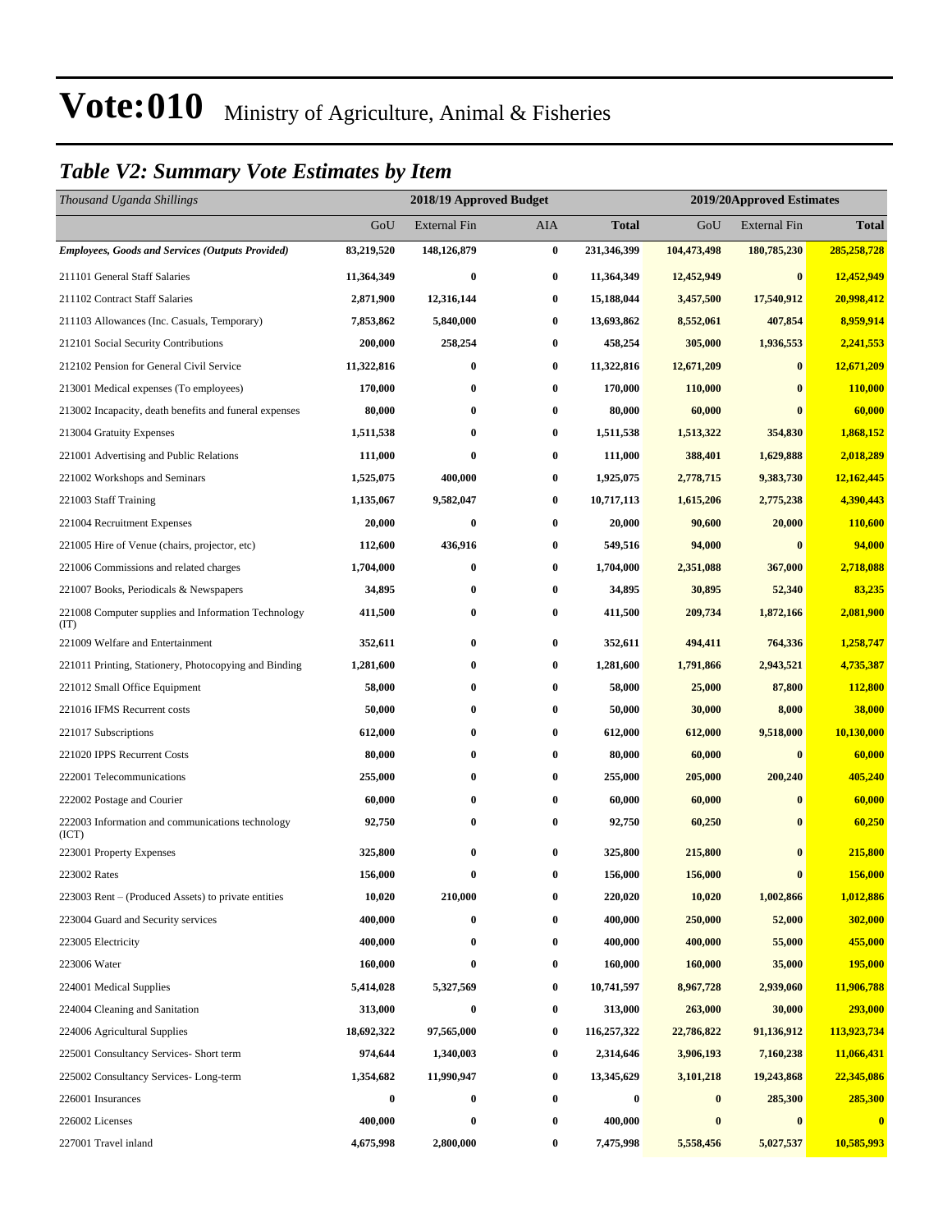# Vote:010 Ministry of Agriculture, Animal & Fisheries

## *Table V2: Summary Vote Estimates by Item*

| *Thousand Uganda Shillings* | 2018/19 Approved Budget | | | | 2019/20Approved Estimates | | |
|---|---|---|---|---|---|---|---|
| | GoU | External Fin | AIA | **Total** | GoU | External Fin | **Total** |
| ***Employees, Goods and Services (Outputs Provided)*** | **83,219,520** | **148,126,879** | **0** | **231,346,399** | **104,473,498** | **180,785,230** | **285,258,728** |
| 211101 General Staff Salaries | **11,364,349** | **0** | **0** | **11,364,349** | **12,452,949** | **0** | **12,452,949** |
| 211102 Contract Staff Salaries | **2,871,900** | **12,316,144** | **0** | **15,188,044** | **3,457,500** | **17,540,912** | **20,998,412** |
| 211103 Allowances (Inc. Casuals, Temporary) | **7,853,862** | **5,840,000** | **0** | **13,693,862** | **8,552,061** | **407,854** | **8,959,914** |
| 212101 Social Security Contributions | **200,000** | **258,254** | **0** | **458,254** | **305,000** | **1,936,553** | **2,241,553** |
| 212102 Pension for General Civil Service | **11,322,816** | **0** | **0** | **11,322,816** | **12,671,209** | **0** | **12,671,209** |
| 213001 Medical expenses (To employees) | **170,000** | **0** | **0** | **170,000** | **110,000** | **0** | **110,000** |
| 213002 Incapacity, death benefits and funeral expenses | **80,000** | **0** | **0** | **80,000** | **60,000** | **0** | **60,000** |
| 213004 Gratuity Expenses | **1,511,538** | **0** | **0** | **1,511,538** | **1,513,322** | **354,830** | **1,868,152** |
| 221001 Advertising and Public Relations | **111,000** | **0** | **0** | **111,000** | **388,401** | **1,629,888** | **2,018,289** |
| 221002 Workshops and Seminars | **1,525,075** | **400,000** | **0** | **1,925,075** | **2,778,715** | **9,383,730** | **12,162,445** |
| 221003 Staff Training | **1,135,067** | **9,582,047** | **0** | **10,717,113** | **1,615,206** | **2,775,238** | **4,390,443** |
| 221004 Recruitment Expenses | **20,000** | **0** | **0** | **20,000** | **90,600** | **20,000** | **110,600** |
| 221005 Hire of Venue (chairs, projector, etc) | **112,600** | **436,916** | **0** | **549,516** | **94,000** | **0** | **94,000** |
| 221006 Commissions and related charges | **1,704,000** | **0** | **0** | **1,704,000** | **2,351,088** | **367,000** | **2,718,088** |
| 221007 Books, Periodicals & Newspapers | **34,895** | **0** | **0** | **34,895** | **30,895** | **52,340** | **83,235** |
| 221008 Computer supplies and Information Technology (IT) | **411,500** | **0** | **0** | **411,500** | **209,734** | **1,872,166** | **2,081,900** |
| 221009 Welfare and Entertainment | **352,611** | **0** | **0** | **352,611** | **494,411** | **764,336** | **1,258,747** |
| 221011 Printing, Stationery, Photocopying and Binding | **1,281,600** | **0** | **0** | **1,281,600** | **1,791,866** | **2,943,521** | **4,735,387** |
| 221012 Small Office Equipment | **58,000** | **0** | **0** | **58,000** | **25,000** | **87,800** | **112,800** |
| 221016 IFMS Recurrent costs | **50,000** | **0** | **0** | **50,000** | **30,000** | **8,000** | **38,000** |
| 221017 Subscriptions | **612,000** | **0** | **0** | **612,000** | **612,000** | **9,518,000** | **10,130,000** |
| 221020 IPPS Recurrent Costs | **80,000** | **0** | **0** | **80,000** | **60,000** | **0** | **60,000** |
| 222001 Telecommunications | **255,000** | **0** | **0** | **255,000** | **205,000** | **200,240** | **405,240** |
| 222002 Postage and Courier | **60,000** | **0** | **0** | **60,000** | **60,000** | **0** | **60,000** |
| 222003 Information and communications technology (ICT) | **92,750** | **0** | **0** | **92,750** | **60,250** | **0** | **60,250** |
| 223001 Property Expenses | **325,800** | **0** | **0** | **325,800** | **215,800** | **0** | **215,800** |
| 223002 Rates | **156,000** | **0** | **0** | **156,000** | **156,000** | **0** | **156,000** |
| 223003 Rent – (Produced Assets) to private entities | **10,020** | **210,000** | **0** | **220,020** | **10,020** | **1,002,866** | **1,012,886** |
| 223004 Guard and Security services | **400,000** | **0** | **0** | **400,000** | **250,000** | **52,000** | **302,000** |
| 223005 Electricity | **400,000** | **0** | **0** | **400,000** | **400,000** | **55,000** | **455,000** |
| 223006 Water | **160,000** | **0** | **0** | **160,000** | **160,000** | **35,000** | **195,000** |
| 224001 Medical Supplies | **5,414,028** | **5,327,569** | **0** | **10,741,597** | **8,967,728** | **2,939,060** | **11,906,788** |
| 224004 Cleaning and Sanitation | **313,000** | **0** | **0** | **313,000** | **263,000** | **30,000** | **293,000** |
| 224006 Agricultural Supplies | **18,692,322** | **97,565,000** | **0** | **116,257,322** | **22,786,822** | **91,136,912** | **113,923,734** |
| 225001 Consultancy Services- Short term | **974,644** | **1,340,003** | **0** | **2,314,646** | **3,906,193** | **7,160,238** | **11,066,431** |
| 225002 Consultancy Services- Long-term | **1,354,682** | **11,990,947** | **0** | **13,345,629** | **3,101,218** | **19,243,868** | **22,345,086** |
| 226001 Insurances | **0** | **0** | **0** | **0** | **0** | **285,300** | **285,300** |
| 226002 Licenses | **400,000** | **0** | **0** | **400,000** | **0** | **0** | **0** |
| 227001 Travel inland | **4,675,998** | **2,800,000** | **0** | **7,475,998** | **5,558,456** | **5,027,537** | **10,585,993** |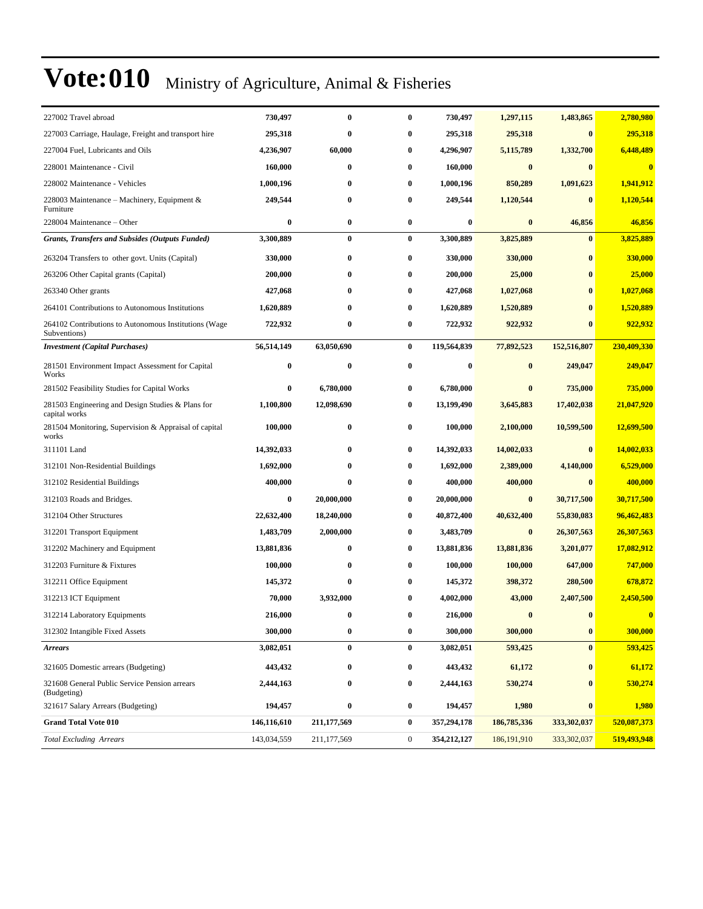# Vote:010 Ministry of Agriculture, Animal & Fisheries

| | | | | | | | |
|---|---|---|---|---|---|---|---|
| 227002 Travel abroad | **730,497** | **0** | **0** | **730,497** | **1,297,115** | **1,483,865** | **2,780,980** |
| 227003 Carriage, Haulage, Freight and transport hire | **295,318** | **0** | **0** | **295,318** | **295,318** | **0** | **295,318** |
| 227004 Fuel, Lubricants and Oils | **4,236,907** | **60,000** | **0** | **4,296,907** | **5,115,789** | **1,332,700** | **6,448,489** |
| 228001 Maintenance - Civil | **160,000** | **0** | **0** | **160,000** | **0** | **0** | **0** |
| 228002 Maintenance - Vehicles | **1,000,196** | **0** | **0** | **1,000,196** | **850,289** | **1,091,623** | **1,941,912** |
| 228003 Maintenance – Machinery, Equipment & Furniture | **249,544** | **0** | **0** | **249,544** | **1,120,544** | **0** | **1,120,544** |
| 228004 Maintenance – Other | **0** | **0** | **0** | **0** | **0** | **46,856** | **46,856** |
| ***Grants, Transfers and Subsides (Outputs Funded)*** | **3,300,889** | **0** | **0** | **3,300,889** | **3,825,889** | **0** | **3,825,889** |
| 263204 Transfers to other govt. Units (Capital) | **330,000** | **0** | **0** | **330,000** | **330,000** | **0** | **330,000** |
| 263206 Other Capital grants (Capital) | **200,000** | **0** | **0** | **200,000** | **25,000** | **0** | **25,000** |
| 263340 Other grants | **427,068** | **0** | **0** | **427,068** | **1,027,068** | **0** | **1,027,068** |
| 264101 Contributions to Autonomous Institutions | **1,620,889** | **0** | **0** | **1,620,889** | **1,520,889** | **0** | **1,520,889** |
| 264102 Contributions to Autonomous Institutions (Wage Subventions) | **722,932** | **0** | **0** | **722,932** | **922,932** | **0** | **922,932** |
| ***Investment (Capital Purchases)*** | **56,514,149** | **63,050,690** | **0** | **119,564,839** | **77,892,523** | **152,516,807** | **230,409,330** |
| 281501 Environment Impact Assessment for Capital Works | **0** | **0** | **0** | **0** | **0** | **249,047** | **249,047** |
| 281502 Feasibility Studies for Capital Works | **0** | **6,780,000** | **0** | **6,780,000** | **0** | **735,000** | **735,000** |
| 281503 Engineering and Design Studies & Plans for capital works | **1,100,800** | **12,098,690** | **0** | **13,199,490** | **3,645,883** | **17,402,038** | **21,047,920** |
| 281504 Monitoring, Supervision & Appraisal of capital works | **100,000** | **0** | **0** | **100,000** | **2,100,000** | **10,599,500** | **12,699,500** |
| 311101 Land | **14,392,033** | **0** | **0** | **14,392,033** | **14,002,033** | **0** | **14,002,033** |
| 312101 Non-Residential Buildings | **1,692,000** | **0** | **0** | **1,692,000** | **2,389,000** | **4,140,000** | **6,529,000** |
| 312102 Residential Buildings | **400,000** | **0** | **0** | **400,000** | **400,000** | **0** | **400,000** |
| 312103 Roads and Bridges. | **0** | **20,000,000** | **0** | **20,000,000** | **0** | **30,717,500** | **30,717,500** |
| 312104 Other Structures | **22,632,400** | **18,240,000** | **0** | **40,872,400** | **40,632,400** | **55,830,083** | **96,462,483** |
| 312201 Transport Equipment | **1,483,709** | **2,000,000** | **0** | **3,483,709** | **0** | **26,307,563** | **26,307,563** |
| 312202 Machinery and Equipment | **13,881,836** | **0** | **0** | **13,881,836** | **13,881,836** | **3,201,077** | **17,082,912** |
| 312203 Furniture & Fixtures | **100,000** | **0** | **0** | **100,000** | **100,000** | **647,000** | **747,000** |
| 312211 Office Equipment | **145,372** | **0** | **0** | **145,372** | **398,372** | **280,500** | **678,872** |
| 312213 ICT Equipment | **70,000** | **3,932,000** | **0** | **4,002,000** | **43,000** | **2,407,500** | **2,450,500** |
| 312214 Laboratory Equipments | **216,000** | **0** | **0** | **216,000** | **0** | **0** | **0** |
| 312302 Intangible Fixed Assets | **300,000** | **0** | **0** | **300,000** | **300,000** | **0** | **300,000** |
| ***Arrears*** | **3,082,051** | **0** | **0** | **3,082,051** | **593,425** | **0** | **593,425** |
| 321605 Domestic arrears (Budgeting) | **443,432** | **0** | **0** | **443,432** | **61,172** | **0** | **61,172** |
| 321608 General Public Service Pension arrears (Budgeting) | **2,444,163** | **0** | **0** | **2,444,163** | **530,274** | **0** | **530,274** |
| 321617 Salary Arrears (Budgeting) | **194,457** | **0** | **0** | **194,457** | **1,980** | **0** | **1,980** |
| **Grand Total Vote 010** | **146,116,610** | **211,177,569** | **0** | **357,294,178** | **186,785,336** | **333,302,037** | **520,087,373** |
| *Total Excluding Arrears* | 143,034,559 | 211,177,569 | 0 | **354,212,127** | 186,191,910 | 333,302,037 | **519,493,948** |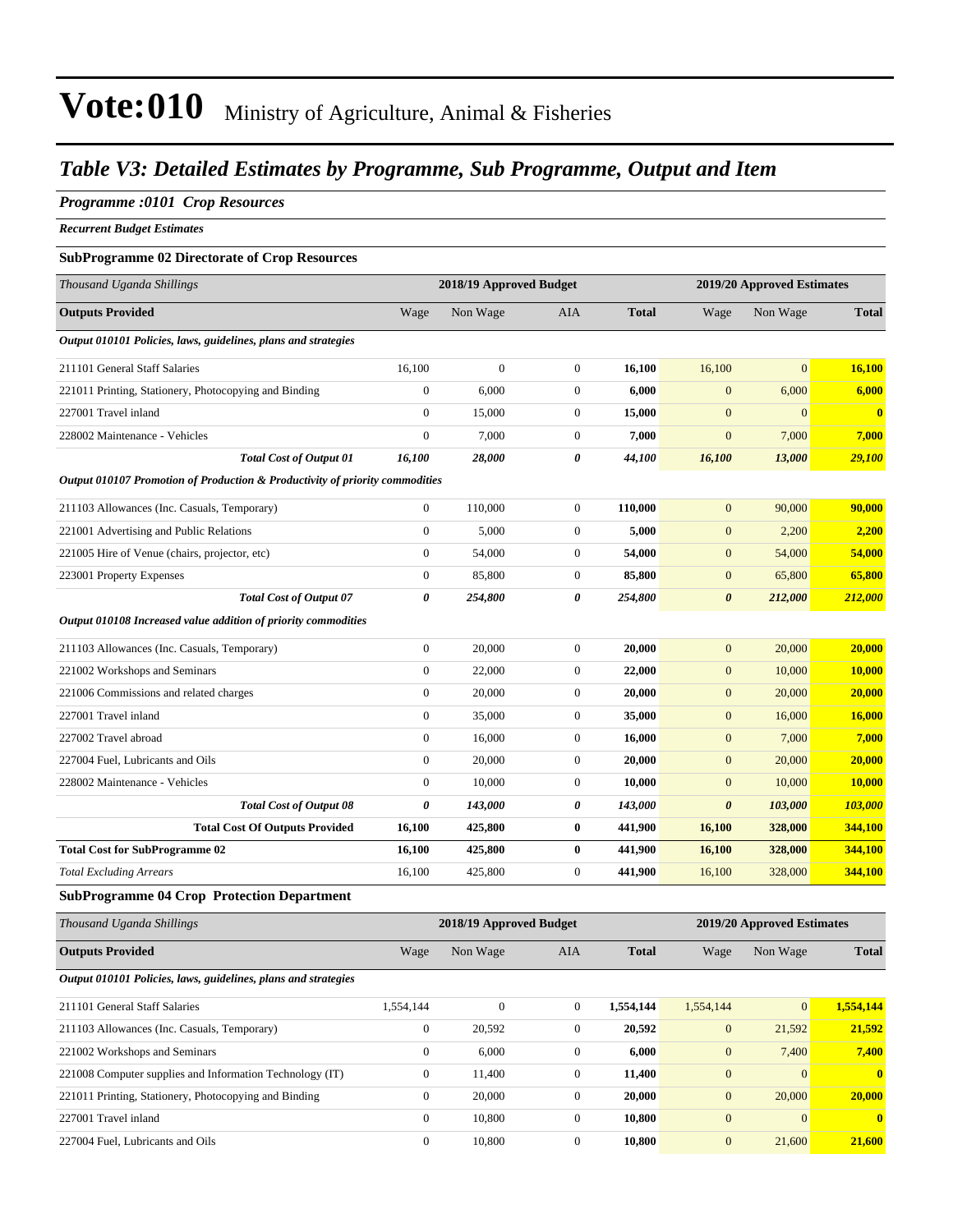# Vote:010 Ministry of Agriculture, Animal & Fisheries

## *Table V3: Detailed Estimates by Programme, Sub Programme, Output and Item*

***Programme :0101 Crop Resources***

***Recurrent Budget Estimates***

**SubProgramme 02 Directorate of Crop Resources**

| *Thousand Uganda Shillings* | 2018/19 Approved Budget | | | | 2019/20 Approved Estimates | | |
|---|---|---|---|---|---|---|---|
| **Outputs Provided** | Wage | Non Wage | AIA | **Total** | Wage | Non Wage | **Total** |
| ***Output 010101 Policies, laws, guidelines, plans and strategies*** | | | | | | | |
| 211101 General Staff Salaries | 16,100 | 0 | 0 | **16,100** | 16,100 | 0 | **16,100** |
| 221011 Printing, Stationery, Photocopying and Binding | 0 | 6,000 | 0 | **6,000** | 0 | 6,000 | **6,000** |
| 227001 Travel inland | 0 | 15,000 | 0 | **15,000** | 0 | 0 | **0** |
| 228002 Maintenance - Vehicles | 0 | 7,000 | 0 | **7,000** | 0 | 7,000 | **7,000** |
| ***Total Cost of Output 01*** | ***16,100*** | ***28,000*** | ***0*** | ***44,100*** | ***16,100*** | ***13,000*** | ***29,100*** |
| ***Output 010107 Promotion of Production & Productivity of priority commodities*** | | | | | | | |
| 211103 Allowances (Inc. Casuals, Temporary) | 0 | 110,000 | 0 | **110,000** | 0 | 90,000 | **90,000** |
| 221001 Advertising and Public Relations | 0 | 5,000 | 0 | **5,000** | 0 | 2,200 | **2,200** |
| 221005 Hire of Venue (chairs, projector, etc) | 0 | 54,000 | 0 | **54,000** | 0 | 54,000 | **54,000** |
| 223001 Property Expenses | 0 | 85,800 | 0 | **85,800** | 0 | 65,800 | **65,800** |
| ***Total Cost of Output 07*** | ***0*** | ***254,800*** | ***0*** | ***254,800*** | ***0*** | ***212,000*** | ***212,000*** |
| ***Output 010108 Increased value addition of priority commodities*** | | | | | | | |
| 211103 Allowances (Inc. Casuals, Temporary) | 0 | 20,000 | 0 | **20,000** | 0 | 20,000 | **20,000** |
| 221002 Workshops and Seminars | 0 | 22,000 | 0 | **22,000** | 0 | 10,000 | **10,000** |
| 221006 Commissions and related charges | 0 | 20,000 | 0 | **20,000** | 0 | 20,000 | **20,000** |
| 227001 Travel inland | 0 | 35,000 | 0 | **35,000** | 0 | 16,000 | **16,000** |
| 227002 Travel abroad | 0 | 16,000 | 0 | **16,000** | 0 | 7,000 | **7,000** |
| 227004 Fuel, Lubricants and Oils | 0 | 20,000 | 0 | **20,000** | 0 | 20,000 | **20,000** |
| 228002 Maintenance - Vehicles | 0 | 10,000 | 0 | **10,000** | 0 | 10,000 | **10,000** |
| ***Total Cost of Output 08*** | ***0*** | ***143,000*** | ***0*** | ***143,000*** | ***0*** | ***103,000*** | ***103,000*** |
| **Total Cost Of Outputs Provided** | **16,100** | **425,800** | **0** | **441,900** | **16,100** | **328,000** | **344,100** |
| **Total Cost for SubProgramme 02** | **16,100** | **425,800** | **0** | **441,900** | **16,100** | **328,000** | **344,100** |
| *Total Excluding Arrears* | 16,100 | 425,800 | 0 | 441,900 | 16,100 | 328,000 | **344,100** |

**SubProgramme 04 Crop Protection Department**

| *Thousand Uganda Shillings* | 2018/19 Approved Budget | | | | 2019/20 Approved Estimates | | |
|---|---|---|---|---|---|---|---|
| **Outputs Provided** | Wage | Non Wage | AIA | **Total** | Wage | Non Wage | **Total** |
| ***Output 010101 Policies, laws, guidelines, plans and strategies*** | | | | | | | |
| 211101 General Staff Salaries | 1,554,144 | 0 | 0 | **1,554,144** | 1,554,144 | 0 | **1,554,144** |
| 211103 Allowances (Inc. Casuals, Temporary) | 0 | 20,592 | 0 | **20,592** | 0 | 21,592 | **21,592** |
| 221002 Workshops and Seminars | 0 | 6,000 | 0 | **6,000** | 0 | 7,400 | **7,400** |
| 221008 Computer supplies and Information Technology (IT) | 0 | 11,400 | 0 | **11,400** | 0 | 0 | **0** |
| 221011 Printing, Stationery, Photocopying and Binding | 0 | 20,000 | 0 | **20,000** | 0 | 20,000 | **20,000** |
| 227001 Travel inland | 0 | 10,800 | 0 | **10,800** | 0 | 0 | **0** |
| 227004 Fuel, Lubricants and Oils | 0 | 10,800 | 0 | **10,800** | 0 | 21,600 | **21,600** |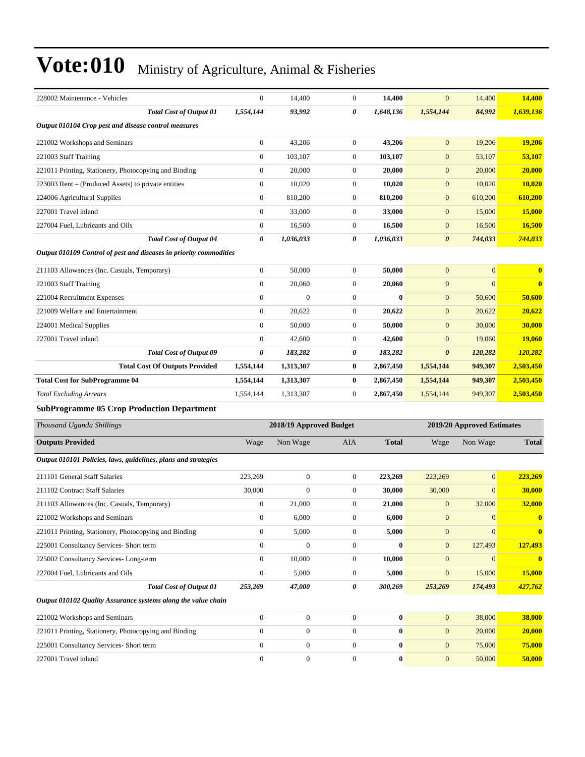# Vote:010 Ministry of Agriculture, Animal & Fisheries

| | | | | | | | |
|---|---|---|---|---|---|---|---|
| 228002 Maintenance - Vehicles | 0 | 14,400 | 0 | **14,400** | 0 | 14,400 | **14,400** |
| ***Total Cost of Output 01*** | ***1,554,144*** | ***93,992*** | ***0*** | ***1,648,136*** | ***1,554,144*** | ***84,992*** | ***1,639,136*** |
| ***Output 010104 Crop pest and disease control measures*** | | | | | | | |
| 221002 Workshops and Seminars | 0 | 43,206 | 0 | **43,206** | 0 | 19,206 | **19,206** |
| 221003 Staff Training | 0 | 103,107 | 0 | **103,107** | 0 | 53,107 | **53,107** |
| 221011 Printing, Stationery, Photocopying and Binding | 0 | 20,000 | 0 | **20,000** | 0 | 20,000 | **20,000** |
| 223003 Rent – (Produced Assets) to private entities | 0 | 10,020 | 0 | **10,020** | 0 | 10,020 | **10,020** |
| 224006 Agricultural Supplies | 0 | 810,200 | 0 | **810,200** | 0 | 610,200 | **610,200** |
| 227001 Travel inland | 0 | 33,000 | 0 | **33,000** | 0 | 15,000 | **15,000** |
| 227004 Fuel, Lubricants and Oils | 0 | 16,500 | 0 | **16,500** | 0 | 16,500 | **16,500** |
| ***Total Cost of Output 04*** | ***0*** | ***1,036,033*** | ***0*** | ***1,036,033*** | ***0*** | ***744,033*** | ***744,033*** |
| ***Output 010109 Control of pest and diseases in priority commodities*** | | | | | | | |
| 211103 Allowances (Inc. Casuals, Temporary) | 0 | 50,000 | 0 | **50,000** | 0 | 0 | **0** |
| 221003 Staff Training | 0 | 20,060 | 0 | **20,060** | 0 | 0 | **0** |
| 221004 Recruitment Expenses | 0 | 0 | 0 | **0** | 0 | 50,600 | **50,600** |
| 221009 Welfare and Entertainment | 0 | 20,622 | 0 | **20,622** | 0 | 20,622 | **20,622** |
| 224001 Medical Supplies | 0 | 50,000 | 0 | **50,000** | 0 | 30,000 | **30,000** |
| 227001 Travel inland | 0 | 42,600 | 0 | **42,600** | 0 | 19,060 | **19,060** |
| ***Total Cost of Output 09*** | ***0*** | ***183,282*** | ***0*** | ***183,282*** | ***0*** | ***120,282*** | ***120,282*** |
| **Total Cost Of Outputs Provided** | **1,554,144** | **1,313,307** | **0** | **2,867,450** | **1,554,144** | **949,307** | **2,503,450** |
| **Total Cost for SubProgramme 04** | **1,554,144** | **1,313,307** | **0** | **2,867,450** | **1,554,144** | **949,307** | **2,503,450** |
| *Total Excluding Arrears* | 1,554,144 | 1,313,307 | 0 | **2,867,450** | 1,554,144 | 949,307 | **2,503,450** |

### SubProgramme 05 Crop Production Department

| *Thousand Uganda Shillings* | 2018/19 Approved Budget | | | | 2019/20 Approved Estimates | | |
|---|---|---|---|---|---|---|---|
| **Outputs Provided** | Wage | Non Wage | AIA | **Total** | Wage | Non Wage | **Total** |
| ***Output 010101 Policies, laws, guidelines, plans and strategies*** | | | | | | | |
| 211101 General Staff Salaries | 223,269 | 0 | 0 | **223,269** | 223,269 | 0 | **223,269** |
| 211102 Contract Staff Salaries | 30,000 | 0 | 0 | **30,000** | 30,000 | 0 | **30,000** |
| 211103 Allowances (Inc. Casuals, Temporary) | 0 | 21,000 | 0 | **21,000** | 0 | 32,000 | **32,000** |
| 221002 Workshops and Seminars | 0 | 6,000 | 0 | **6,000** | 0 | 0 | **0** |
| 221011 Printing, Stationery, Photocopying and Binding | 0 | 5,000 | 0 | **5,000** | 0 | 0 | **0** |
| 225001 Consultancy Services- Short term | 0 | 0 | 0 | **0** | 0 | 127,493 | **127,493** |
| 225002 Consultancy Services- Long-term | 0 | 10,000 | 0 | **10,000** | 0 | 0 | **0** |
| 227004 Fuel, Lubricants and Oils | 0 | 5,000 | 0 | **5,000** | 0 | 15,000 | **15,000** |
| ***Total Cost of Output 01*** | ***253,269*** | ***47,000*** | ***0*** | ***300,269*** | ***253,269*** | ***174,493*** | ***427,762*** |
| ***Output 010102 Quality Assurance systems along the value chain*** | | | | | | | |
| 221002 Workshops and Seminars | 0 | 0 | 0 | **0** | 0 | 38,000 | **38,000** |
| 221011 Printing, Stationery, Photocopying and Binding | 0 | 0 | 0 | **0** | 0 | 20,000 | **20,000** |
| 225001 Consultancy Services- Short term | 0 | 0 | 0 | **0** | 0 | 75,000 | **75,000** |
| 227001 Travel inland | 0 | 0 | 0 | **0** | 0 | 50,000 | **50,000** |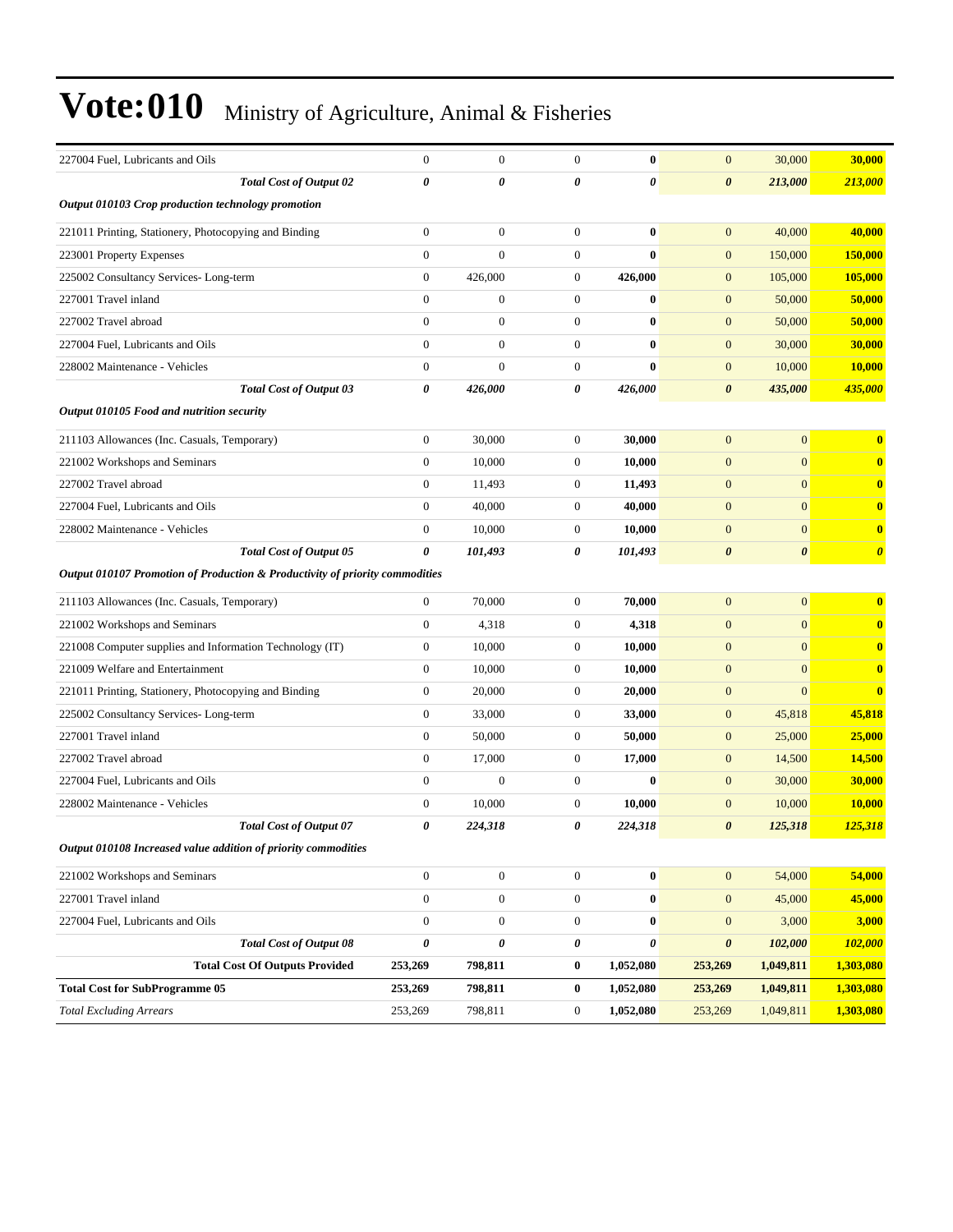# Vote:010 Ministry of Agriculture, Animal & Fisheries

| | | | | | | | |
|---|---|---|---|---|---|---|---|
| 227004 Fuel, Lubricants and Oils | 0 | 0 | 0 | **0** | 0 | 30,000 | **30,000** |
| ***Total Cost of Output 02*** | ***0*** | ***0*** | ***0*** | ***0*** | ***0*** | ***213,000*** | ***213,000*** |
| ***Output 010103 Crop production technology promotion*** | | | | | | | |
| 221011 Printing, Stationery, Photocopying and Binding | 0 | 0 | 0 | **0** | 0 | 40,000 | **40,000** |
| 223001 Property Expenses | 0 | 0 | 0 | **0** | 0 | 150,000 | **150,000** |
| 225002 Consultancy Services- Long-term | 0 | 426,000 | 0 | **426,000** | 0 | 105,000 | **105,000** |
| 227001 Travel inland | 0 | 0 | 0 | **0** | 0 | 50,000 | **50,000** |
| 227002 Travel abroad | 0 | 0 | 0 | **0** | 0 | 50,000 | **50,000** |
| 227004 Fuel, Lubricants and Oils | 0 | 0 | 0 | **0** | 0 | 30,000 | **30,000** |
| 228002 Maintenance - Vehicles | 0 | 0 | 0 | **0** | 0 | 10,000 | **10,000** |
| ***Total Cost of Output 03*** | ***0*** | ***426,000*** | ***0*** | ***426,000*** | ***0*** | ***435,000*** | ***435,000*** |
| ***Output 010105 Food and nutrition security*** | | | | | | | |
| 211103 Allowances (Inc. Casuals, Temporary) | 0 | 30,000 | 0 | **30,000** | 0 | 0 | **0** |
| 221002 Workshops and Seminars | 0 | 10,000 | 0 | **10,000** | 0 | 0 | **0** |
| 227002 Travel abroad | 0 | 11,493 | 0 | **11,493** | 0 | 0 | **0** |
| 227004 Fuel, Lubricants and Oils | 0 | 40,000 | 0 | **40,000** | 0 | 0 | **0** |
| 228002 Maintenance - Vehicles | 0 | 10,000 | 0 | **10,000** | 0 | 0 | **0** |
| ***Total Cost of Output 05*** | ***0*** | ***101,493*** | ***0*** | ***101,493*** | ***0*** | ***0*** | ***0*** |
| ***Output 010107 Promotion of Production & Productivity of priority commodities*** | | | | | | | |
| 211103 Allowances (Inc. Casuals, Temporary) | 0 | 70,000 | 0 | **70,000** | 0 | 0 | **0** |
| 221002 Workshops and Seminars | 0 | 4,318 | 0 | **4,318** | 0 | 0 | **0** |
| 221008 Computer supplies and Information Technology (IT) | 0 | 10,000 | 0 | **10,000** | 0 | 0 | **0** |
| 221009 Welfare and Entertainment | 0 | 10,000 | 0 | **10,000** | 0 | 0 | **0** |
| 221011 Printing, Stationery, Photocopying and Binding | 0 | 20,000 | 0 | **20,000** | 0 | 0 | **0** |
| 225002 Consultancy Services- Long-term | 0 | 33,000 | 0 | **33,000** | 0 | 45,818 | **45,818** |
| 227001 Travel inland | 0 | 50,000 | 0 | **50,000** | 0 | 25,000 | **25,000** |
| 227002 Travel abroad | 0 | 17,000 | 0 | **17,000** | 0 | 14,500 | **14,500** |
| 227004 Fuel, Lubricants and Oils | 0 | 0 | 0 | **0** | 0 | 30,000 | **30,000** |
| 228002 Maintenance - Vehicles | 0 | 10,000 | 0 | **10,000** | 0 | 10,000 | **10,000** |
| ***Total Cost of Output 07*** | ***0*** | ***224,318*** | ***0*** | ***224,318*** | ***0*** | ***125,318*** | ***125,318*** |
| ***Output 010108 Increased value addition of priority commodities*** | | | | | | | |
| 221002 Workshops and Seminars | 0 | 0 | 0 | **0** | 0 | 54,000 | **54,000** |
| 227001 Travel inland | 0 | 0 | 0 | **0** | 0 | 45,000 | **45,000** |
| 227004 Fuel, Lubricants and Oils | 0 | 0 | 0 | **0** | 0 | 3,000 | **3,000** |
| ***Total Cost of Output 08*** | ***0*** | ***0*** | ***0*** | ***0*** | ***0*** | ***102,000*** | ***102,000*** |
| **Total Cost Of Outputs Provided** | **253,269** | **798,811** | **0** | **1,052,080** | **253,269** | **1,049,811** | **1,303,080** |
| **Total Cost for SubProgramme 05** | **253,269** | **798,811** | **0** | **1,052,080** | **253,269** | **1,049,811** | **1,303,080** |
| *Total Excluding Arrears* | 253,269 | 798,811 | 0 | **1,052,080** | 253,269 | 1,049,811 | **1,303,080** |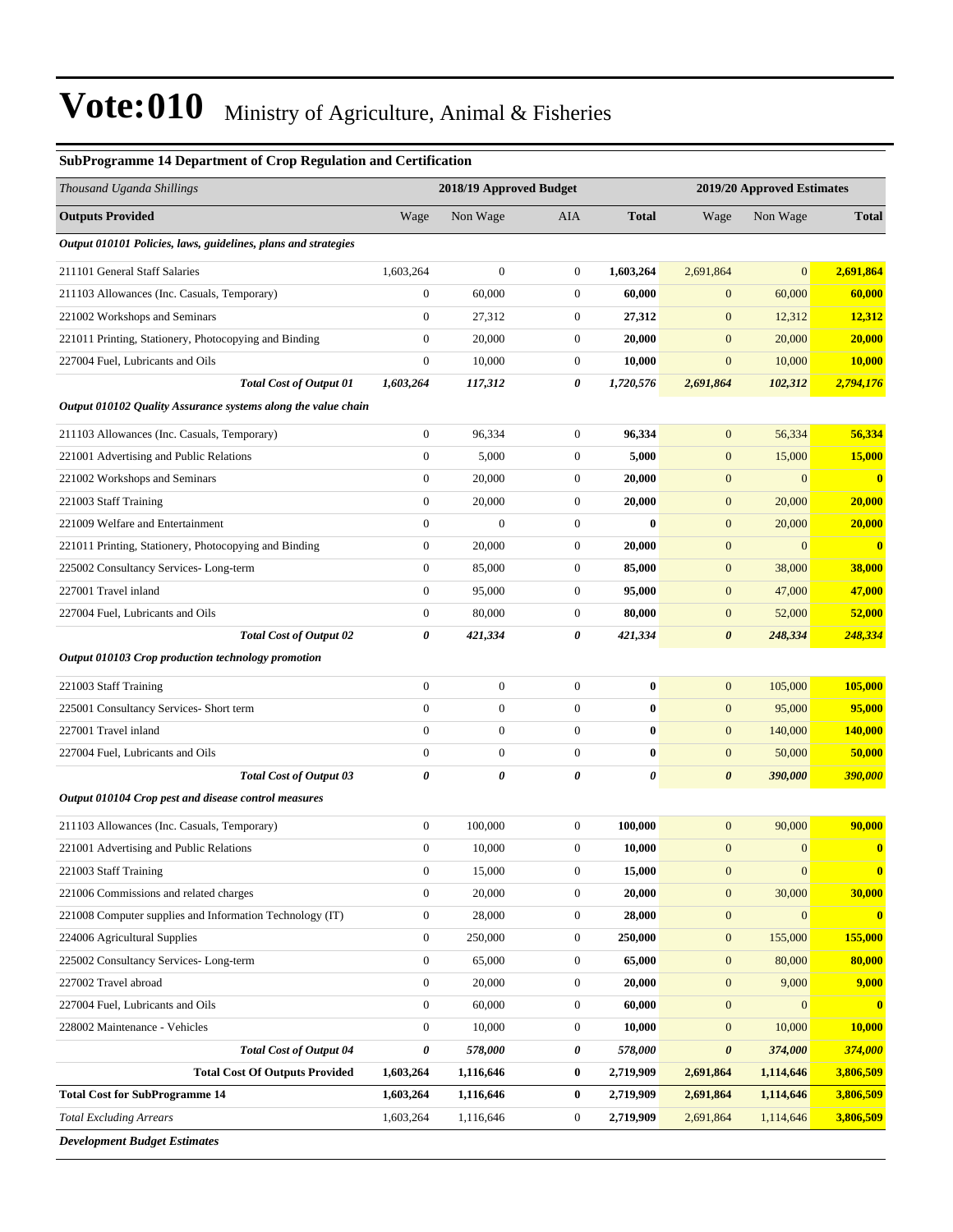# Vote:010 Ministry of Agriculture, Animal & Fisheries

### SubProgramme 14 Department of Crop Regulation and Certification

| *Thousand Uganda Shillings* | 2018/19 Approved Budget | | | | 2019/20 Approved Estimates | | |
|---|---|---|---|---|---|---|---|
| **Outputs Provided** | Wage | Non Wage | AIA | **Total** | Wage | Non Wage | **Total** |
| ***Output 010101 Policies, laws, guidelines, plans and strategies*** | | | | | | | |
| 211101 General Staff Salaries | 1,603,264 | 0 | 0 | **1,603,264** | 2,691,864 | 0 | **2,691,864** |
| 211103 Allowances (Inc. Casuals, Temporary) | 0 | 60,000 | 0 | **60,000** | 0 | 60,000 | **60,000** |
| 221002 Workshops and Seminars | 0 | 27,312 | 0 | **27,312** | 0 | 12,312 | **12,312** |
| 221011 Printing, Stationery, Photocopying and Binding | 0 | 20,000 | 0 | **20,000** | 0 | 20,000 | **20,000** |
| 227004 Fuel, Lubricants and Oils | 0 | 10,000 | 0 | **10,000** | 0 | 10,000 | **10,000** |
| ***Total Cost of Output 01*** | ***1,603,264*** | ***117,312*** | ***0*** | ***1,720,576*** | ***2,691,864*** | ***102,312*** | ***2,794,176*** |
| ***Output 010102 Quality Assurance systems along the value chain*** | | | | | | | |
| 211103 Allowances (Inc. Casuals, Temporary) | 0 | 96,334 | 0 | **96,334** | 0 | 56,334 | **56,334** |
| 221001 Advertising and Public Relations | 0 | 5,000 | 0 | **5,000** | 0 | 15,000 | **15,000** |
| 221002 Workshops and Seminars | 0 | 20,000 | 0 | **20,000** | 0 | 0 | **0** |
| 221003 Staff Training | 0 | 20,000 | 0 | **20,000** | 0 | 20,000 | **20,000** |
| 221009 Welfare and Entertainment | 0 | 0 | 0 | **0** | 0 | 20,000 | **20,000** |
| 221011 Printing, Stationery, Photocopying and Binding | 0 | 20,000 | 0 | **20,000** | 0 | 0 | **0** |
| 225002 Consultancy Services- Long-term | 0 | 85,000 | 0 | **85,000** | 0 | 38,000 | **38,000** |
| 227001 Travel inland | 0 | 95,000 | 0 | **95,000** | 0 | 47,000 | **47,000** |
| 227004 Fuel, Lubricants and Oils | 0 | 80,000 | 0 | **80,000** | 0 | 52,000 | **52,000** |
| ***Total Cost of Output 02*** | ***0*** | ***421,334*** | ***0*** | ***421,334*** | ***0*** | ***248,334*** | ***248,334*** |
| ***Output 010103 Crop production technology promotion*** | | | | | | | |
| 221003 Staff Training | 0 | 0 | 0 | **0** | 0 | 105,000 | **105,000** |
| 225001 Consultancy Services- Short term | 0 | 0 | 0 | **0** | 0 | 95,000 | **95,000** |
| 227001 Travel inland | 0 | 0 | 0 | **0** | 0 | 140,000 | **140,000** |
| 227004 Fuel, Lubricants and Oils | 0 | 0 | 0 | **0** | 0 | 50,000 | **50,000** |
| ***Total Cost of Output 03*** | ***0*** | ***0*** | ***0*** | ***0*** | ***0*** | ***390,000*** | ***390,000*** |
| ***Output 010104 Crop pest and disease control measures*** | | | | | | | |
| 211103 Allowances (Inc. Casuals, Temporary) | 0 | 100,000 | 0 | **100,000** | 0 | 90,000 | **90,000** |
| 221001 Advertising and Public Relations | 0 | 10,000 | 0 | **10,000** | 0 | 0 | **0** |
| 221003 Staff Training | 0 | 15,000 | 0 | **15,000** | 0 | 0 | **0** |
| 221006 Commissions and related charges | 0 | 20,000 | 0 | **20,000** | 0 | 30,000 | **30,000** |
| 221008 Computer supplies and Information Technology (IT) | 0 | 28,000 | 0 | **28,000** | 0 | 0 | **0** |
| 224006 Agricultural Supplies | 0 | 250,000 | 0 | **250,000** | 0 | 155,000 | **155,000** |
| 225002 Consultancy Services- Long-term | 0 | 65,000 | 0 | **65,000** | 0 | 80,000 | **80,000** |
| 227002 Travel abroad | 0 | 20,000 | 0 | **20,000** | 0 | 9,000 | **9,000** |
| 227004 Fuel, Lubricants and Oils | 0 | 60,000 | 0 | **60,000** | 0 | 0 | **0** |
| 228002 Maintenance - Vehicles | 0 | 10,000 | 0 | **10,000** | 0 | 10,000 | **10,000** |
| ***Total Cost of Output 04*** | ***0*** | ***578,000*** | ***0*** | ***578,000*** | ***0*** | ***374,000*** | ***374,000*** |
| **Total Cost Of Outputs Provided** | **1,603,264** | **1,116,646** | **0** | **2,719,909** | **2,691,864** | **1,114,646** | **3,806,509** |
| **Total Cost for SubProgramme 14** | **1,603,264** | **1,116,646** | **0** | **2,719,909** | **2,691,864** | **1,114,646** | **3,806,509** |
| *Total Excluding Arrears* | 1,603,264 | 1,116,646 | 0 | **2,719,909** | 2,691,864 | 1,114,646 | **3,806,509** |

***Development Budget Estimates***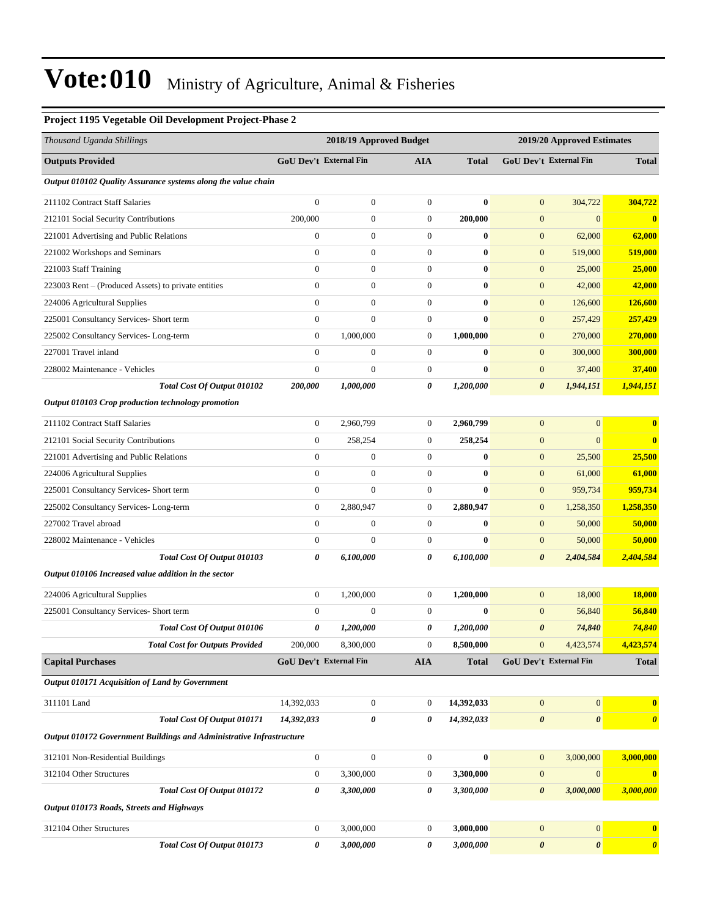# Vote:010 Ministry of Agriculture, Animal & Fisheries

**Project 1195 Vegetable Oil Development Project-Phase 2**

| *Thousand Uganda Shillings* | 2018/19 Approved Budget | | | | 2019/20 Approved Estimates | | |
|---|---|---|---|---|---|---|---|
| **Outputs Provided** | **GoU Dev't** | **External Fin** | **AIA** | **Total** | **GoU Dev't** | **External Fin** | **Total** |
| ***Output 010102 Quality Assurance systems along the value chain*** | | | | | | | |
| 211102 Contract Staff Salaries | 0 | 0 | 0 | **0** | 0 | 304,722 | **304,722** |
| 212101 Social Security Contributions | 200,000 | 0 | 0 | **200,000** | 0 | 0 | **0** |
| 221001 Advertising and Public Relations | 0 | 0 | 0 | **0** | 0 | 62,000 | **62,000** |
| 221002 Workshops and Seminars | 0 | 0 | 0 | **0** | 0 | 519,000 | **519,000** |
| 221003 Staff Training | 0 | 0 | 0 | **0** | 0 | 25,000 | **25,000** |
| 223003 Rent – (Produced Assets) to private entities | 0 | 0 | 0 | **0** | 0 | 42,000 | **42,000** |
| 224006 Agricultural Supplies | 0 | 0 | 0 | **0** | 0 | 126,600 | **126,600** |
| 225001 Consultancy Services- Short term | 0 | 0 | 0 | **0** | 0 | 257,429 | **257,429** |
| 225002 Consultancy Services- Long-term | 0 | 1,000,000 | 0 | **1,000,000** | 0 | 270,000 | **270,000** |
| 227001 Travel inland | 0 | 0 | 0 | **0** | 0 | 300,000 | **300,000** |
| 228002 Maintenance - Vehicles | 0 | 0 | 0 | **0** | 0 | 37,400 | **37,400** |
| ***Total Cost Of Output 010102*** | ***200,000*** | ***1,000,000*** | ***0*** | ***1,200,000*** | ***0*** | ***1,944,151*** | ***1,944,151*** |
| ***Output 010103 Crop production technology promotion*** | | | | | | | |
| 211102 Contract Staff Salaries | 0 | 2,960,799 | 0 | **2,960,799** | 0 | 0 | **0** |
| 212101 Social Security Contributions | 0 | 258,254 | 0 | **258,254** | 0 | 0 | **0** |
| 221001 Advertising and Public Relations | 0 | 0 | 0 | **0** | 0 | 25,500 | **25,500** |
| 224006 Agricultural Supplies | 0 | 0 | 0 | **0** | 0 | 61,000 | **61,000** |
| 225001 Consultancy Services- Short term | 0 | 0 | 0 | **0** | 0 | 959,734 | **959,734** |
| 225002 Consultancy Services- Long-term | 0 | 2,880,947 | 0 | **2,880,947** | 0 | 1,258,350 | **1,258,350** |
| 227002 Travel abroad | 0 | 0 | 0 | **0** | 0 | 50,000 | **50,000** |
| 228002 Maintenance - Vehicles | 0 | 0 | 0 | **0** | 0 | 50,000 | **50,000** |
| ***Total Cost Of Output 010103*** | ***0*** | ***6,100,000*** | ***0*** | ***6,100,000*** | ***0*** | ***2,404,584*** | ***2,404,584*** |
| ***Output 010106 Increased value addition in the sector*** | | | | | | | |
| 224006 Agricultural Supplies | 0 | 1,200,000 | 0 | **1,200,000** | 0 | 18,000 | **18,000** |
| 225001 Consultancy Services- Short term | 0 | 0 | 0 | **0** | 0 | 56,840 | **56,840** |
| ***Total Cost Of Output 010106*** | ***0*** | ***1,200,000*** | ***0*** | ***1,200,000*** | ***0*** | ***74,840*** | ***74,840*** |
| ***Total Cost for Outputs Provided*** | 200,000 | 8,300,000 | 0 | 8,500,000 | 0 | 4,423,574 | 4,423,574 |
| **Capital Purchases** | **GoU Dev't** | **External Fin** | **AIA** | **Total** | **GoU Dev't** | **External Fin** | **Total** |
| ***Output 010171 Acquisition of Land by Government*** | | | | | | | |
| 311101 Land | 14,392,033 | 0 | 0 | **14,392,033** | 0 | 0 | **0** |
| ***Total Cost Of Output 010171*** | ***14,392,033*** | ***0*** | ***0*** | ***14,392,033*** | ***0*** | ***0*** | ***0*** |
| ***Output 010172 Government Buildings and Administrative Infrastructure*** | | | | | | | |
| 312101 Non-Residential Buildings | 0 | 0 | 0 | **0** | 0 | 3,000,000 | **3,000,000** |
| 312104 Other Structures | 0 | 3,300,000 | 0 | **3,300,000** | 0 | 0 | **0** |
| ***Total Cost Of Output 010172*** | ***0*** | ***3,300,000*** | ***0*** | ***3,300,000*** | ***0*** | ***3,000,000*** | ***3,000,000*** |
| ***Output 010173 Roads, Streets and Highways*** | | | | | | | |
| 312104 Other Structures | 0 | 3,000,000 | 0 | **3,000,000** | 0 | 0 | **0** |
| ***Total Cost Of Output 010173*** | ***0*** | ***3,000,000*** | ***0*** | ***3,000,000*** | ***0*** | ***0*** | ***0*** |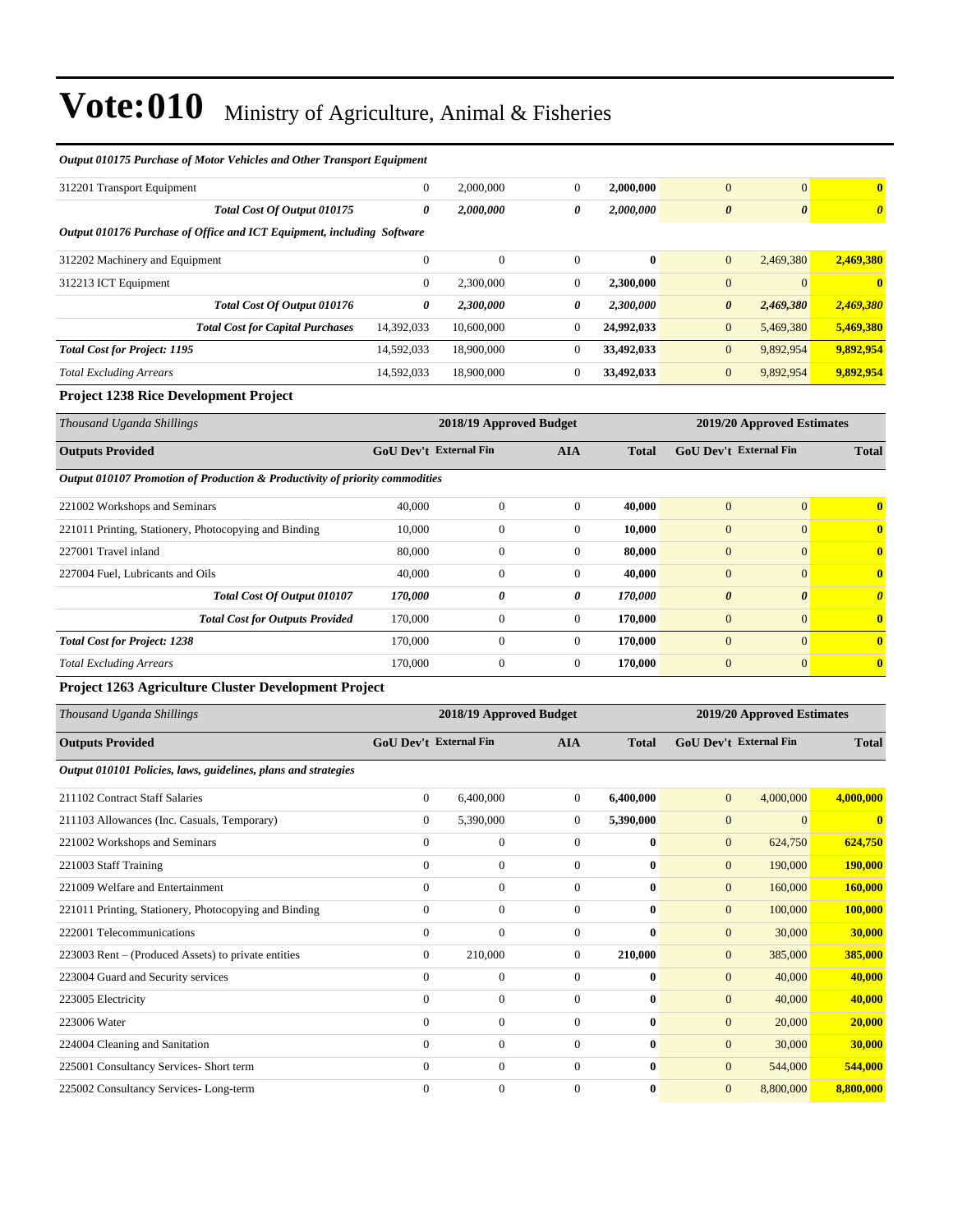# Vote:010 Ministry of Agriculture, Animal & Fisheries

| | | | | | | | |
|---|---|---|---|---|---|---|---|
| ***Output 010175 Purchase of Motor Vehicles and Other Transport Equipment*** | | | | | | | |
| 312201 Transport Equipment | 0 | 2,000,000 | 0 | **2,000,000** | 0 | 0 | **0** |
| ***Total Cost Of Output 010175*** | ***0*** | ***2,000,000*** | ***0*** | ***2,000,000*** | ***0*** | ***0*** | ***0*** |
| ***Output 010176 Purchase of Office and ICT Equipment, including Software*** | | | | | | | |
| 312202 Machinery and Equipment | 0 | 0 | 0 | **0** | 0 | 2,469,380 | **2,469,380** |
| 312213 ICT Equipment | 0 | 2,300,000 | 0 | **2,300,000** | 0 | 0 | **0** |
| ***Total Cost Of Output 010176*** | ***0*** | ***2,300,000*** | ***0*** | ***2,300,000*** | ***0*** | ***2,469,380*** | ***2,469,380*** |
| ***Total Cost for Capital Purchases*** | 14,392,033 | 10,600,000 | 0 | **24,992,033** | 0 | 5,469,380 | **5,469,380** |
| ***Total Cost for Project: 1195*** | 14,592,033 | 18,900,000 | 0 | **33,492,033** | 0 | 9,892,954 | **9,892,954** |
| *Total Excluding Arrears* | 14,592,033 | 18,900,000 | 0 | **33,492,033** | 0 | 9,892,954 | **9,892,954** |

### Project 1238 Rice Development Project

| *Thousand Uganda Shillings* | 2018/19 Approved Budget | | | | 2019/20 Approved Estimates | | |
|---|---|---|---|---|---|---|---|
| **Outputs Provided** | **GoU Dev't** | **External Fin** | **AIA** | **Total** | **GoU Dev't** | **External Fin** | **Total** |
| ***Output 010107 Promotion of Production & Productivity of priority commodities*** | | | | | | | |
| 221002 Workshops and Seminars | 40,000 | 0 | 0 | **40,000** | 0 | 0 | **0** |
| 221011 Printing, Stationery, Photocopying and Binding | 10,000 | 0 | 0 | **10,000** | 0 | 0 | **0** |
| 227001 Travel inland | 80,000 | 0 | 0 | **80,000** | 0 | 0 | **0** |
| 227004 Fuel, Lubricants and Oils | 40,000 | 0 | 0 | **40,000** | 0 | 0 | **0** |
| ***Total Cost Of Output 010107*** | ***170,000*** | ***0*** | ***0*** | ***170,000*** | ***0*** | ***0*** | ***0*** |
| ***Total Cost for Outputs Provided*** | 170,000 | 0 | 0 | **170,000** | 0 | 0 | **0** |
| ***Total Cost for Project: 1238*** | 170,000 | 0 | 0 | **170,000** | 0 | 0 | **0** |
| *Total Excluding Arrears* | 170,000 | 0 | 0 | **170,000** | 0 | 0 | **0** |

### Project 1263 Agriculture Cluster Development Project

| *Thousand Uganda Shillings* | 2018/19 Approved Budget | | | | 2019/20 Approved Estimates | | |
|---|---|---|---|---|---|---|---|
| **Outputs Provided** | **GoU Dev't** | **External Fin** | **AIA** | **Total** | **GoU Dev't** | **External Fin** | **Total** |
| ***Output 010101 Policies, laws, guidelines, plans and strategies*** | | | | | | | |
| 211102 Contract Staff Salaries | 0 | 6,400,000 | 0 | **6,400,000** | 0 | 4,000,000 | **4,000,000** |
| 211103 Allowances (Inc. Casuals, Temporary) | 0 | 5,390,000 | 0 | **5,390,000** | 0 | 0 | **0** |
| 221002 Workshops and Seminars | 0 | 0 | 0 | **0** | 0 | 624,750 | **624,750** |
| 221003 Staff Training | 0 | 0 | 0 | **0** | 0 | 190,000 | **190,000** |
| 221009 Welfare and Entertainment | 0 | 0 | 0 | **0** | 0 | 160,000 | **160,000** |
| 221011 Printing, Stationery, Photocopying and Binding | 0 | 0 | 0 | **0** | 0 | 100,000 | **100,000** |
| 222001 Telecommunications | 0 | 0 | 0 | **0** | 0 | 30,000 | **30,000** |
| 223003 Rent – (Produced Assets) to private entities | 0 | 210,000 | 0 | **210,000** | 0 | 385,000 | **385,000** |
| 223004 Guard and Security services | 0 | 0 | 0 | **0** | 0 | 40,000 | **40,000** |
| 223005 Electricity | 0 | 0 | 0 | **0** | 0 | 40,000 | **40,000** |
| 223006 Water | 0 | 0 | 0 | **0** | 0 | 20,000 | **20,000** |
| 224004 Cleaning and Sanitation | 0 | 0 | 0 | **0** | 0 | 30,000 | **30,000** |
| 225001 Consultancy Services- Short term | 0 | 0 | 0 | **0** | 0 | 544,000 | **544,000** |
| 225002 Consultancy Services- Long-term | 0 | 0 | 0 | **0** | 0 | 8,800,000 | **8,800,000** |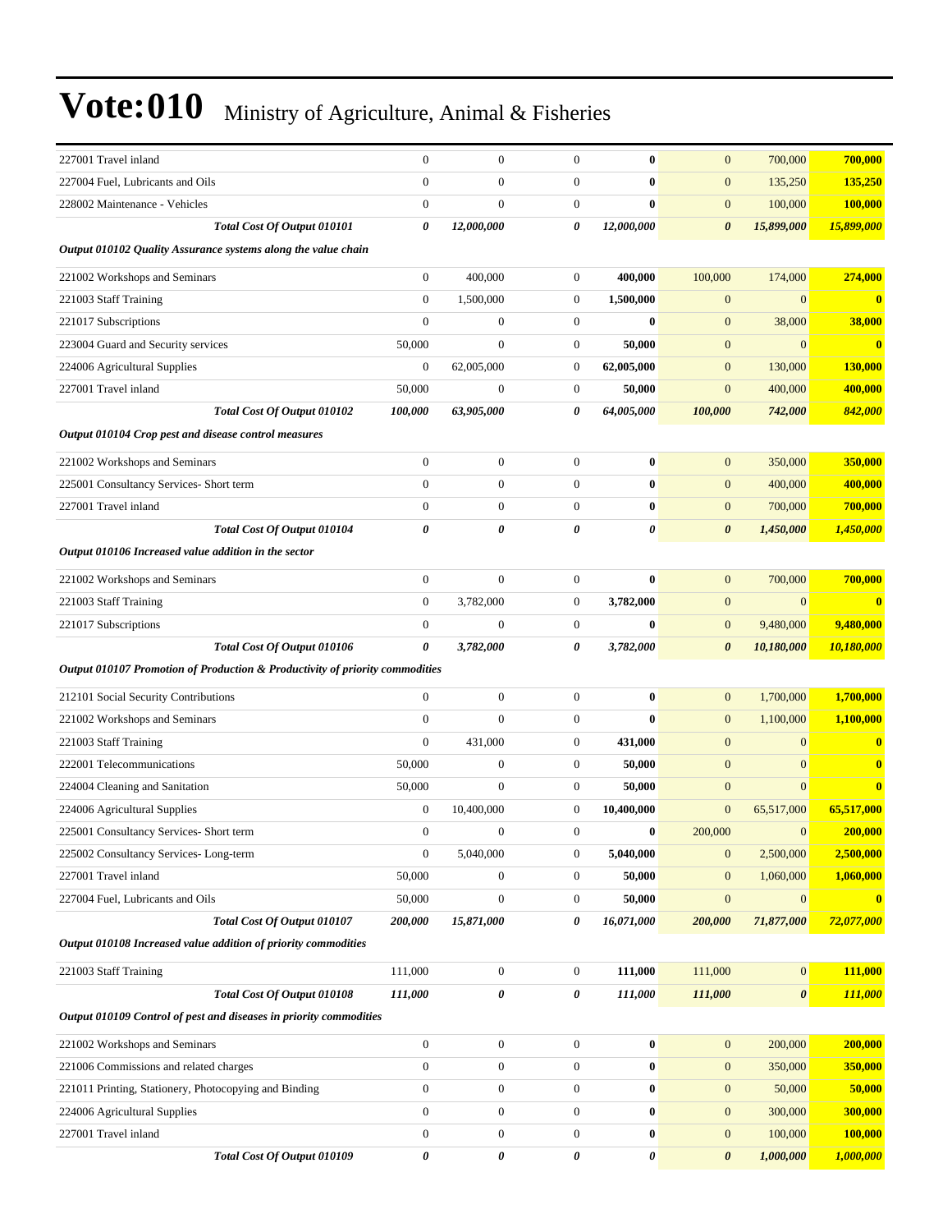# Vote:010 Ministry of Agriculture, Animal & Fisheries

| | | | | | | | |
|---|---|---|---|---|---|---|---|
| 227001 Travel inland | 0 | 0 | 0 | **0** | 0 | 700,000 | **700,000** |
| 227004 Fuel, Lubricants and Oils | 0 | 0 | 0 | **0** | 0 | 135,250 | **135,250** |
| 228002 Maintenance - Vehicles | 0 | 0 | 0 | **0** | 0 | 100,000 | **100,000** |
| ***Total Cost Of Output 010101*** | ***0*** | ***12,000,000*** | ***0*** | ***12,000,000*** | ***0*** | ***15,899,000*** | ***15,899,000*** |
| ***Output 010102 Quality Assurance systems along the value chain*** | | | | | | | |
| 221002 Workshops and Seminars | 0 | 400,000 | 0 | **400,000** | 100,000 | 174,000 | **274,000** |
| 221003 Staff Training | 0 | 1,500,000 | 0 | **1,500,000** | 0 | 0 | **0** |
| 221017 Subscriptions | 0 | 0 | 0 | **0** | 0 | 38,000 | **38,000** |
| 223004 Guard and Security services | 50,000 | 0 | 0 | **50,000** | 0 | 0 | **0** |
| 224006 Agricultural Supplies | 0 | 62,005,000 | 0 | **62,005,000** | 0 | 130,000 | **130,000** |
| 227001 Travel inland | 50,000 | 0 | 0 | **50,000** | 0 | 400,000 | **400,000** |
| ***Total Cost Of Output 010102*** | ***100,000*** | ***63,905,000*** | ***0*** | ***64,005,000*** | ***100,000*** | ***742,000*** | ***842,000*** |
| ***Output 010104 Crop pest and disease control measures*** | | | | | | | |
| 221002 Workshops and Seminars | 0 | 0 | 0 | **0** | 0 | 350,000 | **350,000** |
| 225001 Consultancy Services- Short term | 0 | 0 | 0 | **0** | 0 | 400,000 | **400,000** |
| 227001 Travel inland | 0 | 0 | 0 | **0** | 0 | 700,000 | **700,000** |
| ***Total Cost Of Output 010104*** | ***0*** | ***0*** | ***0*** | ***0*** | ***0*** | ***1,450,000*** | ***1,450,000*** |
| ***Output 010106 Increased value addition in the sector*** | | | | | | | |
| 221002 Workshops and Seminars | 0 | 0 | 0 | **0** | 0 | 700,000 | **700,000** |
| 221003 Staff Training | 0 | 3,782,000 | 0 | **3,782,000** | 0 | 0 | **0** |
| 221017 Subscriptions | 0 | 0 | 0 | **0** | 0 | 9,480,000 | **9,480,000** |
| ***Total Cost Of Output 010106*** | ***0*** | ***3,782,000*** | ***0*** | ***3,782,000*** | ***0*** | ***10,180,000*** | ***10,180,000*** |
| ***Output 010107 Promotion of Production & Productivity of priority commodities*** | | | | | | | |
| 212101 Social Security Contributions | 0 | 0 | 0 | **0** | 0 | 1,700,000 | **1,700,000** |
| 221002 Workshops and Seminars | 0 | 0 | 0 | **0** | 0 | 1,100,000 | **1,100,000** |
| 221003 Staff Training | 0 | 431,000 | 0 | **431,000** | 0 | 0 | **0** |
| 222001 Telecommunications | 50,000 | 0 | 0 | **50,000** | 0 | 0 | **0** |
| 224004 Cleaning and Sanitation | 50,000 | 0 | 0 | **50,000** | 0 | 0 | **0** |
| 224006 Agricultural Supplies | 0 | 10,400,000 | 0 | **10,400,000** | 0 | 65,517,000 | **65,517,000** |
| 225001 Consultancy Services- Short term | 0 | 0 | 0 | **0** | 200,000 | 0 | **200,000** |
| 225002 Consultancy Services- Long-term | 0 | 5,040,000 | 0 | **5,040,000** | 0 | 2,500,000 | **2,500,000** |
| 227001 Travel inland | 50,000 | 0 | 0 | **50,000** | 0 | 1,060,000 | **1,060,000** |
| 227004 Fuel, Lubricants and Oils | 50,000 | 0 | 0 | **50,000** | 0 | 0 | **0** |
| ***Total Cost Of Output 010107*** | ***200,000*** | ***15,871,000*** | ***0*** | ***16,071,000*** | ***200,000*** | ***71,877,000*** | ***72,077,000*** |
| ***Output 010108 Increased value addition of priority commodities*** | | | | | | | |
| 221003 Staff Training | 111,000 | 0 | 0 | **111,000** | 111,000 | 0 | **111,000** |
| ***Total Cost Of Output 010108*** | ***111,000*** | ***0*** | ***0*** | ***111,000*** | ***111,000*** | ***0*** | ***111,000*** |
| ***Output 010109 Control of pest and diseases in priority commodities*** | | | | | | | |
| 221002 Workshops and Seminars | 0 | 0 | 0 | **0** | 0 | 200,000 | **200,000** |
| 221006 Commissions and related charges | 0 | 0 | 0 | **0** | 0 | 350,000 | **350,000** |
| 221011 Printing, Stationery, Photocopying and Binding | 0 | 0 | 0 | **0** | 0 | 50,000 | **50,000** |
| 224006 Agricultural Supplies | 0 | 0 | 0 | **0** | 0 | 300,000 | **300,000** |
| 227001 Travel inland | 0 | 0 | 0 | **0** | 0 | 100,000 | **100,000** |
| ***Total Cost Of Output 010109*** | ***0*** | ***0*** | ***0*** | ***0*** | ***0*** | ***1,000,000*** | ***1,000,000*** |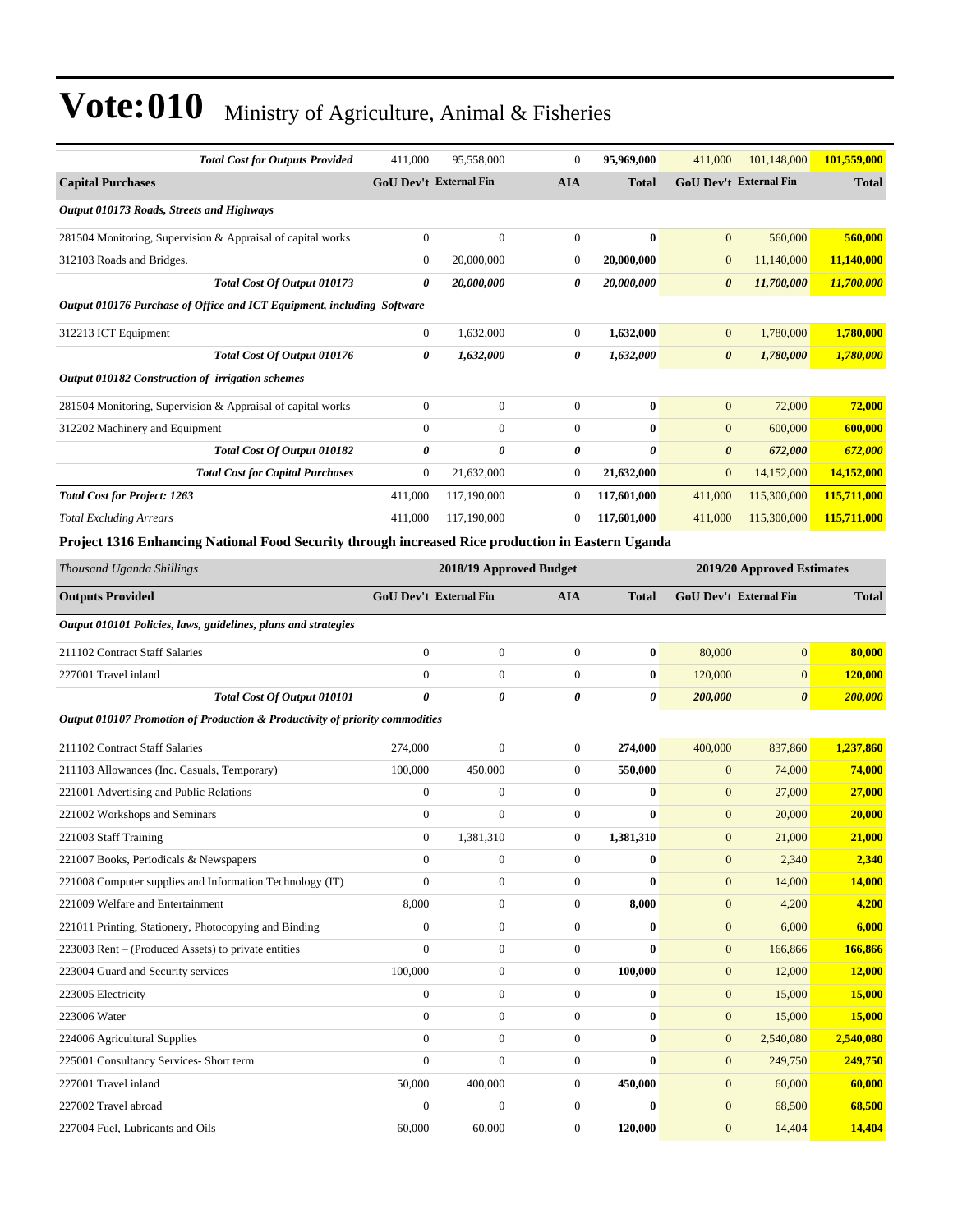# Vote:010 Ministry of Agriculture, Animal & Fisheries

| | GoU Dev't | External Fin | AIA | Total | GoU Dev't | External Fin | Total |
|---|---|---|---|---|---|---|---|
| ***Total Cost for Outputs Provided*** | 411,000 | 95,558,000 | 0 | **95,969,000** | 411,000 | 101,148,000 | **101,559,000** |
| **Capital Purchases** | **GoU Dev't** | **External Fin** | **AIA** | **Total** | **GoU Dev't** | **External Fin** | **Total** |
| ***Output 010173 Roads, Streets and Highways*** | | | | | | | |
| 281504 Monitoring, Supervision & Appraisal of capital works | 0 | 0 | 0 | **0** | 0 | 560,000 | **560,000** |
| 312103 Roads and Bridges. | 0 | 20,000,000 | 0 | **20,000,000** | 0 | 11,140,000 | **11,140,000** |
| ***Total Cost Of Output 010173*** | ***0*** | ***20,000,000*** | ***0*** | ***20,000,000*** | ***0*** | ***11,700,000*** | ***11,700,000*** |
| ***Output 010176 Purchase of Office and ICT Equipment, including Software*** | | | | | | | |
| 312213 ICT Equipment | 0 | 1,632,000 | 0 | **1,632,000** | 0 | 1,780,000 | **1,780,000** |
| ***Total Cost Of Output 010176*** | ***0*** | ***1,632,000*** | ***0*** | ***1,632,000*** | ***0*** | ***1,780,000*** | ***1,780,000*** |
| ***Output 010182 Construction of irrigation schemes*** | | | | | | | |
| 281504 Monitoring, Supervision & Appraisal of capital works | 0 | 0 | 0 | **0** | 0 | 72,000 | **72,000** |
| 312202 Machinery and Equipment | 0 | 0 | 0 | **0** | 0 | 600,000 | **600,000** |
| ***Total Cost Of Output 010182*** | ***0*** | ***0*** | ***0*** | ***0*** | ***0*** | ***672,000*** | ***672,000*** |
| ***Total Cost for Capital Purchases*** | 0 | 21,632,000 | 0 | **21,632,000** | 0 | 14,152,000 | **14,152,000** |
| ***Total Cost for Project: 1263*** | 411,000 | 117,190,000 | 0 | **117,601,000** | 411,000 | 115,300,000 | **115,711,000** |
| *Total Excluding Arrears* | 411,000 | 117,190,000 | 0 | **117,601,000** | 411,000 | 115,300,000 | **115,711,000** |

**Project 1316 Enhancing National Food Security through increased Rice production in Eastern Uganda**

| *Thousand Uganda Shillings* | 2018/19 Approved Budget | | | | 2019/20 Approved Estimates | | |
|---|---|---|---|---|---|---|---|
| **Outputs Provided** | **GoU Dev't** | **External Fin** | **AIA** | **Total** | **GoU Dev't** | **External Fin** | **Total** |
| ***Output 010101 Policies, laws, guidelines, plans and strategies*** | | | | | | | |
| 211102 Contract Staff Salaries | 0 | 0 | 0 | **0** | 80,000 | 0 | **80,000** |
| 227001 Travel inland | 0 | 0 | 0 | **0** | 120,000 | 0 | **120,000** |
| ***Total Cost Of Output 010101*** | ***0*** | ***0*** | ***0*** | ***0*** | ***200,000*** | ***0*** | ***200,000*** |
| ***Output 010107 Promotion of Production & Productivity of priority commodities*** | | | | | | | |
| 211102 Contract Staff Salaries | 274,000 | 0 | 0 | **274,000** | 400,000 | 837,860 | **1,237,860** |
| 211103 Allowances (Inc. Casuals, Temporary) | 100,000 | 450,000 | 0 | **550,000** | 0 | 74,000 | **74,000** |
| 221001 Advertising and Public Relations | 0 | 0 | 0 | **0** | 0 | 27,000 | **27,000** |
| 221002 Workshops and Seminars | 0 | 0 | 0 | **0** | 0 | 20,000 | **20,000** |
| 221003 Staff Training | 0 | 1,381,310 | 0 | **1,381,310** | 0 | 21,000 | **21,000** |
| 221007 Books, Periodicals & Newspapers | 0 | 0 | 0 | **0** | 0 | 2,340 | **2,340** |
| 221008 Computer supplies and Information Technology (IT) | 0 | 0 | 0 | **0** | 0 | 14,000 | **14,000** |
| 221009 Welfare and Entertainment | 8,000 | 0 | 0 | **8,000** | 0 | 4,200 | **4,200** |
| 221011 Printing, Stationery, Photocopying and Binding | 0 | 0 | 0 | **0** | 0 | 6,000 | **6,000** |
| 223003 Rent – (Produced Assets) to private entities | 0 | 0 | 0 | **0** | 0 | 166,866 | **166,866** |
| 223004 Guard and Security services | 100,000 | 0 | 0 | **100,000** | 0 | 12,000 | **12,000** |
| 223005 Electricity | 0 | 0 | 0 | **0** | 0 | 15,000 | **15,000** |
| 223006 Water | 0 | 0 | 0 | **0** | 0 | 15,000 | **15,000** |
| 224006 Agricultural Supplies | 0 | 0 | 0 | **0** | 0 | 2,540,080 | **2,540,080** |
| 225001 Consultancy Services- Short term | 0 | 0 | 0 | **0** | 0 | 249,750 | **249,750** |
| 227001 Travel inland | 50,000 | 400,000 | 0 | **450,000** | 0 | 60,000 | **60,000** |
| 227002 Travel abroad | 0 | 0 | 0 | **0** | 0 | 68,500 | **68,500** |
| 227004 Fuel, Lubricants and Oils | 60,000 | 60,000 | 0 | **120,000** | 0 | 14,404 | **14,404** |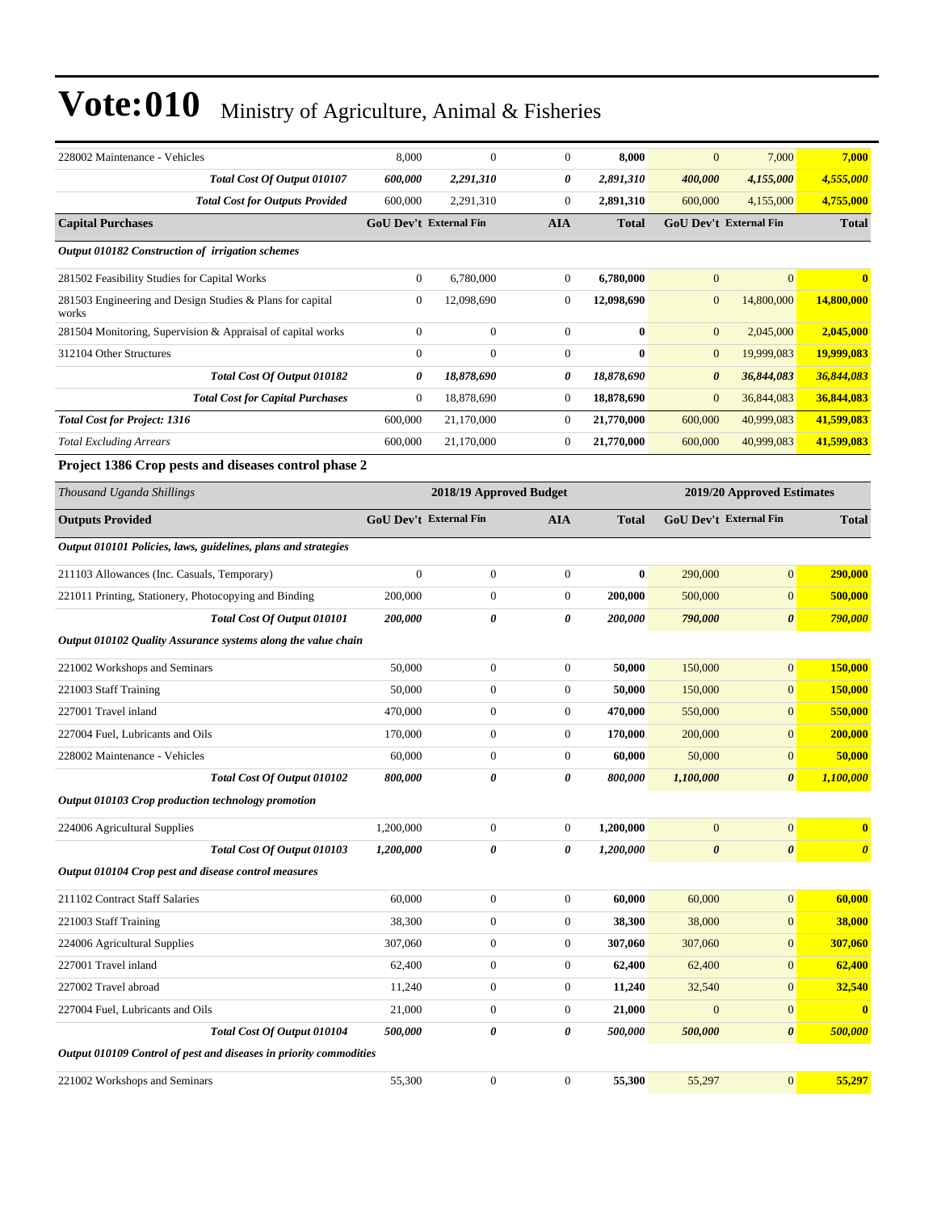# Vote:010 Ministry of Agriculture, Animal & Fisheries

| | | | | | | | |
|---|---|---|---|---|---|---|---|
| 228002 Maintenance - Vehicles | 8,000 | 0 | 0 | **8,000** | 0 | 7,000 | **7,000** |
| ***Total Cost Of Output 010107*** | ***600,000*** | ***2,291,310*** | ***0*** | ***2,891,310*** | ***400,000*** | ***4,155,000*** | ***4,555,000*** |
| ***Total Cost for Outputs Provided*** | 600,000 | 2,291,310 | 0 | **2,891,310** | 600,000 | 4,155,000 | **4,755,000** |
| **Capital Purchases** | **GoU Dev't** | **External Fin** | **AIA** | **Total** | **GoU Dev't** | **External Fin** | **Total** |
| ***Output 010182 Construction of irrigation schemes*** | | | | | | | |
| 281502 Feasibility Studies for Capital Works | 0 | 6,780,000 | 0 | **6,780,000** | 0 | 0 | **0** |
| 281503 Engineering and Design Studies & Plans for capital works | 0 | 12,098,690 | 0 | **12,098,690** | 0 | 14,800,000 | **14,800,000** |
| 281504 Monitoring, Supervision & Appraisal of capital works | 0 | 0 | 0 | **0** | 0 | 2,045,000 | **2,045,000** |
| 312104 Other Structures | 0 | 0 | 0 | **0** | 0 | 19,999,083 | **19,999,083** |
| ***Total Cost Of Output 010182*** | ***0*** | ***18,878,690*** | ***0*** | ***18,878,690*** | ***0*** | ***36,844,083*** | ***36,844,083*** |
| ***Total Cost for Capital Purchases*** | 0 | 18,878,690 | 0 | **18,878,690** | 0 | 36,844,083 | **36,844,083** |
| ***Total Cost for Project: 1316*** | 600,000 | 21,170,000 | 0 | **21,770,000** | 600,000 | 40,999,083 | **41,599,083** |
| *Total Excluding Arrears* | 600,000 | 21,170,000 | 0 | **21,770,000** | 600,000 | 40,999,083 | **41,599,083** |

**Project 1386 Crop pests and diseases control phase 2**

| *Thousand Uganda Shillings* | 2018/19 Approved Budget | | | | 2019/20 Approved Estimates | | |
|---|---|---|---|---|---|---|---|
| **Outputs Provided** | **GoU Dev't** | **External Fin** | **AIA** | **Total** | **GoU Dev't** | **External Fin** | **Total** |
| ***Output 010101 Policies, laws, guidelines, plans and strategies*** | | | | | | | |
| 211103 Allowances (Inc. Casuals, Temporary) | 0 | 0 | 0 | **0** | 290,000 | 0 | **290,000** |
| 221011 Printing, Stationery, Photocopying and Binding | 200,000 | 0 | 0 | **200,000** | 500,000 | 0 | **500,000** |
| ***Total Cost Of Output 010101*** | ***200,000*** | ***0*** | ***0*** | ***200,000*** | ***790,000*** | ***0*** | ***790,000*** |
| ***Output 010102 Quality Assurance systems along the value chain*** | | | | | | | |
| 221002 Workshops and Seminars | 50,000 | 0 | 0 | **50,000** | 150,000 | 0 | **150,000** |
| 221003 Staff Training | 50,000 | 0 | 0 | **50,000** | 150,000 | 0 | **150,000** |
| 227001 Travel inland | 470,000 | 0 | 0 | **470,000** | 550,000 | 0 | **550,000** |
| 227004 Fuel, Lubricants and Oils | 170,000 | 0 | 0 | **170,000** | 200,000 | 0 | **200,000** |
| 228002 Maintenance - Vehicles | 60,000 | 0 | 0 | **60,000** | 50,000 | 0 | **50,000** |
| ***Total Cost Of Output 010102*** | ***800,000*** | ***0*** | ***0*** | ***800,000*** | ***1,100,000*** | ***0*** | ***1,100,000*** |
| ***Output 010103 Crop production technology promotion*** | | | | | | | |
| 224006 Agricultural Supplies | 1,200,000 | 0 | 0 | **1,200,000** | 0 | 0 | **0** |
| ***Total Cost Of Output 010103*** | ***1,200,000*** | ***0*** | ***0*** | ***1,200,000*** | ***0*** | ***0*** | ***0*** |
| ***Output 010104 Crop pest and disease control measures*** | | | | | | | |
| 211102 Contract Staff Salaries | 60,000 | 0 | 0 | **60,000** | 60,000 | 0 | **60,000** |
| 221003 Staff Training | 38,300 | 0 | 0 | **38,300** | 38,000 | 0 | **38,000** |
| 224006 Agricultural Supplies | 307,060 | 0 | 0 | **307,060** | 307,060 | 0 | **307,060** |
| 227001 Travel inland | 62,400 | 0 | 0 | **62,400** | 62,400 | 0 | **62,400** |
| 227002 Travel abroad | 11,240 | 0 | 0 | **11,240** | 32,540 | 0 | **32,540** |
| 227004 Fuel, Lubricants and Oils | 21,000 | 0 | 0 | **21,000** | 0 | 0 | **0** |
| ***Total Cost Of Output 010104*** | ***500,000*** | ***0*** | ***0*** | ***500,000*** | ***500,000*** | ***0*** | ***500,000*** |
| ***Output 010109 Control of pest and diseases in priority commodities*** | | | | | | | |
| 221002 Workshops and Seminars | 55,300 | 0 | 0 | **55,300** | 55,297 | 0 | **55,297** |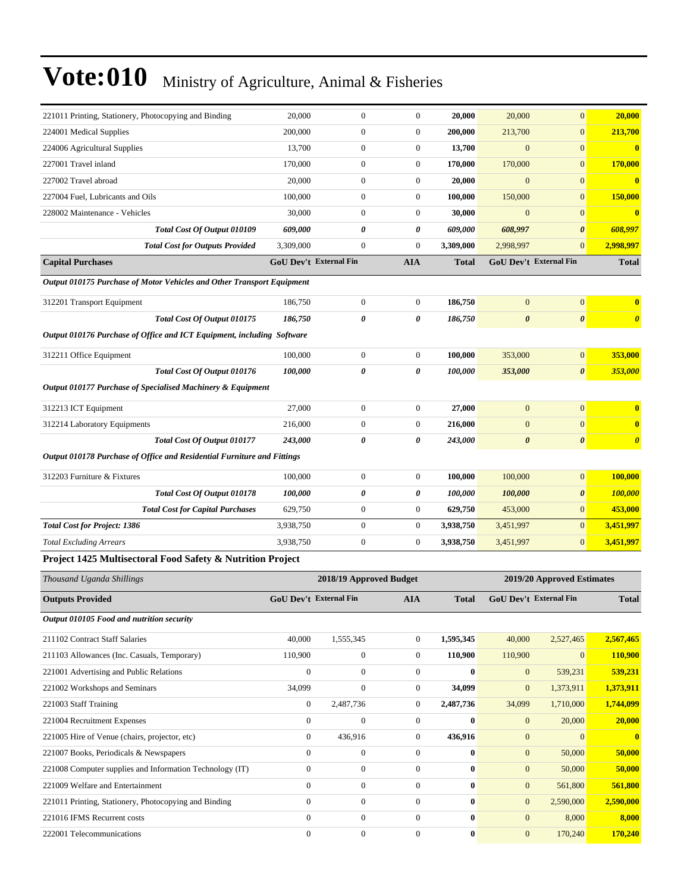# Vote:010 Ministry of Agriculture, Animal & Fisheries

| | | | | | | | |
|---|---|---|---|---|---|---|---|
| 221011 Printing, Stationery, Photocopying and Binding | 20,000 | 0 | 0 | **20,000** | 20,000 | 0 | **20,000** |
| 224001 Medical Supplies | 200,000 | 0 | 0 | **200,000** | 213,700 | 0 | **213,700** |
| 224006 Agricultural Supplies | 13,700 | 0 | 0 | **13,700** | 0 | 0 | **0** |
| 227001 Travel inland | 170,000 | 0 | 0 | **170,000** | 170,000 | 0 | **170,000** |
| 227002 Travel abroad | 20,000 | 0 | 0 | **20,000** | 0 | 0 | **0** |
| 227004 Fuel, Lubricants and Oils | 100,000 | 0 | 0 | **100,000** | 150,000 | 0 | **150,000** |
| 228002 Maintenance - Vehicles | 30,000 | 0 | 0 | **30,000** | 0 | 0 | **0** |
| ***Total Cost Of Output 010109*** | ***609,000*** | ***0*** | ***0*** | ***609,000*** | ***608,997*** | ***0*** | ***608,997*** |
| ***Total Cost for Outputs Provided*** | 3,309,000 | 0 | 0 | **3,309,000** | 2,998,997 | 0 | **2,998,997** |
| **Capital Purchases** | **GoU Dev't** | **External Fin** | **AIA** | **Total** | **GoU Dev't** | **External Fin** | **Total** |
| ***Output 010175 Purchase of Motor Vehicles and Other Transport Equipment*** | | | | | | | |
| 312201 Transport Equipment | 186,750 | 0 | 0 | **186,750** | 0 | 0 | **0** |
| ***Total Cost Of Output 010175*** | ***186,750*** | ***0*** | ***0*** | ***186,750*** | ***0*** | ***0*** | ***0*** |
| ***Output 010176 Purchase of Office and ICT Equipment, including Software*** | | | | | | | |
| 312211 Office Equipment | 100,000 | 0 | 0 | **100,000** | 353,000 | 0 | **353,000** |
| ***Total Cost Of Output 010176*** | ***100,000*** | ***0*** | ***0*** | ***100,000*** | ***353,000*** | ***0*** | ***353,000*** |
| ***Output 010177 Purchase of Specialised Machinery & Equipment*** | | | | | | | |
| 312213 ICT Equipment | 27,000 | 0 | 0 | **27,000** | 0 | 0 | **0** |
| 312214 Laboratory Equipments | 216,000 | 0 | 0 | **216,000** | 0 | 0 | **0** |
| ***Total Cost Of Output 010177*** | ***243,000*** | ***0*** | ***0*** | ***243,000*** | ***0*** | ***0*** | ***0*** |
| ***Output 010178 Purchase of Office and Residential Furniture and Fittings*** | | | | | | | |
| 312203 Furniture & Fixtures | 100,000 | 0 | 0 | **100,000** | 100,000 | 0 | **100,000** |
| ***Total Cost Of Output 010178*** | ***100,000*** | ***0*** | ***0*** | ***100,000*** | ***100,000*** | ***0*** | ***100,000*** |
| ***Total Cost for Capital Purchases*** | 629,750 | 0 | 0 | **629,750** | 453,000 | 0 | **453,000** |
| ***Total Cost for Project: 1386*** | 3,938,750 | 0 | 0 | **3,938,750** | 3,451,997 | 0 | **3,451,997** |
| *Total Excluding Arrears* | 3,938,750 | 0 | 0 | **3,938,750** | 3,451,997 | 0 | **3,451,997** |

**Project 1425 Multisectoral Food Safety & Nutrition Project**

| *Thousand Uganda Shillings* | 2018/19 Approved Budget | | | | 2019/20 Approved Estimates | | |
|---|---|---|---|---|---|---|---|
| **Outputs Provided** | **GoU Dev't** | **External Fin** | **AIA** | **Total** | **GoU Dev't** | **External Fin** | **Total** |
| ***Output 010105 Food and nutrition security*** | | | | | | | |
| 211102 Contract Staff Salaries | 40,000 | 1,555,345 | 0 | **1,595,345** | 40,000 | 2,527,465 | **2,567,465** |
| 211103 Allowances (Inc. Casuals, Temporary) | 110,900 | 0 | 0 | **110,900** | 110,900 | 0 | **110,900** |
| 221001 Advertising and Public Relations | 0 | 0 | 0 | **0** | 0 | 539,231 | **539,231** |
| 221002 Workshops and Seminars | 34,099 | 0 | 0 | **34,099** | 0 | 1,373,911 | **1,373,911** |
| 221003 Staff Training | 0 | 2,487,736 | 0 | **2,487,736** | 34,099 | 1,710,000 | **1,744,099** |
| 221004 Recruitment Expenses | 0 | 0 | 0 | **0** | 0 | 20,000 | **20,000** |
| 221005 Hire of Venue (chairs, projector, etc) | 0 | 436,916 | 0 | **436,916** | 0 | 0 | **0** |
| 221007 Books, Periodicals & Newspapers | 0 | 0 | 0 | **0** | 0 | 50,000 | **50,000** |
| 221008 Computer supplies and Information Technology (IT) | 0 | 0 | 0 | **0** | 0 | 50,000 | **50,000** |
| 221009 Welfare and Entertainment | 0 | 0 | 0 | **0** | 0 | 561,800 | **561,800** |
| 221011 Printing, Stationery, Photocopying and Binding | 0 | 0 | 0 | **0** | 0 | 2,590,000 | **2,590,000** |
| 221016 IFMS Recurrent costs | 0 | 0 | 0 | **0** | 0 | 8,000 | **8,000** |
| 222001 Telecommunications | 0 | 0 | 0 | **0** | 0 | 170,240 | **170,240** |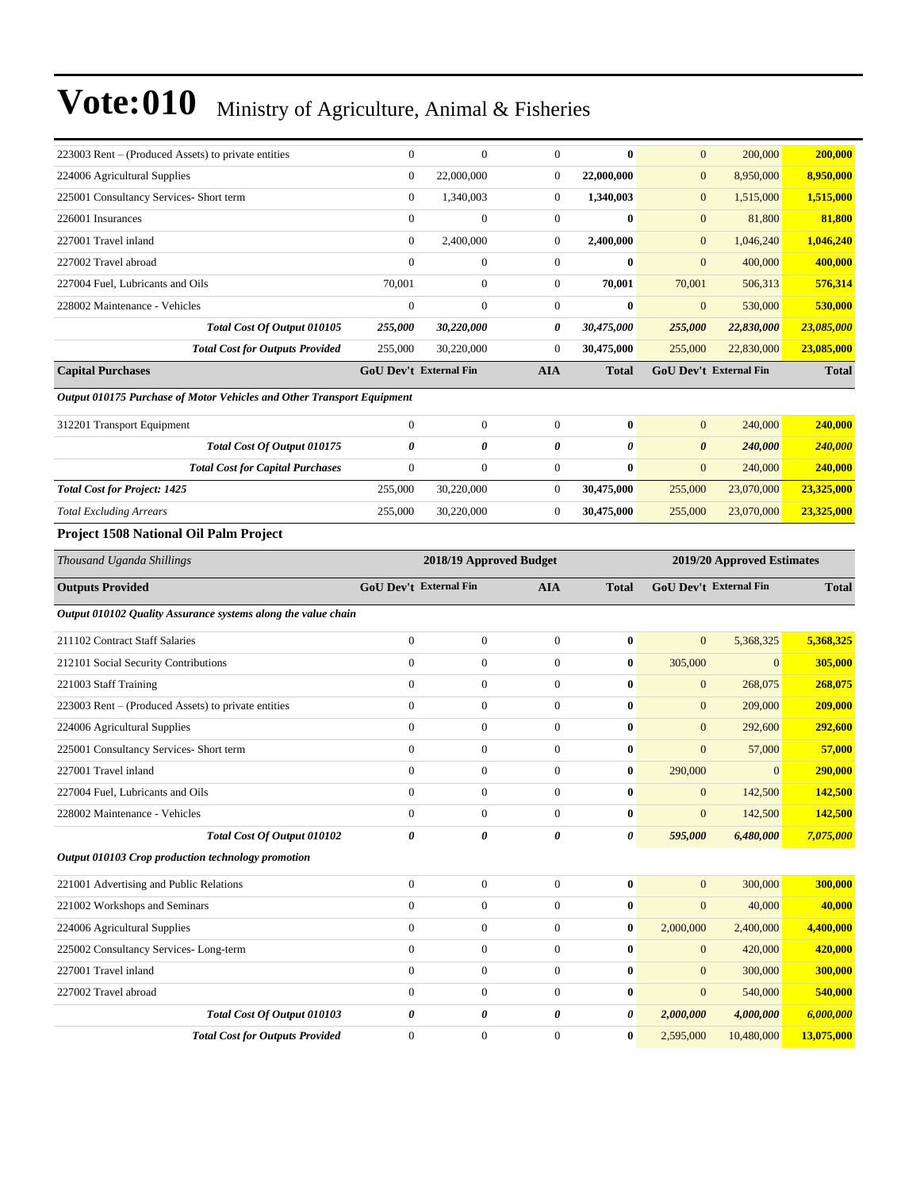# Vote:010 Ministry of Agriculture, Animal & Fisheries

| | | | | | | | |
|---|---|---|---|---|---|---|---|
| 223003 Rent – (Produced Assets) to private entities | 0 | 0 | 0 | **0** | 0 | 200,000 | **200,000** |
| 224006 Agricultural Supplies | 0 | 22,000,000 | 0 | **22,000,000** | 0 | 8,950,000 | **8,950,000** |
| 225001 Consultancy Services- Short term | 0 | 1,340,003 | 0 | **1,340,003** | 0 | 1,515,000 | **1,515,000** |
| 226001 Insurances | 0 | 0 | 0 | **0** | 0 | 81,800 | **81,800** |
| 227001 Travel inland | 0 | 2,400,000 | 0 | **2,400,000** | 0 | 1,046,240 | **1,046,240** |
| 227002 Travel abroad | 0 | 0 | 0 | **0** | 0 | 400,000 | **400,000** |
| 227004 Fuel, Lubricants and Oils | 70,001 | 0 | 0 | **70,001** | 70,001 | 506,313 | **576,314** |
| 228002 Maintenance - Vehicles | 0 | 0 | 0 | **0** | 0 | 530,000 | **530,000** |
| ***Total Cost Of Output 010105*** | ***255,000*** | ***30,220,000*** | ***0*** | ***30,475,000*** | ***255,000*** | ***22,830,000*** | ***23,085,000*** |
| ***Total Cost for Outputs Provided*** | 255,000 | 30,220,000 | 0 | **30,475,000** | 255,000 | 22,830,000 | **23,085,000** |
| **Capital Purchases** | **GoU Dev't** | **External Fin** | **AIA** | **Total** | **GoU Dev't** | **External Fin** | **Total** |
| ***Output 010175 Purchase of Motor Vehicles and Other Transport Equipment*** | | | | | | | |
| 312201 Transport Equipment | 0 | 0 | 0 | **0** | 0 | 240,000 | **240,000** |
| ***Total Cost Of Output 010175*** | ***0*** | ***0*** | ***0*** | ***0*** | ***0*** | ***240,000*** | ***240,000*** |
| ***Total Cost for Capital Purchases*** | 0 | 0 | 0 | **0** | 0 | 240,000 | **240,000** |
| ***Total Cost for Project: 1425*** | 255,000 | 30,220,000 | 0 | **30,475,000** | 255,000 | 23,070,000 | **23,325,000** |
| *Total Excluding Arrears* | 255,000 | 30,220,000 | 0 | **30,475,000** | 255,000 | 23,070,000 | **23,325,000** |

**Project 1508 National Oil Palm Project**

| *Thousand Uganda Shillings* | 2018/19 Approved Budget | | | | 2019/20 Approved Estimates | | |
|---|---|---|---|---|---|---|---|
| **Outputs Provided** | **GoU Dev't** | **External Fin** | **AIA** | **Total** | **GoU Dev't** | **External Fin** | **Total** |
| ***Output 010102 Quality Assurance systems along the value chain*** | | | | | | | |
| 211102 Contract Staff Salaries | 0 | 0 | 0 | **0** | 0 | 5,368,325 | **5,368,325** |
| 212101 Social Security Contributions | 0 | 0 | 0 | **0** | 305,000 | 0 | **305,000** |
| 221003 Staff Training | 0 | 0 | 0 | **0** | 0 | 268,075 | **268,075** |
| 223003 Rent – (Produced Assets) to private entities | 0 | 0 | 0 | **0** | 0 | 209,000 | **209,000** |
| 224006 Agricultural Supplies | 0 | 0 | 0 | **0** | 0 | 292,600 | **292,600** |
| 225001 Consultancy Services- Short term | 0 | 0 | 0 | **0** | 0 | 57,000 | **57,000** |
| 227001 Travel inland | 0 | 0 | 0 | **0** | 290,000 | 0 | **290,000** |
| 227004 Fuel, Lubricants and Oils | 0 | 0 | 0 | **0** | 0 | 142,500 | **142,500** |
| 228002 Maintenance - Vehicles | 0 | 0 | 0 | **0** | 0 | 142,500 | **142,500** |
| ***Total Cost Of Output 010102*** | ***0*** | ***0*** | ***0*** | ***0*** | ***595,000*** | ***6,480,000*** | ***7,075,000*** |
| ***Output 010103 Crop production technology promotion*** | | | | | | | |
| 221001 Advertising and Public Relations | 0 | 0 | 0 | **0** | 0 | 300,000 | **300,000** |
| 221002 Workshops and Seminars | 0 | 0 | 0 | **0** | 0 | 40,000 | **40,000** |
| 224006 Agricultural Supplies | 0 | 0 | 0 | **0** | 2,000,000 | 2,400,000 | **4,400,000** |
| 225002 Consultancy Services- Long-term | 0 | 0 | 0 | **0** | 0 | 420,000 | **420,000** |
| 227001 Travel inland | 0 | 0 | 0 | **0** | 0 | 300,000 | **300,000** |
| 227002 Travel abroad | 0 | 0 | 0 | **0** | 0 | 540,000 | **540,000** |
| ***Total Cost Of Output 010103*** | ***0*** | ***0*** | ***0*** | ***0*** | ***2,000,000*** | ***4,000,000*** | ***6,000,000*** |
| ***Total Cost for Outputs Provided*** | 0 | 0 | 0 | **0** | 2,595,000 | 10,480,000 | **13,075,000** |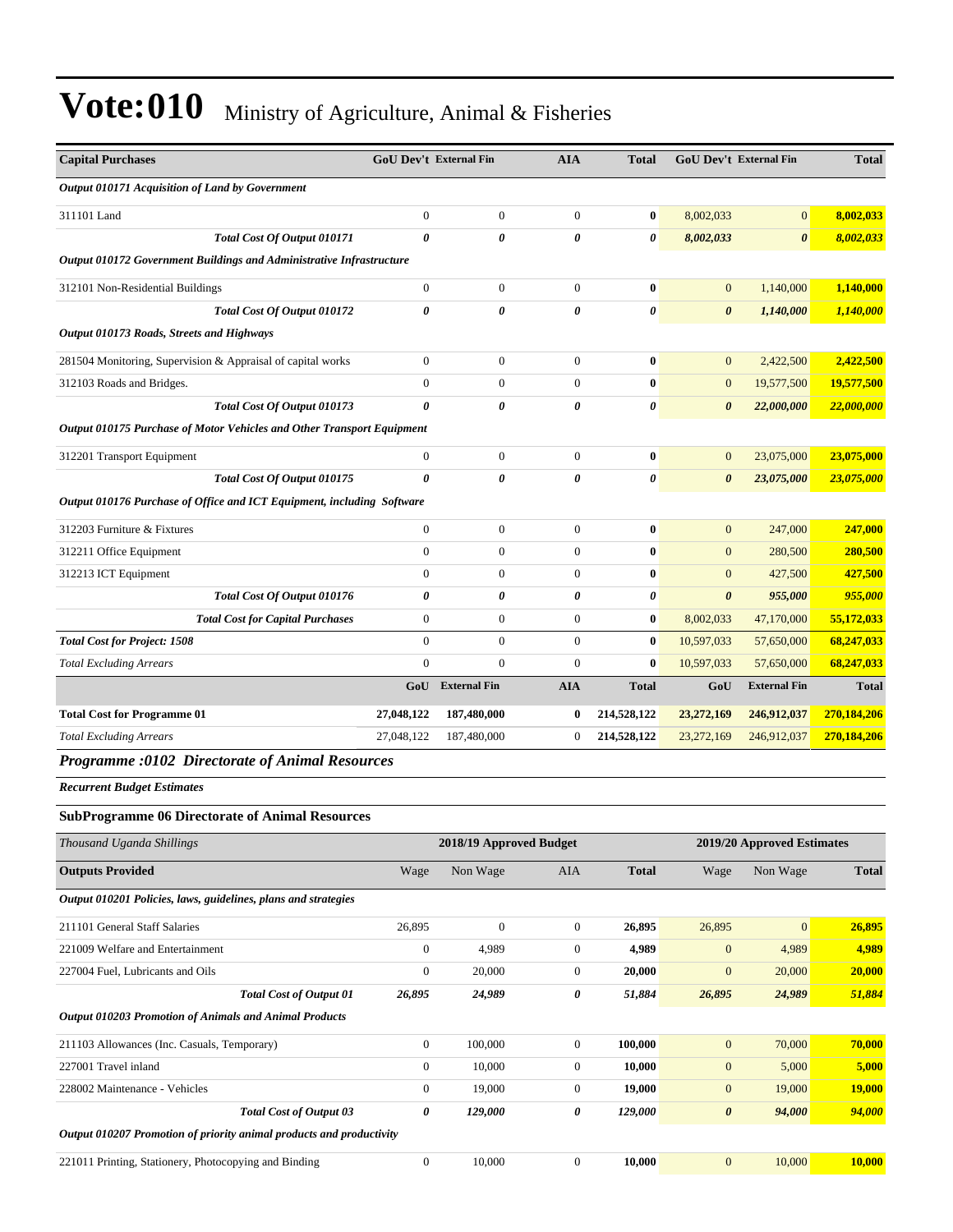# Vote:010 Ministry of Agriculture, Animal & Fisheries

| Capital Purchases | GoU Dev't | External Fin | AIA | Total | GoU Dev't | External Fin | Total |
|---|---|---|---|---|---|---|---|
| ***Output 010171 Acquisition of Land by Government*** | | | | | | | |
| 311101 Land | 0 | 0 | 0 | **0** | 8,002,033 | 0 | **8,002,033** |
| ***Total Cost Of Output 010171*** | ***0*** | ***0*** | ***0*** | ***0*** | ***8,002,033*** | ***0*** | ***8,002,033*** |
| ***Output 010172 Government Buildings and Administrative Infrastructure*** | | | | | | | |
| 312101 Non-Residential Buildings | 0 | 0 | 0 | **0** | 0 | 1,140,000 | **1,140,000** |
| ***Total Cost Of Output 010172*** | ***0*** | ***0*** | ***0*** | ***0*** | ***0*** | ***1,140,000*** | ***1,140,000*** |
| ***Output 010173 Roads, Streets and Highways*** | | | | | | | |
| 281504 Monitoring, Supervision & Appraisal of capital works | 0 | 0 | 0 | **0** | 0 | 2,422,500 | **2,422,500** |
| 312103 Roads and Bridges. | 0 | 0 | 0 | **0** | 0 | 19,577,500 | **19,577,500** |
| ***Total Cost Of Output 010173*** | ***0*** | ***0*** | ***0*** | ***0*** | ***0*** | ***22,000,000*** | ***22,000,000*** |
| ***Output 010175 Purchase of Motor Vehicles and Other Transport Equipment*** | | | | | | | |
| 312201 Transport Equipment | 0 | 0 | 0 | **0** | 0 | 23,075,000 | **23,075,000** |
| ***Total Cost Of Output 010175*** | ***0*** | ***0*** | ***0*** | ***0*** | ***0*** | ***23,075,000*** | ***23,075,000*** |
| ***Output 010176 Purchase of Office and ICT Equipment, including Software*** | | | | | | | |
| 312203 Furniture & Fixtures | 0 | 0 | 0 | **0** | 0 | 247,000 | **247,000** |
| 312211 Office Equipment | 0 | 0 | 0 | **0** | 0 | 280,500 | **280,500** |
| 312213 ICT Equipment | 0 | 0 | 0 | **0** | 0 | 427,500 | **427,500** |
| ***Total Cost Of Output 010176*** | ***0*** | ***0*** | ***0*** | ***0*** | ***0*** | ***955,000*** | ***955,000*** |
| ***Total Cost for Capital Purchases*** | 0 | 0 | 0 | **0** | 8,002,033 | 47,170,000 | **55,172,033** |
| **Total Cost for Project: 1508** | 0 | 0 | 0 | **0** | 10,597,033 | 57,650,000 | **68,247,033** |
| *Total Excluding Arrears* | 0 | 0 | 0 | **0** | 10,597,033 | 57,650,000 | **68,247,033** |
| | **GoU** | **External Fin** | **AIA** | **Total** | **GoU** | **External Fin** | **Total** |
| **Total Cost for Programme 01** | **27,048,122** | **187,480,000** | **0** | **214,528,122** | **23,272,169** | **246,912,037** | **270,184,206** |
| *Total Excluding Arrears* | 27,048,122 | 187,480,000 | 0 | **214,528,122** | 23,272,169 | 246,912,037 | **270,184,206** |

## *Programme :0102 Directorate of Animal Resources*

***Recurrent Budget Estimates***

### SubProgramme 06 Directorate of Animal Resources

| *Thousand Uganda Shillings* | 2018/19 Approved Budget | | | | 2019/20 Approved Estimates | | |
|---|---|---|---|---|---|---|---|
| **Outputs Provided** | Wage | Non Wage | AIA | **Total** | Wage | Non Wage | **Total** |
| ***Output 010201 Policies, laws, guidelines, plans and strategies*** | | | | | | | |
| 211101 General Staff Salaries | 26,895 | 0 | 0 | **26,895** | 26,895 | 0 | **26,895** |
| 221009 Welfare and Entertainment | 0 | 4,989 | 0 | **4,989** | 0 | 4,989 | **4,989** |
| 227004 Fuel, Lubricants and Oils | 0 | 20,000 | 0 | **20,000** | 0 | 20,000 | **20,000** |
| ***Total Cost of Output 01*** | ***26,895*** | ***24,989*** | ***0*** | ***51,884*** | ***26,895*** | ***24,989*** | ***51,884*** |
| ***Output 010203 Promotion of Animals and Animal Products*** | | | | | | | |
| 211103 Allowances (Inc. Casuals, Temporary) | 0 | 100,000 | 0 | **100,000** | 0 | 70,000 | **70,000** |
| 227001 Travel inland | 0 | 10,000 | 0 | **10,000** | 0 | 5,000 | **5,000** |
| 228002 Maintenance - Vehicles | 0 | 19,000 | 0 | **19,000** | 0 | 19,000 | **19,000** |
| ***Total Cost of Output 03*** | ***0*** | ***129,000*** | ***0*** | ***129,000*** | ***0*** | ***94,000*** | ***94,000*** |
| ***Output 010207 Promotion of priority animal products and productivity*** | | | | | | | |
| 221011 Printing, Stationery, Photocopying and Binding | 0 | 10,000 | 0 | **10,000** | 0 | 10,000 | **10,000** |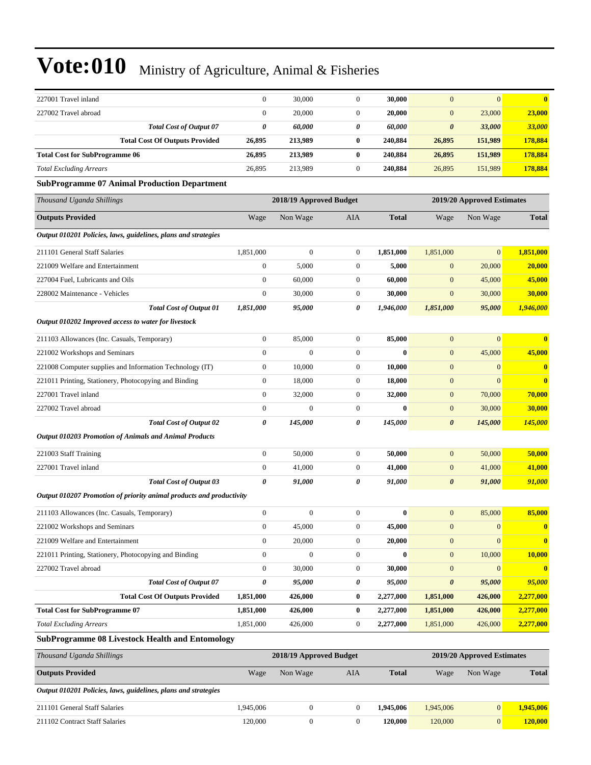# Vote:010 Ministry of Agriculture, Animal & Fisheries

| | | | | | | | |
|---|---|---|---|---|---|---|---|
| 227001 Travel inland | 0 | 30,000 | 0 | **30,000** | 0 | 0 | **0** |
| 227002 Travel abroad | 0 | 20,000 | 0 | **20,000** | 0 | 23,000 | **23,000** |
| ***Total Cost of Output 07*** | ***0*** | ***60,000*** | ***0*** | ***60,000*** | ***0*** | ***33,000*** | ***33,000*** |
| **Total Cost Of Outputs Provided** | **26,895** | **213,989** | **0** | **240,884** | **26,895** | **151,989** | **178,884** |
| **Total Cost for SubProgramme 06** | **26,895** | **213,989** | **0** | **240,884** | **26,895** | **151,989** | **178,884** |
| *Total Excluding Arrears* | 26,895 | 213,989 | 0 | **240,884** | 26,895 | 151,989 | **178,884** |

**SubProgramme 07 Animal Production Department**

| *Thousand Uganda Shillings* | 2018/19 Approved Budget | | | | 2019/20 Approved Estimates | | |
|---|---|---|---|---|---|---|---|
| **Outputs Provided** | Wage | Non Wage | AIA | **Total** | Wage | Non Wage | **Total** |
| ***Output 010201 Policies, laws, guidelines, plans and strategies*** | | | | | | | |
| 211101 General Staff Salaries | 1,851,000 | 0 | 0 | **1,851,000** | 1,851,000 | 0 | **1,851,000** |
| 221009 Welfare and Entertainment | 0 | 5,000 | 0 | **5,000** | 0 | 20,000 | **20,000** |
| 227004 Fuel, Lubricants and Oils | 0 | 60,000 | 0 | **60,000** | 0 | 45,000 | **45,000** |
| 228002 Maintenance - Vehicles | 0 | 30,000 | 0 | **30,000** | 0 | 30,000 | **30,000** |
| ***Total Cost of Output 01*** | ***1,851,000*** | ***95,000*** | ***0*** | ***1,946,000*** | ***1,851,000*** | ***95,000*** | ***1,946,000*** |
| ***Output 010202 Improved access to water for livestock*** | | | | | | | |
| 211103 Allowances (Inc. Casuals, Temporary) | 0 | 85,000 | 0 | **85,000** | 0 | 0 | **0** |
| 221002 Workshops and Seminars | 0 | 0 | 0 | **0** | 0 | 45,000 | **45,000** |
| 221008 Computer supplies and Information Technology (IT) | 0 | 10,000 | 0 | **10,000** | 0 | 0 | **0** |
| 221011 Printing, Stationery, Photocopying and Binding | 0 | 18,000 | 0 | **18,000** | 0 | 0 | **0** |
| 227001 Travel inland | 0 | 32,000 | 0 | **32,000** | 0 | 70,000 | **70,000** |
| 227002 Travel abroad | 0 | 0 | 0 | **0** | 0 | 30,000 | **30,000** |
| ***Total Cost of Output 02*** | ***0*** | ***145,000*** | ***0*** | ***145,000*** | ***0*** | ***145,000*** | ***145,000*** |
| ***Output 010203 Promotion of Animals and Animal Products*** | | | | | | | |
| 221003 Staff Training | 0 | 50,000 | 0 | **50,000** | 0 | 50,000 | **50,000** |
| 227001 Travel inland | 0 | 41,000 | 0 | **41,000** | 0 | 41,000 | **41,000** |
| ***Total Cost of Output 03*** | ***0*** | ***91,000*** | ***0*** | ***91,000*** | ***0*** | ***91,000*** | ***91,000*** |
| ***Output 010207 Promotion of priority animal products and productivity*** | | | | | | | |
| 211103 Allowances (Inc. Casuals, Temporary) | 0 | 0 | 0 | **0** | 0 | 85,000 | **85,000** |
| 221002 Workshops and Seminars | 0 | 45,000 | 0 | **45,000** | 0 | 0 | **0** |
| 221009 Welfare and Entertainment | 0 | 20,000 | 0 | **20,000** | 0 | 0 | **0** |
| 221011 Printing, Stationery, Photocopying and Binding | 0 | 0 | 0 | **0** | 0 | 10,000 | **10,000** |
| 227002 Travel abroad | 0 | 30,000 | 0 | **30,000** | 0 | 0 | **0** |
| ***Total Cost of Output 07*** | ***0*** | ***95,000*** | ***0*** | ***95,000*** | ***0*** | ***95,000*** | ***95,000*** |
| **Total Cost Of Outputs Provided** | **1,851,000** | **426,000** | **0** | **2,277,000** | **1,851,000** | **426,000** | **2,277,000** |
| **Total Cost for SubProgramme 07** | **1,851,000** | **426,000** | **0** | **2,277,000** | **1,851,000** | **426,000** | **2,277,000** |
| *Total Excluding Arrears* | 1,851,000 | 426,000 | 0 | **2,277,000** | 1,851,000 | 426,000 | **2,277,000** |

**SubProgramme 08 Livestock Health and Entomology**

| *Thousand Uganda Shillings* | 2018/19 Approved Budget | | | | 2019/20 Approved Estimates | | |
|---|---|---|---|---|---|---|---|
| **Outputs Provided** | Wage | Non Wage | AIA | **Total** | Wage | Non Wage | **Total** |
| ***Output 010201 Policies, laws, guidelines, plans and strategies*** | | | | | | | |
| 211101 General Staff Salaries | 1,945,006 | 0 | 0 | **1,945,006** | 1,945,006 | 0 | **1,945,006** |
| 211102 Contract Staff Salaries | 120,000 | 0 | 0 | **120,000** | 120,000 | 0 | **120,000** |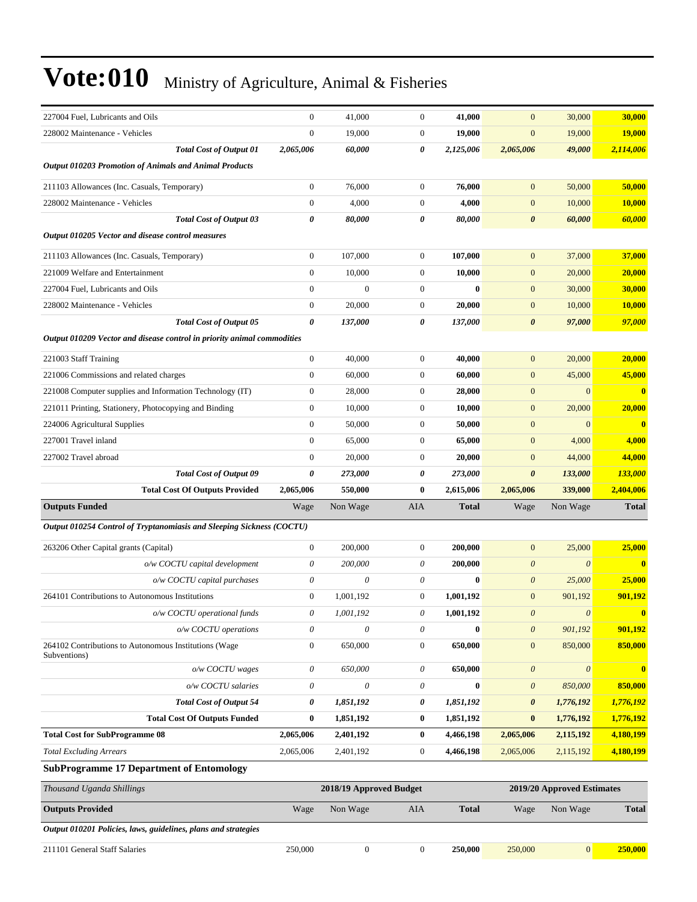# Vote:010 Ministry of Agriculture, Animal & Fisheries

| | | | | | | | |
|---|---|---|---|---|---|---|---|
| 227004 Fuel, Lubricants and Oils | 0 | 41,000 | 0 | **41,000** | 0 | 30,000 | **30,000** |
| 228002 Maintenance - Vehicles | 0 | 19,000 | 0 | **19,000** | 0 | 19,000 | **19,000** |
| ***Total Cost of Output 01*** | ***2,065,006*** | ***60,000*** | ***0*** | ***2,125,006*** | ***2,065,006*** | ***49,000*** | ***2,114,006*** |
| ***Output 010203 Promotion of Animals and Animal Products*** | | | | | | | |
| 211103 Allowances (Inc. Casuals, Temporary) | 0 | 76,000 | 0 | **76,000** | 0 | 50,000 | **50,000** |
| 228002 Maintenance - Vehicles | 0 | 4,000 | 0 | **4,000** | 0 | 10,000 | **10,000** |
| ***Total Cost of Output 03*** | ***0*** | ***80,000*** | ***0*** | ***80,000*** | ***0*** | ***60,000*** | ***60,000*** |
| ***Output 010205 Vector and disease control measures*** | | | | | | | |
| 211103 Allowances (Inc. Casuals, Temporary) | 0 | 107,000 | 0 | **107,000** | 0 | 37,000 | **37,000** |
| 221009 Welfare and Entertainment | 0 | 10,000 | 0 | **10,000** | 0 | 20,000 | **20,000** |
| 227004 Fuel, Lubricants and Oils | 0 | 0 | 0 | **0** | 0 | 30,000 | **30,000** |
| 228002 Maintenance - Vehicles | 0 | 20,000 | 0 | **20,000** | 0 | 10,000 | **10,000** |
| ***Total Cost of Output 05*** | ***0*** | ***137,000*** | ***0*** | ***137,000*** | ***0*** | ***97,000*** | ***97,000*** |
| ***Output 010209 Vector and disease control in priority animal commodities*** | | | | | | | |
| 221003 Staff Training | 0 | 40,000 | 0 | **40,000** | 0 | 20,000 | **20,000** |
| 221006 Commissions and related charges | 0 | 60,000 | 0 | **60,000** | 0 | 45,000 | **45,000** |
| 221008 Computer supplies and Information Technology (IT) | 0 | 28,000 | 0 | **28,000** | 0 | 0 | **0** |
| 221011 Printing, Stationery, Photocopying and Binding | 0 | 10,000 | 0 | **10,000** | 0 | 20,000 | **20,000** |
| 224006 Agricultural Supplies | 0 | 50,000 | 0 | **50,000** | 0 | 0 | **0** |
| 227001 Travel inland | 0 | 65,000 | 0 | **65,000** | 0 | 4,000 | **4,000** |
| 227002 Travel abroad | 0 | 20,000 | 0 | **20,000** | 0 | 44,000 | **44,000** |
| ***Total Cost of Output 09*** | ***0*** | ***273,000*** | ***0*** | ***273,000*** | ***0*** | ***133,000*** | ***133,000*** |
| **Total Cost Of Outputs Provided** | **2,065,006** | **550,000** | **0** | **2,615,006** | **2,065,006** | **339,000** | **2,404,006** |
| **Outputs Funded** | Wage | Non Wage | AIA | **Total** | Wage | Non Wage | **Total** |
| ***Output 010254 Control of Tryptanomiasis and Sleeping Sickness (COCTU)*** | | | | | | | |
| 263206 Other Capital grants (Capital) | 0 | 200,000 | 0 | **200,000** | 0 | 25,000 | **25,000** |
| *o/w COCTU capital development* | *0* | *200,000* | *0* | **200,000** | *0* | *0* | **0** |
| *o/w COCTU capital purchases* | *0* | *0* | *0* | **0** | *0* | *25,000* | **25,000** |
| 264101 Contributions to Autonomous Institutions | 0 | 1,001,192 | 0 | **1,001,192** | 0 | 901,192 | **901,192** |
| *o/w COCTU operational funds* | *0* | *1,001,192* | *0* | **1,001,192** | *0* | *0* | **0** |
| *o/w COCTU operations* | *0* | *0* | *0* | **0** | *0* | *901,192* | **901,192** |
| 264102 Contributions to Autonomous Institutions (Wage Subventions) | 0 | 650,000 | 0 | **650,000** | 0 | 850,000 | **850,000** |
| *o/w COCTU wages* | *0* | *650,000* | *0* | **650,000** | *0* | *0* | **0** |
| *o/w COCTU salaries* | *0* | *0* | *0* | **0** | *0* | *850,000* | **850,000** |
| ***Total Cost of Output 54*** | ***0*** | ***1,851,192*** | ***0*** | ***1,851,192*** | ***0*** | ***1,776,192*** | ***1,776,192*** |
| **Total Cost Of Outputs Funded** | **0** | **1,851,192** | **0** | **1,851,192** | **0** | **1,776,192** | **1,776,192** |
| **Total Cost for SubProgramme 08** | **2,065,006** | **2,401,192** | **0** | **4,466,198** | **2,065,006** | **2,115,192** | **4,180,199** |
| *Total Excluding Arrears* | 2,065,006 | 2,401,192 | 0 | **4,466,198** | 2,065,006 | 2,115,192 | **4,180,199** |

**SubProgramme 17 Department of Entomology**

| *Thousand Uganda Shillings* | 2018/19 Approved Budget | | | | 2019/20 Approved Estimates | | |
|---|---|---|---|---|---|---|---|
| **Outputs Provided** | Wage | Non Wage | AIA | **Total** | Wage | Non Wage | **Total** |
| ***Output 010201 Policies, laws, guidelines, plans and strategies*** | | | | | | | |
| 211101 General Staff Salaries | 250,000 | 0 | 0 | **250,000** | 250,000 | 0 | **250,000** |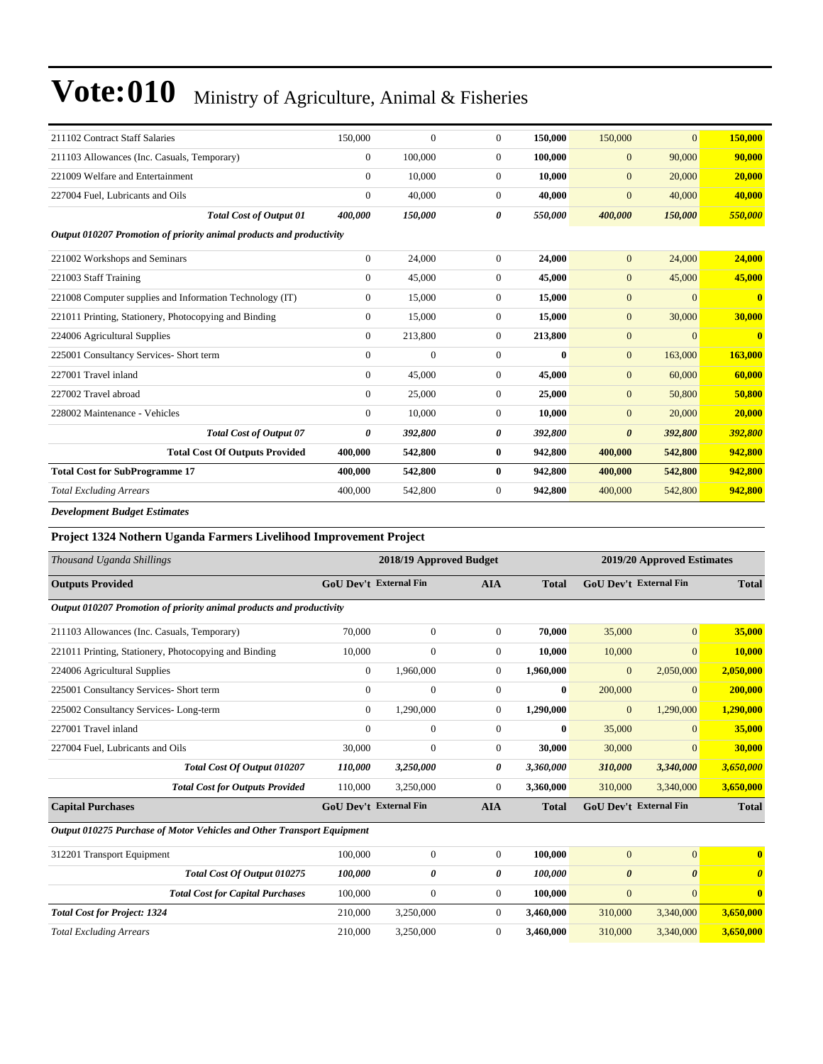# Vote:010 Ministry of Agriculture, Animal & Fisheries

| | | | | | | | |
|---|---|---|---|---|---|---|---|
| 211102 Contract Staff Salaries | 150,000 | 0 | 0 | **150,000** | 150,000 | 0 | **150,000** |
| 211103 Allowances (Inc. Casuals, Temporary) | 0 | 100,000 | 0 | **100,000** | 0 | 90,000 | **90,000** |
| 221009 Welfare and Entertainment | 0 | 10,000 | 0 | **10,000** | 0 | 20,000 | **20,000** |
| 227004 Fuel, Lubricants and Oils | 0 | 40,000 | 0 | **40,000** | 0 | 40,000 | **40,000** |
| ***Total Cost of Output 01*** | ***400,000*** | ***150,000*** | ***0*** | ***550,000*** | ***400,000*** | ***150,000*** | ***550,000*** |
| ***Output 010207 Promotion of priority animal products and productivity*** | | | | | | | |
| 221002 Workshops and Seminars | 0 | 24,000 | 0 | **24,000** | 0 | 24,000 | **24,000** |
| 221003 Staff Training | 0 | 45,000 | 0 | **45,000** | 0 | 45,000 | **45,000** |
| 221008 Computer supplies and Information Technology (IT) | 0 | 15,000 | 0 | **15,000** | 0 | 0 | **0** |
| 221011 Printing, Stationery, Photocopying and Binding | 0 | 15,000 | 0 | **15,000** | 0 | 30,000 | **30,000** |
| 224006 Agricultural Supplies | 0 | 213,800 | 0 | **213,800** | 0 | 0 | **0** |
| 225001 Consultancy Services- Short term | 0 | 0 | 0 | **0** | 0 | 163,000 | **163,000** |
| 227001 Travel inland | 0 | 45,000 | 0 | **45,000** | 0 | 60,000 | **60,000** |
| 227002 Travel abroad | 0 | 25,000 | 0 | **25,000** | 0 | 50,800 | **50,800** |
| 228002 Maintenance - Vehicles | 0 | 10,000 | 0 | **10,000** | 0 | 20,000 | **20,000** |
| ***Total Cost of Output 07*** | ***0*** | ***392,800*** | ***0*** | ***392,800*** | ***0*** | ***392,800*** | ***392,800*** |
| **Total Cost Of Outputs Provided** | **400,000** | **542,800** | **0** | **942,800** | **400,000** | **542,800** | **942,800** |
| **Total Cost for SubProgramme 17** | **400,000** | **542,800** | **0** | **942,800** | **400,000** | **542,800** | **942,800** |
| *Total Excluding Arrears* | 400,000 | 542,800 | 0 | **942,800** | 400,000 | 542,800 | **942,800** |

***Development Budget Estimates***

**Project 1324 Nothern Uganda Farmers Livelihood Improvement Project**

| *Thousand Uganda Shillings* | 2018/19 Approved Budget | | | | 2019/20 Approved Estimates | | |
|---|---|---|---|---|---|---|---|
| **Outputs Provided** | **GoU Dev't** | **External Fin** | **AIA** | **Total** | **GoU Dev't** | **External Fin** | **Total** |
| ***Output 010207 Promotion of priority animal products and productivity*** | | | | | | | |
| 211103 Allowances (Inc. Casuals, Temporary) | 70,000 | 0 | 0 | **70,000** | 35,000 | 0 | **35,000** |
| 221011 Printing, Stationery, Photocopying and Binding | 10,000 | 0 | 0 | **10,000** | 10,000 | 0 | **10,000** |
| 224006 Agricultural Supplies | 0 | 1,960,000 | 0 | **1,960,000** | 0 | 2,050,000 | **2,050,000** |
| 225001 Consultancy Services- Short term | 0 | 0 | 0 | **0** | 200,000 | 0 | **200,000** |
| 225002 Consultancy Services- Long-term | 0 | 1,290,000 | 0 | **1,290,000** | 0 | 1,290,000 | **1,290,000** |
| 227001 Travel inland | 0 | 0 | 0 | **0** | 35,000 | 0 | **35,000** |
| 227004 Fuel, Lubricants and Oils | 30,000 | 0 | 0 | **30,000** | 30,000 | 0 | **30,000** |
| ***Total Cost Of Output 010207*** | ***110,000*** | ***3,250,000*** | ***0*** | ***3,360,000*** | ***310,000*** | ***3,340,000*** | ***3,650,000*** |
| ***Total Cost for Outputs Provided*** | 110,000 | 3,250,000 | 0 | **3,360,000** | 310,000 | 3,340,000 | **3,650,000** |
| **Capital Purchases** | **GoU Dev't** | **External Fin** | **AIA** | **Total** | **GoU Dev't** | **External Fin** | **Total** |
| ***Output 010275 Purchase of Motor Vehicles and Other Transport Equipment*** | | | | | | | |
| 312201 Transport Equipment | 100,000 | 0 | 0 | **100,000** | 0 | 0 | **0** |
| ***Total Cost Of Output 010275*** | ***100,000*** | ***0*** | ***0*** | ***100,000*** | ***0*** | ***0*** | ***0*** |
| ***Total Cost for Capital Purchases*** | 100,000 | 0 | 0 | **100,000** | 0 | 0 | **0** |
| ***Total Cost for Project: 1324*** | 210,000 | 3,250,000 | 0 | **3,460,000** | 310,000 | 3,340,000 | **3,650,000** |
| *Total Excluding Arrears* | 210,000 | 3,250,000 | 0 | **3,460,000** | 310,000 | 3,340,000 | **3,650,000** |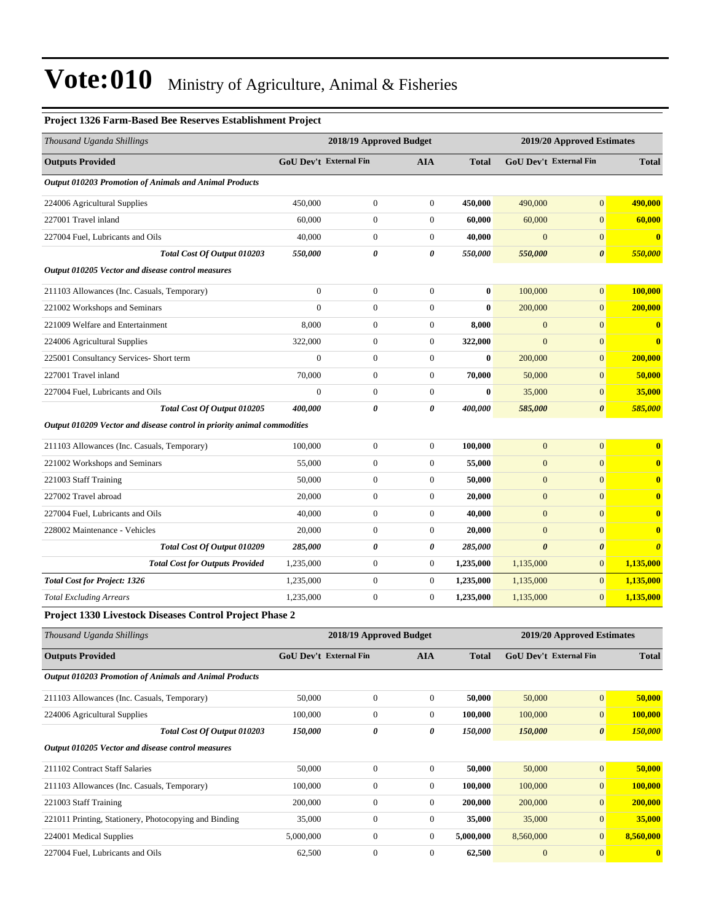# Vote:010 Ministry of Agriculture, Animal & Fisheries

### Project 1326 Farm-Based Bee Reserves Establishment Project

| *Thousand Uganda Shillings* | 2018/19 Approved Budget | | | | 2019/20 Approved Estimates | | |
|---|---|---|---|---|---|---|---|
| **Outputs Provided** | **GoU Dev't** | **External Fin** | **AIA** | **Total** | **GoU Dev't** | **External Fin** | **Total** |
| ***Output 010203 Promotion of Animals and Animal Products*** | | | | | | | |
| 224006 Agricultural Supplies | 450,000 | 0 | 0 | **450,000** | 490,000 | 0 | **490,000** |
| 227001 Travel inland | 60,000 | 0 | 0 | **60,000** | 60,000 | 0 | **60,000** |
| 227004 Fuel, Lubricants and Oils | 40,000 | 0 | 0 | **40,000** | 0 | 0 | **0** |
| ***Total Cost Of Output 010203*** | ***550,000*** | ***0*** | ***0*** | ***550,000*** | ***550,000*** | ***0*** | ***550,000*** |
| ***Output 010205 Vector and disease control measures*** | | | | | | | |
| 211103 Allowances (Inc. Casuals, Temporary) | 0 | 0 | 0 | **0** | 100,000 | 0 | **100,000** |
| 221002 Workshops and Seminars | 0 | 0 | 0 | **0** | 200,000 | 0 | **200,000** |
| 221009 Welfare and Entertainment | 8,000 | 0 | 0 | **8,000** | 0 | 0 | **0** |
| 224006 Agricultural Supplies | 322,000 | 0 | 0 | **322,000** | 0 | 0 | **0** |
| 225001 Consultancy Services- Short term | 0 | 0 | 0 | **0** | 200,000 | 0 | **200,000** |
| 227001 Travel inland | 70,000 | 0 | 0 | **70,000** | 50,000 | 0 | **50,000** |
| 227004 Fuel, Lubricants and Oils | 0 | 0 | 0 | **0** | 35,000 | 0 | **35,000** |
| ***Total Cost Of Output 010205*** | ***400,000*** | ***0*** | ***0*** | ***400,000*** | ***585,000*** | ***0*** | ***585,000*** |
| ***Output 010209 Vector and disease control in priority animal commodities*** | | | | | | | |
| 211103 Allowances (Inc. Casuals, Temporary) | 100,000 | 0 | 0 | **100,000** | 0 | 0 | **0** |
| 221002 Workshops and Seminars | 55,000 | 0 | 0 | **55,000** | 0 | 0 | **0** |
| 221003 Staff Training | 50,000 | 0 | 0 | **50,000** | 0 | 0 | **0** |
| 227002 Travel abroad | 20,000 | 0 | 0 | **20,000** | 0 | 0 | **0** |
| 227004 Fuel, Lubricants and Oils | 40,000 | 0 | 0 | **40,000** | 0 | 0 | **0** |
| 228002 Maintenance - Vehicles | 20,000 | 0 | 0 | **20,000** | 0 | 0 | **0** |
| ***Total Cost Of Output 010209*** | ***285,000*** | ***0*** | ***0*** | ***285,000*** | ***0*** | ***0*** | ***0*** |
| ***Total Cost for Outputs Provided*** | 1,235,000 | 0 | 0 | **1,235,000** | 1,135,000 | 0 | **1,135,000** |
| ***Total Cost for Project: 1326*** | 1,235,000 | 0 | 0 | **1,235,000** | 1,135,000 | 0 | **1,135,000** |
| *Total Excluding Arrears* | 1,235,000 | 0 | 0 | **1,235,000** | 1,135,000 | 0 | **1,135,000** |

### Project 1330 Livestock Diseases Control Project Phase 2

| *Thousand Uganda Shillings* | 2018/19 Approved Budget | | | | 2019/20 Approved Estimates | | |
|---|---|---|---|---|---|---|---|
| **Outputs Provided** | **GoU Dev't** | **External Fin** | **AIA** | **Total** | **GoU Dev't** | **External Fin** | **Total** |
| ***Output 010203 Promotion of Animals and Animal Products*** | | | | | | | |
| 211103 Allowances (Inc. Casuals, Temporary) | 50,000 | 0 | 0 | **50,000** | 50,000 | 0 | **50,000** |
| 224006 Agricultural Supplies | 100,000 | 0 | 0 | **100,000** | 100,000 | 0 | **100,000** |
| ***Total Cost Of Output 010203*** | ***150,000*** | ***0*** | ***0*** | ***150,000*** | ***150,000*** | ***0*** | ***150,000*** |
| ***Output 010205 Vector and disease control measures*** | | | | | | | |
| 211102 Contract Staff Salaries | 50,000 | 0 | 0 | **50,000** | 50,000 | 0 | **50,000** |
| 211103 Allowances (Inc. Casuals, Temporary) | 100,000 | 0 | 0 | **100,000** | 100,000 | 0 | **100,000** |
| 221003 Staff Training | 200,000 | 0 | 0 | **200,000** | 200,000 | 0 | **200,000** |
| 221011 Printing, Stationery, Photocopying and Binding | 35,000 | 0 | 0 | **35,000** | 35,000 | 0 | **35,000** |
| 224001 Medical Supplies | 5,000,000 | 0 | 0 | **5,000,000** | 8,560,000 | 0 | **8,560,000** |
| 227004 Fuel, Lubricants and Oils | 62,500 | 0 | 0 | **62,500** | 0 | 0 | **0** |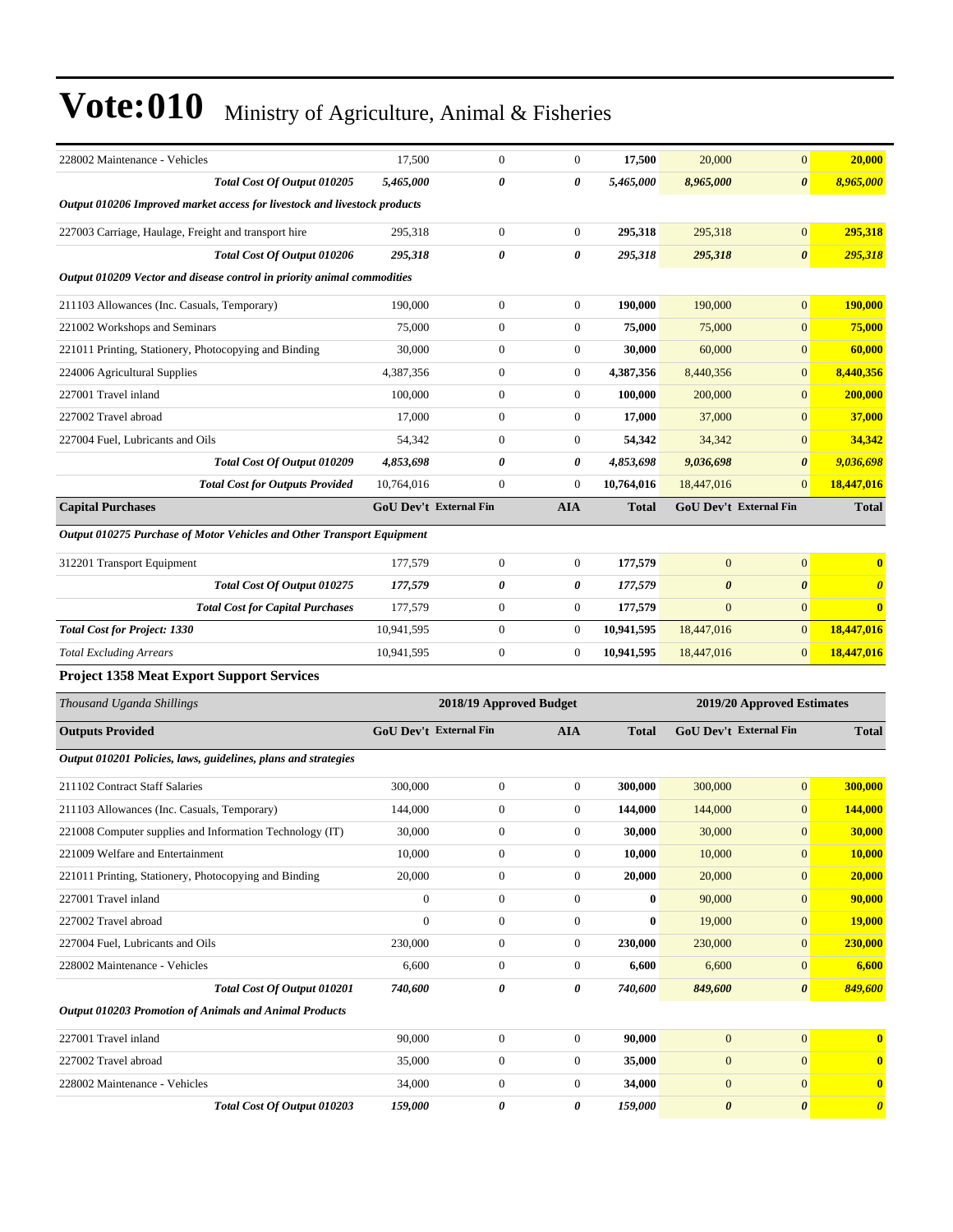# Vote:010 Ministry of Agriculture, Animal & Fisheries

| | | | | | | | |
|---|---|---|---|---|---|---|---|
| 228002 Maintenance - Vehicles | 17,500 | 0 | 0 | **17,500** | 20,000 | 0 | **20,000** |
| ***Total Cost Of Output 010205*** | ***5,465,000*** | ***0*** | ***0*** | ***5,465,000*** | ***8,965,000*** | ***0*** | ***8,965,000*** |
| ***Output 010206 Improved market access for livestock and livestock products*** | | | | | | | |
| 227003 Carriage, Haulage, Freight and transport hire | 295,318 | 0 | 0 | **295,318** | 295,318 | 0 | **295,318** |
| ***Total Cost Of Output 010206*** | ***295,318*** | ***0*** | ***0*** | ***295,318*** | ***295,318*** | ***0*** | ***295,318*** |
| ***Output 010209 Vector and disease control in priority animal commodities*** | | | | | | | |
| 211103 Allowances (Inc. Casuals, Temporary) | 190,000 | 0 | 0 | **190,000** | 190,000 | 0 | **190,000** |
| 221002 Workshops and Seminars | 75,000 | 0 | 0 | **75,000** | 75,000 | 0 | **75,000** |
| 221011 Printing, Stationery, Photocopying and Binding | 30,000 | 0 | 0 | **30,000** | 60,000 | 0 | **60,000** |
| 224006 Agricultural Supplies | 4,387,356 | 0 | 0 | **4,387,356** | 8,440,356 | 0 | **8,440,356** |
| 227001 Travel inland | 100,000 | 0 | 0 | **100,000** | 200,000 | 0 | **200,000** |
| 227002 Travel abroad | 17,000 | 0 | 0 | **17,000** | 37,000 | 0 | **37,000** |
| 227004 Fuel, Lubricants and Oils | 54,342 | 0 | 0 | **54,342** | 34,342 | 0 | **34,342** |
| ***Total Cost Of Output 010209*** | ***4,853,698*** | ***0*** | ***0*** | ***4,853,698*** | ***9,036,698*** | ***0*** | ***9,036,698*** |
| ***Total Cost for Outputs Provided*** | 10,764,016 | 0 | 0 | **10,764,016** | 18,447,016 | 0 | **18,447,016** |
| **Capital Purchases** | **GoU Dev't** | **External Fin** | **AIA** | **Total** | **GoU Dev't** | **External Fin** | **Total** |
| ***Output 010275 Purchase of Motor Vehicles and Other Transport Equipment*** | | | | | | | |
| 312201 Transport Equipment | 177,579 | 0 | 0 | **177,579** | 0 | 0 | **0** |
| ***Total Cost Of Output 010275*** | ***177,579*** | ***0*** | ***0*** | ***177,579*** | ***0*** | ***0*** | ***0*** |
| ***Total Cost for Capital Purchases*** | 177,579 | 0 | 0 | **177,579** | 0 | 0 | **0** |
| ***Total Cost for Project: 1330*** | 10,941,595 | 0 | 0 | **10,941,595** | 18,447,016 | 0 | **18,447,016** |
| *Total Excluding Arrears* | 10,941,595 | 0 | 0 | **10,941,595** | 18,447,016 | 0 | **18,447,016** |

### Project 1358 Meat Export Support Services

| *Thousand Uganda Shillings* | **2018/19 Approved Budget** | | | | **2019/20 Approved Estimates** | | |
|---|---|---|---|---|---|---|---|
| **Outputs Provided** | **GoU Dev't** | **External Fin** | **AIA** | **Total** | **GoU Dev't** | **External Fin** | **Total** |
| ***Output 010201 Policies, laws, guidelines, plans and strategies*** | | | | | | | |
| 211102 Contract Staff Salaries | 300,000 | 0 | 0 | **300,000** | 300,000 | 0 | **300,000** |
| 211103 Allowances (Inc. Casuals, Temporary) | 144,000 | 0 | 0 | **144,000** | 144,000 | 0 | **144,000** |
| 221008 Computer supplies and Information Technology (IT) | 30,000 | 0 | 0 | **30,000** | 30,000 | 0 | **30,000** |
| 221009 Welfare and Entertainment | 10,000 | 0 | 0 | **10,000** | 10,000 | 0 | **10,000** |
| 221011 Printing, Stationery, Photocopying and Binding | 20,000 | 0 | 0 | **20,000** | 20,000 | 0 | **20,000** |
| 227001 Travel inland | 0 | 0 | 0 | **0** | 90,000 | 0 | **90,000** |
| 227002 Travel abroad | 0 | 0 | 0 | **0** | 19,000 | 0 | **19,000** |
| 227004 Fuel, Lubricants and Oils | 230,000 | 0 | 0 | **230,000** | 230,000 | 0 | **230,000** |
| 228002 Maintenance - Vehicles | 6,600 | 0 | 0 | **6,600** | 6,600 | 0 | **6,600** |
| ***Total Cost Of Output 010201*** | ***740,600*** | ***0*** | ***0*** | ***740,600*** | ***849,600*** | ***0*** | ***849,600*** |
| ***Output 010203 Promotion of Animals and Animal Products*** | | | | | | | |
| 227001 Travel inland | 90,000 | 0 | 0 | **90,000** | 0 | 0 | **0** |
| 227002 Travel abroad | 35,000 | 0 | 0 | **35,000** | 0 | 0 | **0** |
| 228002 Maintenance - Vehicles | 34,000 | 0 | 0 | **34,000** | 0 | 0 | **0** |
| ***Total Cost Of Output 010203*** | ***159,000*** | ***0*** | ***0*** | ***159,000*** | ***0*** | ***0*** | ***0*** |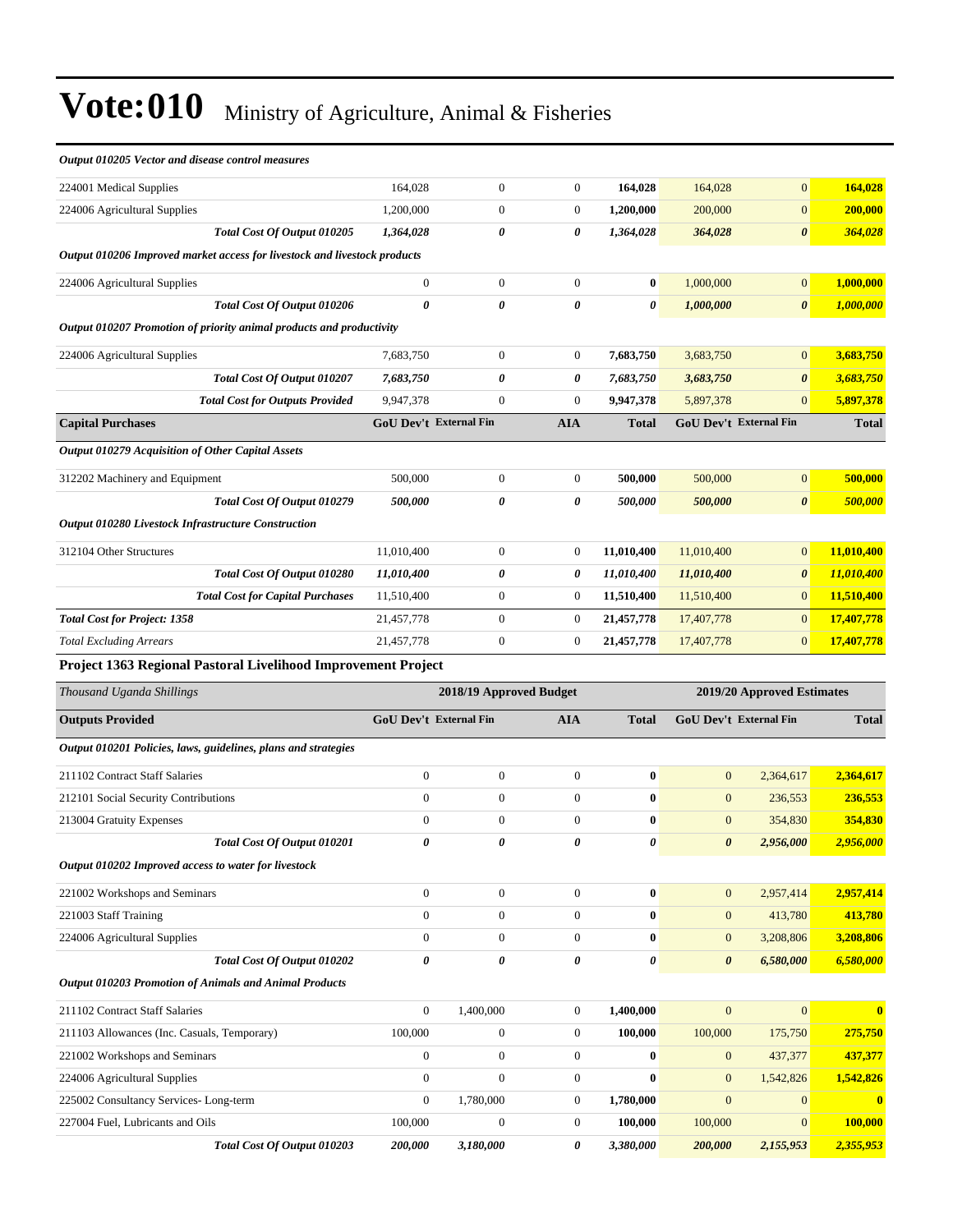# Vote:010 Ministry of Agriculture, Animal & Fisheries

| | | | | | | | |
|---|---|---|---|---|---|---|---|
| ***Output 010205 Vector and disease control measures*** | | | | | | | |
| 224001 Medical Supplies | 164,028 | 0 | 0 | **164,028** | 164,028 | 0 | **164,028** |
| 224006 Agricultural Supplies | 1,200,000 | 0 | 0 | **1,200,000** | 200,000 | 0 | **200,000** |
| ***Total Cost Of Output 010205*** | ***1,364,028*** | ***0*** | ***0*** | ***1,364,028*** | ***364,028*** | ***0*** | ***364,028*** |
| ***Output 010206 Improved market access for livestock and livestock products*** | | | | | | | |
| 224006 Agricultural Supplies | 0 | 0 | 0 | **0** | 1,000,000 | 0 | **1,000,000** |
| ***Total Cost Of Output 010206*** | ***0*** | ***0*** | ***0*** | ***0*** | ***1,000,000*** | ***0*** | ***1,000,000*** |
| ***Output 010207 Promotion of priority animal products and productivity*** | | | | | | | |
| 224006 Agricultural Supplies | 7,683,750 | 0 | 0 | **7,683,750** | 3,683,750 | 0 | **3,683,750** |
| ***Total Cost Of Output 010207*** | ***7,683,750*** | ***0*** | ***0*** | ***7,683,750*** | ***3,683,750*** | ***0*** | ***3,683,750*** |
| ***Total Cost for Outputs Provided*** | 9,947,378 | 0 | 0 | **9,947,378** | 5,897,378 | 0 | **5,897,378** |
| **Capital Purchases** | **GoU Dev't** | **External Fin** | **AIA** | **Total** | **GoU Dev't** | **External Fin** | **Total** |
| ***Output 010279 Acquisition of Other Capital Assets*** | | | | | | | |
| 312202 Machinery and Equipment | 500,000 | 0 | 0 | **500,000** | 500,000 | 0 | **500,000** |
| ***Total Cost Of Output 010279*** | ***500,000*** | ***0*** | ***0*** | ***500,000*** | ***500,000*** | ***0*** | ***500,000*** |
| ***Output 010280 Livestock Infrastructure Construction*** | | | | | | | |
| 312104 Other Structures | 11,010,400 | 0 | 0 | **11,010,400** | 11,010,400 | 0 | **11,010,400** |
| ***Total Cost Of Output 010280*** | ***11,010,400*** | ***0*** | ***0*** | ***11,010,400*** | ***11,010,400*** | ***0*** | ***11,010,400*** |
| ***Total Cost for Capital Purchases*** | 11,510,400 | 0 | 0 | **11,510,400** | 11,510,400 | 0 | **11,510,400** |
| ***Total Cost for Project: 1358*** | 21,457,778 | 0 | 0 | **21,457,778** | 17,407,778 | 0 | **17,407,778** |
| *Total Excluding Arrears* | 21,457,778 | 0 | 0 | **21,457,778** | 17,407,778 | 0 | **17,407,778** |

**Project 1363 Regional Pastoral Livelihood Improvement Project**

| *Thousand Uganda Shillings* | **2018/19 Approved Budget** | | | | **2019/20 Approved Estimates** | | |
|---|---|---|---|---|---|---|---|
| **Outputs Provided** | **GoU Dev't** | **External Fin** | **AIA** | **Total** | **GoU Dev't** | **External Fin** | **Total** |
| ***Output 010201 Policies, laws, guidelines, plans and strategies*** | | | | | | | |
| 211102 Contract Staff Salaries | 0 | 0 | 0 | **0** | 0 | 2,364,617 | **2,364,617** |
| 212101 Social Security Contributions | 0 | 0 | 0 | **0** | 0 | 236,553 | **236,553** |
| 213004 Gratuity Expenses | 0 | 0 | 0 | **0** | 0 | 354,830 | **354,830** |
| ***Total Cost Of Output 010201*** | ***0*** | ***0*** | ***0*** | ***0*** | ***0*** | ***2,956,000*** | ***2,956,000*** |
| ***Output 010202 Improved access to water for livestock*** | | | | | | | |
| 221002 Workshops and Seminars | 0 | 0 | 0 | **0** | 0 | 2,957,414 | **2,957,414** |
| 221003 Staff Training | 0 | 0 | 0 | **0** | 0 | 413,780 | **413,780** |
| 224006 Agricultural Supplies | 0 | 0 | 0 | **0** | 0 | 3,208,806 | **3,208,806** |
| ***Total Cost Of Output 010202*** | ***0*** | ***0*** | ***0*** | ***0*** | ***0*** | ***6,580,000*** | ***6,580,000*** |
| ***Output 010203 Promotion of Animals and Animal Products*** | | | | | | | |
| 211102 Contract Staff Salaries | 0 | 1,400,000 | 0 | **1,400,000** | 0 | 0 | **0** |
| 211103 Allowances (Inc. Casuals, Temporary) | 100,000 | 0 | 0 | **100,000** | 100,000 | 175,750 | **275,750** |
| 221002 Workshops and Seminars | 0 | 0 | 0 | **0** | 0 | 437,377 | **437,377** |
| 224006 Agricultural Supplies | 0 | 0 | 0 | **0** | 0 | 1,542,826 | **1,542,826** |
| 225002 Consultancy Services- Long-term | 0 | 1,780,000 | 0 | **1,780,000** | 0 | 0 | **0** |
| 227004 Fuel, Lubricants and Oils | 100,000 | 0 | 0 | **100,000** | 100,000 | 0 | **100,000** |
| ***Total Cost Of Output 010203*** | ***200,000*** | ***3,180,000*** | ***0*** | ***3,380,000*** | ***200,000*** | ***2,155,953*** | ***2,355,953*** |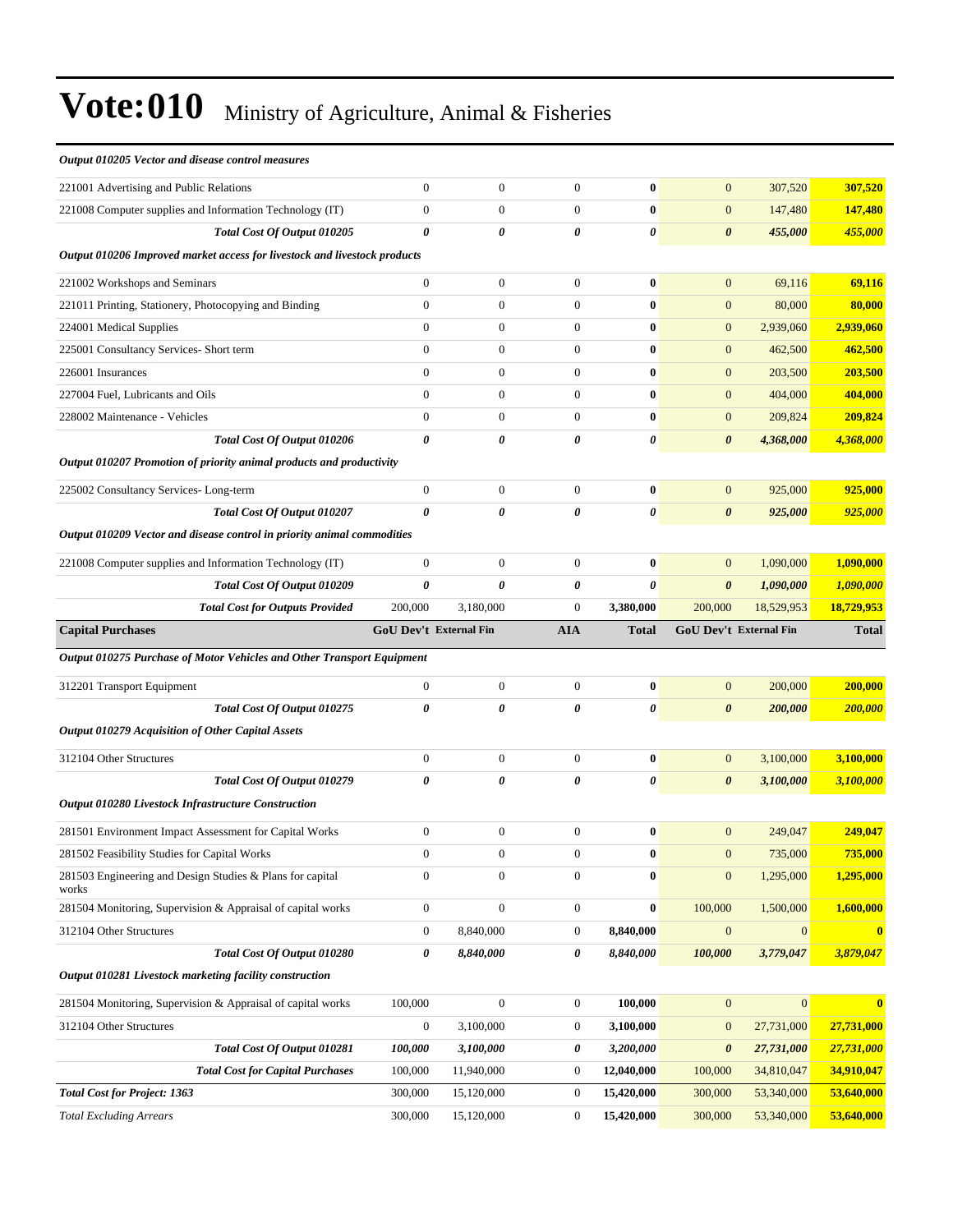# Vote:010 Ministry of Agriculture, Animal & Fisheries

| | | | | | | | |
|---|---|---|---|---|---|---|---|
| ***Output 010205 Vector and disease control measures*** | | | | | | | |
| 221001 Advertising and Public Relations | 0 | 0 | 0 | **0** | 0 | 307,520 | **307,520** |
| 221008 Computer supplies and Information Technology (IT) | 0 | 0 | 0 | **0** | 0 | 147,480 | **147,480** |
| ***Total Cost Of Output 010205*** | ***0*** | ***0*** | ***0*** | ***0*** | ***0*** | ***455,000*** | ***455,000*** |
| ***Output 010206 Improved market access for livestock and livestock products*** | | | | | | | |
| 221002 Workshops and Seminars | 0 | 0 | 0 | **0** | 0 | 69,116 | **69,116** |
| 221011 Printing, Stationery, Photocopying and Binding | 0 | 0 | 0 | **0** | 0 | 80,000 | **80,000** |
| 224001 Medical Supplies | 0 | 0 | 0 | **0** | 0 | 2,939,060 | **2,939,060** |
| 225001 Consultancy Services- Short term | 0 | 0 | 0 | **0** | 0 | 462,500 | **462,500** |
| 226001 Insurances | 0 | 0 | 0 | **0** | 0 | 203,500 | **203,500** |
| 227004 Fuel, Lubricants and Oils | 0 | 0 | 0 | **0** | 0 | 404,000 | **404,000** |
| 228002 Maintenance - Vehicles | 0 | 0 | 0 | **0** | 0 | 209,824 | **209,824** |
| ***Total Cost Of Output 010206*** | ***0*** | ***0*** | ***0*** | ***0*** | ***0*** | ***4,368,000*** | ***4,368,000*** |
| ***Output 010207 Promotion of priority animal products and productivity*** | | | | | | | |
| 225002 Consultancy Services- Long-term | 0 | 0 | 0 | **0** | 0 | 925,000 | **925,000** |
| ***Total Cost Of Output 010207*** | ***0*** | ***0*** | ***0*** | ***0*** | ***0*** | ***925,000*** | ***925,000*** |
| ***Output 010209 Vector and disease control in priority animal commodities*** | | | | | | | |
| 221008 Computer supplies and Information Technology (IT) | 0 | 0 | 0 | **0** | 0 | 1,090,000 | **1,090,000** |
| ***Total Cost Of Output 010209*** | ***0*** | ***0*** | ***0*** | ***0*** | ***0*** | ***1,090,000*** | ***1,090,000*** |
| ***Total Cost for Outputs Provided*** | 200,000 | 3,180,000 | 0 | **3,380,000** | 200,000 | 18,529,953 | **18,729,953** |
| **Capital Purchases** | **GoU Dev't** | **External Fin** | **AIA** | **Total** | **GoU Dev't** | **External Fin** | **Total** |
| ***Output 010275 Purchase of Motor Vehicles and Other Transport Equipment*** | | | | | | | |
| 312201 Transport Equipment | 0 | 0 | 0 | **0** | 0 | 200,000 | **200,000** |
| ***Total Cost Of Output 010275*** | ***0*** | ***0*** | ***0*** | ***0*** | ***0*** | ***200,000*** | ***200,000*** |
| ***Output 010279 Acquisition of Other Capital Assets*** | | | | | | | |
| 312104 Other Structures | 0 | 0 | 0 | **0** | 0 | 3,100,000 | **3,100,000** |
| ***Total Cost Of Output 010279*** | ***0*** | ***0*** | ***0*** | ***0*** | ***0*** | ***3,100,000*** | ***3,100,000*** |
| ***Output 010280 Livestock Infrastructure Construction*** | | | | | | | |
| 281501 Environment Impact Assessment for Capital Works | 0 | 0 | 0 | **0** | 0 | 249,047 | **249,047** |
| 281502 Feasibility Studies for Capital Works | 0 | 0 | 0 | **0** | 0 | 735,000 | **735,000** |
| 281503 Engineering and Design Studies & Plans for capital works | 0 | 0 | 0 | **0** | 0 | 1,295,000 | **1,295,000** |
| 281504 Monitoring, Supervision & Appraisal of capital works | 0 | 0 | 0 | **0** | 100,000 | 1,500,000 | **1,600,000** |
| 312104 Other Structures | 0 | 8,840,000 | 0 | **8,840,000** | 0 | 0 | **0** |
| ***Total Cost Of Output 010280*** | ***0*** | ***8,840,000*** | ***0*** | ***8,840,000*** | ***100,000*** | ***3,779,047*** | ***3,879,047*** |
| ***Output 010281 Livestock marketing facility construction*** | | | | | | | |
| 281504 Monitoring, Supervision & Appraisal of capital works | 100,000 | 0 | 0 | **100,000** | 0 | 0 | **0** |
| 312104 Other Structures | 0 | 3,100,000 | 0 | **3,100,000** | 0 | 27,731,000 | **27,731,000** |
| ***Total Cost Of Output 010281*** | ***100,000*** | ***3,100,000*** | ***0*** | ***3,200,000*** | ***0*** | ***27,731,000*** | ***27,731,000*** |
| ***Total Cost for Capital Purchases*** | 100,000 | 11,940,000 | 0 | **12,040,000** | 100,000 | 34,810,047 | **34,910,047** |
| ***Total Cost for Project: 1363*** | 300,000 | 15,120,000 | 0 | **15,420,000** | 300,000 | 53,340,000 | **53,640,000** |
| *Total Excluding Arrears* | 300,000 | 15,120,000 | 0 | **15,420,000** | 300,000 | 53,340,000 | **53,640,000** |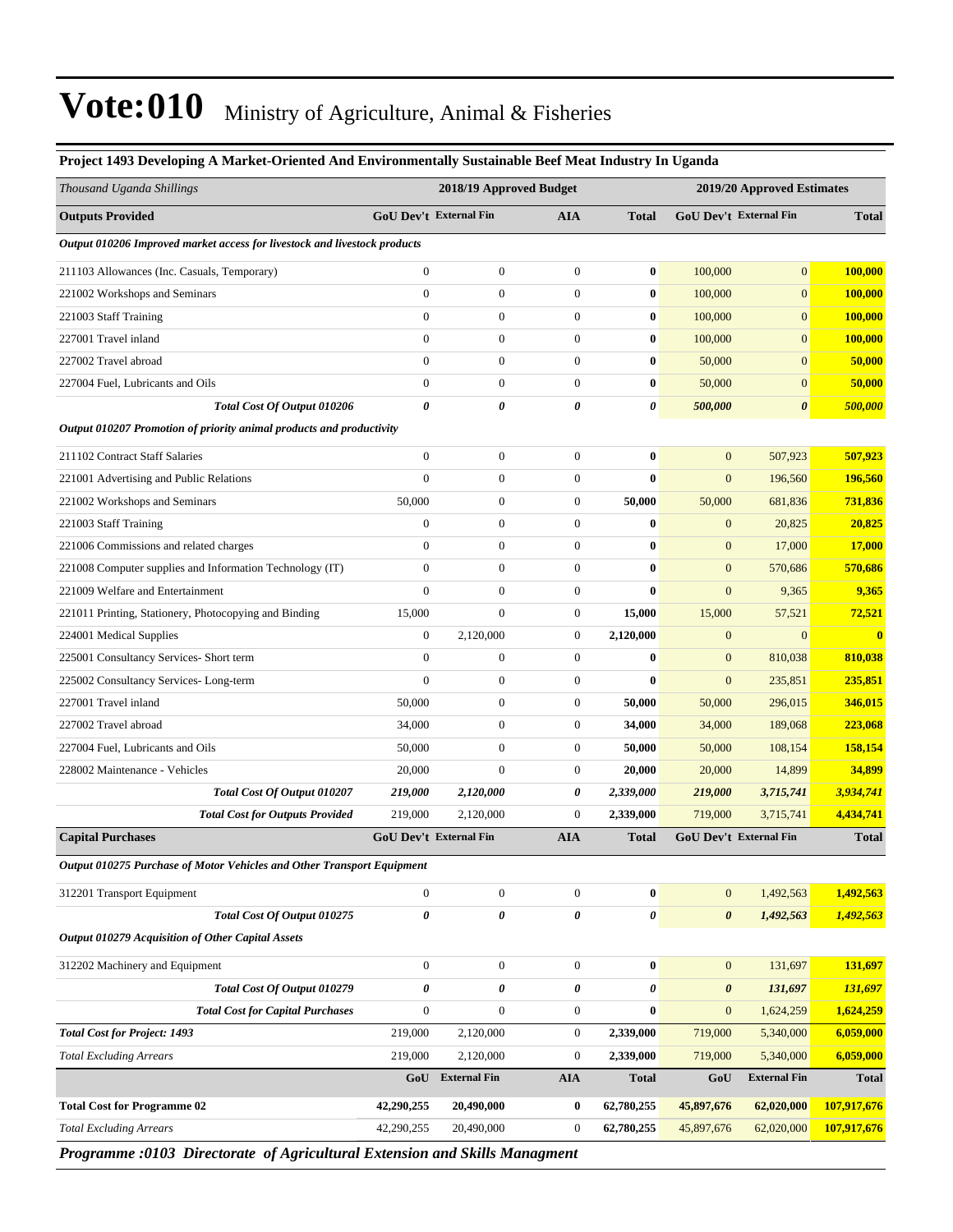# Vote:010 Ministry of Agriculture, Animal & Fisheries

**Project 1493 Developing A Market-Oriented And Environmentally Sustainable Beef Meat Industry In Uganda**

| *Thousand Uganda Shillings* | 2018/19 Approved Budget | | | | 2019/20 Approved Estimates | | |
|---|---|---|---|---|---|---|---|
| **Outputs Provided** | **GoU Dev't** | **External Fin** | **AIA** | **Total** | **GoU Dev't** | **External Fin** | **Total** |
| ***Output 010206 Improved market access for livestock and livestock products*** | | | | | | | |
| 211103 Allowances (Inc. Casuals, Temporary) | 0 | 0 | 0 | **0** | 100,000 | 0 | **100,000** |
| 221002 Workshops and Seminars | 0 | 0 | 0 | **0** | 100,000 | 0 | **100,000** |
| 221003 Staff Training | 0 | 0 | 0 | **0** | 100,000 | 0 | **100,000** |
| 227001 Travel inland | 0 | 0 | 0 | **0** | 100,000 | 0 | **100,000** |
| 227002 Travel abroad | 0 | 0 | 0 | **0** | 50,000 | 0 | **50,000** |
| 227004 Fuel, Lubricants and Oils | 0 | 0 | 0 | **0** | 50,000 | 0 | **50,000** |
| ***Total Cost Of Output 010206*** | ***0*** | ***0*** | ***0*** | ***0*** | ***500,000*** | ***0*** | ***500,000*** |
| ***Output 010207 Promotion of priority animal products and productivity*** | | | | | | | |
| 211102 Contract Staff Salaries | 0 | 0 | 0 | **0** | 0 | 507,923 | **507,923** |
| 221001 Advertising and Public Relations | 0 | 0 | 0 | **0** | 0 | 196,560 | **196,560** |
| 221002 Workshops and Seminars | 50,000 | 0 | 0 | **50,000** | 50,000 | 681,836 | **731,836** |
| 221003 Staff Training | 0 | 0 | 0 | **0** | 0 | 20,825 | **20,825** |
| 221006 Commissions and related charges | 0 | 0 | 0 | **0** | 0 | 17,000 | **17,000** |
| 221008 Computer supplies and Information Technology (IT) | 0 | 0 | 0 | **0** | 0 | 570,686 | **570,686** |
| 221009 Welfare and Entertainment | 0 | 0 | 0 | **0** | 0 | 9,365 | **9,365** |
| 221011 Printing, Stationery, Photocopying and Binding | 15,000 | 0 | 0 | **15,000** | 15,000 | 57,521 | **72,521** |
| 224001 Medical Supplies | 0 | 2,120,000 | 0 | **2,120,000** | 0 | 0 | **0** |
| 225001 Consultancy Services- Short term | 0 | 0 | 0 | **0** | 0 | 810,038 | **810,038** |
| 225002 Consultancy Services- Long-term | 0 | 0 | 0 | **0** | 0 | 235,851 | **235,851** |
| 227001 Travel inland | 50,000 | 0 | 0 | **50,000** | 50,000 | 296,015 | **346,015** |
| 227002 Travel abroad | 34,000 | 0 | 0 | **34,000** | 34,000 | 189,068 | **223,068** |
| 227004 Fuel, Lubricants and Oils | 50,000 | 0 | 0 | **50,000** | 50,000 | 108,154 | **158,154** |
| 228002 Maintenance - Vehicles | 20,000 | 0 | 0 | **20,000** | 20,000 | 14,899 | **34,899** |
| ***Total Cost Of Output 010207*** | ***219,000*** | ***2,120,000*** | ***0*** | ***2,339,000*** | ***219,000*** | ***3,715,741*** | ***3,934,741*** |
| ***Total Cost for Outputs Provided*** | 219,000 | 2,120,000 | 0 | **2,339,000** | 719,000 | 3,715,741 | **4,434,741** |
| **Capital Purchases** | **GoU Dev't** | **External Fin** | **AIA** | **Total** | **GoU Dev't** | **External Fin** | **Total** |
| ***Output 010275 Purchase of Motor Vehicles and Other Transport Equipment*** | | | | | | | |
| 312201 Transport Equipment | 0 | 0 | 0 | **0** | 0 | 1,492,563 | **1,492,563** |
| ***Total Cost Of Output 010275*** | ***0*** | ***0*** | ***0*** | ***0*** | ***0*** | ***1,492,563*** | ***1,492,563*** |
| ***Output 010279 Acquisition of Other Capital Assets*** | | | | | | | |
| 312202 Machinery and Equipment | 0 | 0 | 0 | **0** | 0 | 131,697 | **131,697** |
| ***Total Cost Of Output 010279*** | ***0*** | ***0*** | ***0*** | ***0*** | ***0*** | ***131,697*** | ***131,697*** |
| ***Total Cost for Capital Purchases*** | 0 | 0 | 0 | **0** | 0 | 1,624,259 | **1,624,259** |
| ***Total Cost for Project: 1493*** | 219,000 | 2,120,000 | 0 | **2,339,000** | 719,000 | 5,340,000 | **6,059,000** |
| *Total Excluding Arrears* | 219,000 | 2,120,000 | 0 | **2,339,000** | 719,000 | 5,340,000 | **6,059,000** |
| | **GoU** | **External Fin** | **AIA** | **Total** | **GoU** | **External Fin** | **Total** |
| **Total Cost for Programme 02** | **42,290,255** | **20,490,000** | **0** | **62,780,255** | **45,897,676** | **62,020,000** | **107,917,676** |
| *Total Excluding Arrears* | 42,290,255 | 20,490,000 | 0 | **62,780,255** | 45,897,676 | 62,020,000 | **107,917,676** |

***Programme :0103 Directorate of Agricultural Extension and Skills Managment***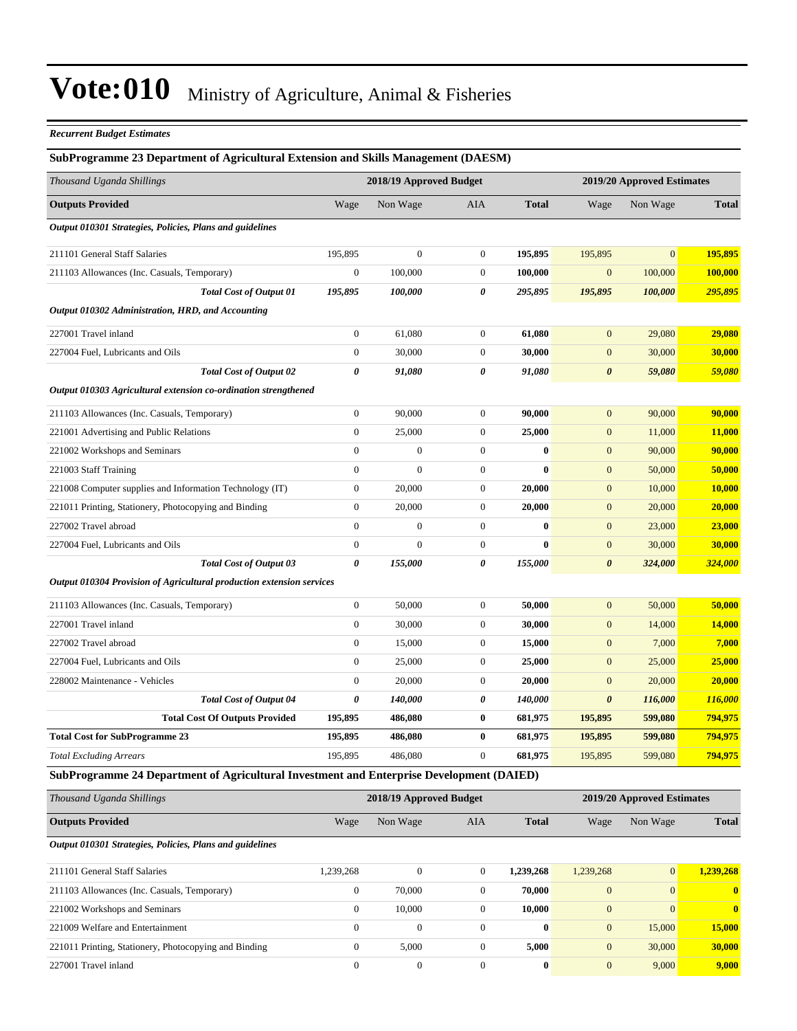# Vote:010 Ministry of Agriculture, Animal & Fisheries

*Recurrent Budget Estimates*

**SubProgramme 23 Department of Agricultural Extension and Skills Management (DAESM)**

| *Thousand Uganda Shillings* | 2018/19 Approved Budget | | | | 2019/20 Approved Estimates | | |
|---|---|---|---|---|---|---|---|
| **Outputs Provided** | Wage | Non Wage | AIA | **Total** | Wage | Non Wage | **Total** |
| ***Output 010301 Strategies, Policies, Plans and guidelines*** | | | | | | | |
| 211101 General Staff Salaries | 195,895 | 0 | 0 | **195,895** | 195,895 | 0 | **195,895** |
| 211103 Allowances (Inc. Casuals, Temporary) | 0 | 100,000 | 0 | **100,000** | 0 | 100,000 | **100,000** |
| ***Total Cost of Output 01*** | ***195,895*** | ***100,000*** | ***0*** | ***295,895*** | ***195,895*** | ***100,000*** | ***295,895*** |
| ***Output 010302 Administration, HRD, and Accounting*** | | | | | | | |
| 227001 Travel inland | 0 | 61,080 | 0 | **61,080** | 0 | 29,080 | **29,080** |
| 227004 Fuel, Lubricants and Oils | 0 | 30,000 | 0 | **30,000** | 0 | 30,000 | **30,000** |
| ***Total Cost of Output 02*** | ***0*** | ***91,080*** | ***0*** | ***91,080*** | ***0*** | ***59,080*** | ***59,080*** |
| ***Output 010303 Agricultural extension co-ordination strengthened*** | | | | | | | |
| 211103 Allowances (Inc. Casuals, Temporary) | 0 | 90,000 | 0 | **90,000** | 0 | 90,000 | **90,000** |
| 221001 Advertising and Public Relations | 0 | 25,000 | 0 | **25,000** | 0 | 11,000 | **11,000** |
| 221002 Workshops and Seminars | 0 | 0 | 0 | **0** | 0 | 90,000 | **90,000** |
| 221003 Staff Training | 0 | 0 | 0 | **0** | 0 | 50,000 | **50,000** |
| 221008 Computer supplies and Information Technology (IT) | 0 | 20,000 | 0 | **20,000** | 0 | 10,000 | **10,000** |
| 221011 Printing, Stationery, Photocopying and Binding | 0 | 20,000 | 0 | **20,000** | 0 | 20,000 | **20,000** |
| 227002 Travel abroad | 0 | 0 | 0 | **0** | 0 | 23,000 | **23,000** |
| 227004 Fuel, Lubricants and Oils | 0 | 0 | 0 | **0** | 0 | 30,000 | **30,000** |
| ***Total Cost of Output 03*** | ***0*** | ***155,000*** | ***0*** | ***155,000*** | ***0*** | ***324,000*** | ***324,000*** |
| ***Output 010304 Provision of Agricultural production extension services*** | | | | | | | |
| 211103 Allowances (Inc. Casuals, Temporary) | 0 | 50,000 | 0 | **50,000** | 0 | 50,000 | **50,000** |
| 227001 Travel inland | 0 | 30,000 | 0 | **30,000** | 0 | 14,000 | **14,000** |
| 227002 Travel abroad | 0 | 15,000 | 0 | **15,000** | 0 | 7,000 | **7,000** |
| 227004 Fuel, Lubricants and Oils | 0 | 25,000 | 0 | **25,000** | 0 | 25,000 | **25,000** |
| 228002 Maintenance - Vehicles | 0 | 20,000 | 0 | **20,000** | 0 | 20,000 | **20,000** |
| ***Total Cost of Output 04*** | ***0*** | ***140,000*** | ***0*** | ***140,000*** | ***0*** | ***116,000*** | ***116,000*** |
| **Total Cost Of Outputs Provided** | **195,895** | **486,080** | **0** | **681,975** | **195,895** | **599,080** | **794,975** |
| **Total Cost for SubProgramme 23** | **195,895** | **486,080** | **0** | **681,975** | **195,895** | **599,080** | **794,975** |
| *Total Excluding Arrears* | 195,895 | 486,080 | 0 | **681,975** | 195,895 | 599,080 | **794,975** |

**SubProgramme 24 Department of Agricultural Investment and Enterprise Development (DAIED)**

| *Thousand Uganda Shillings* | 2018/19 Approved Budget | | | | 2019/20 Approved Estimates | | |
|---|---|---|---|---|---|---|---|
| **Outputs Provided** | Wage | Non Wage | AIA | **Total** | Wage | Non Wage | **Total** |
| ***Output 010301 Strategies, Policies, Plans and guidelines*** | | | | | | | |
| 211101 General Staff Salaries | 1,239,268 | 0 | 0 | **1,239,268** | 1,239,268 | 0 | **1,239,268** |
| 211103 Allowances (Inc. Casuals, Temporary) | 0 | 70,000 | 0 | **70,000** | 0 | 0 | **0** |
| 221002 Workshops and Seminars | 0 | 10,000 | 0 | **10,000** | 0 | 0 | **0** |
| 221009 Welfare and Entertainment | 0 | 0 | 0 | **0** | 0 | 15,000 | **15,000** |
| 221011 Printing, Stationery, Photocopying and Binding | 0 | 5,000 | 0 | **5,000** | 0 | 30,000 | **30,000** |
| 227001 Travel inland | 0 | 0 | 0 | **0** | 0 | 9,000 | **9,000** |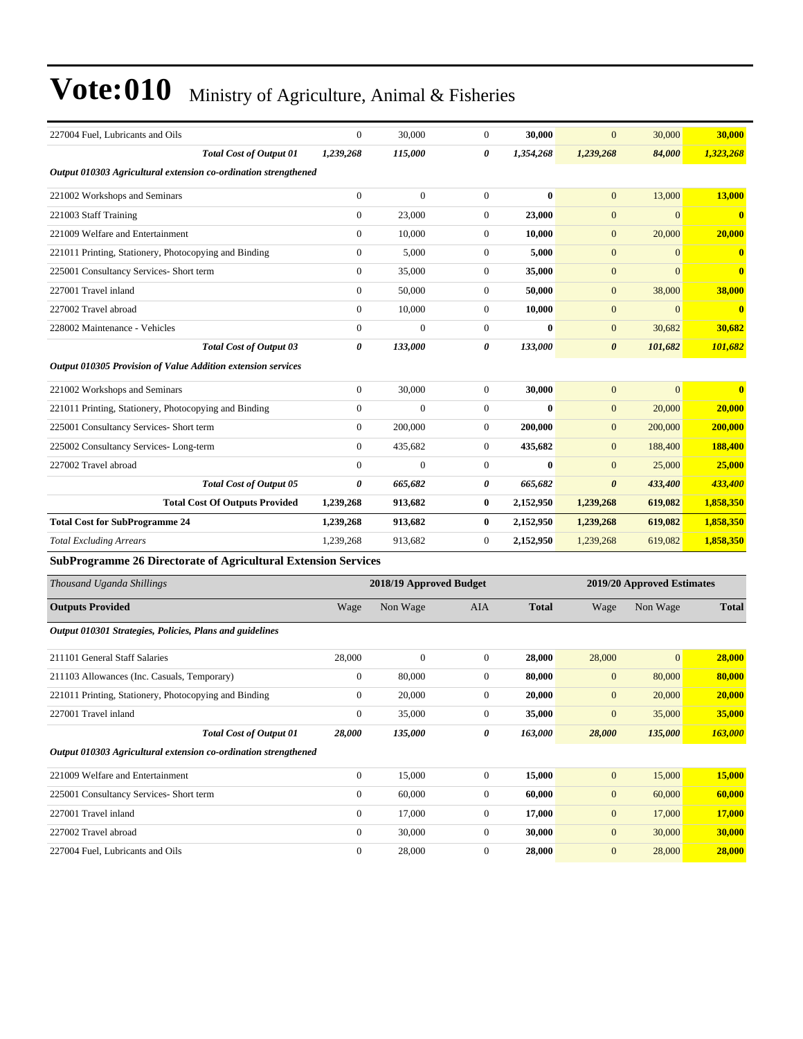# Vote:010 Ministry of Agriculture, Animal & Fisheries

| | | | | | | | |
|---|---|---|---|---|---|---|---|
| 227004 Fuel, Lubricants and Oils | 0 | 30,000 | 0 | **30,000** | 0 | 30,000 | **30,000** |
| ***Total Cost of Output 01*** | ***1,239,268*** | ***115,000*** | ***0*** | ***1,354,268*** | ***1,239,268*** | ***84,000*** | ***1,323,268*** |
| ***Output 010303 Agricultural extension co-ordination strengthened*** | | | | | | | |
| 221002 Workshops and Seminars | 0 | 0 | 0 | **0** | 0 | 13,000 | **13,000** |
| 221003 Staff Training | 0 | 23,000 | 0 | **23,000** | 0 | 0 | **0** |
| 221009 Welfare and Entertainment | 0 | 10,000 | 0 | **10,000** | 0 | 20,000 | **20,000** |
| 221011 Printing, Stationery, Photocopying and Binding | 0 | 5,000 | 0 | **5,000** | 0 | 0 | **0** |
| 225001 Consultancy Services- Short term | 0 | 35,000 | 0 | **35,000** | 0 | 0 | **0** |
| 227001 Travel inland | 0 | 50,000 | 0 | **50,000** | 0 | 38,000 | **38,000** |
| 227002 Travel abroad | 0 | 10,000 | 0 | **10,000** | 0 | 0 | **0** |
| 228002 Maintenance - Vehicles | 0 | 0 | 0 | **0** | 0 | 30,682 | **30,682** |
| ***Total Cost of Output 03*** | ***0*** | ***133,000*** | ***0*** | ***133,000*** | ***0*** | ***101,682*** | ***101,682*** |
| ***Output 010305 Provision of Value Addition extension services*** | | | | | | | |
| 221002 Workshops and Seminars | 0 | 30,000 | 0 | **30,000** | 0 | 0 | **0** |
| 221011 Printing, Stationery, Photocopying and Binding | 0 | 0 | 0 | **0** | 0 | 20,000 | **20,000** |
| 225001 Consultancy Services- Short term | 0 | 200,000 | 0 | **200,000** | 0 | 200,000 | **200,000** |
| 225002 Consultancy Services- Long-term | 0 | 435,682 | 0 | **435,682** | 0 | 188,400 | **188,400** |
| 227002 Travel abroad | 0 | 0 | 0 | **0** | 0 | 25,000 | **25,000** |
| ***Total Cost of Output 05*** | ***0*** | ***665,682*** | ***0*** | ***665,682*** | ***0*** | ***433,400*** | ***433,400*** |
| **Total Cost Of Outputs Provided** | **1,239,268** | **913,682** | **0** | **2,152,950** | **1,239,268** | **619,082** | **1,858,350** |
| **Total Cost for SubProgramme 24** | **1,239,268** | **913,682** | **0** | **2,152,950** | **1,239,268** | **619,082** | **1,858,350** |
| *Total Excluding Arrears* | 1,239,268 | 913,682 | 0 | 2,152,950 | 1,239,268 | 619,082 | **1,858,350** |

### SubProgramme 26 Directorate of Agricultural Extension Services

| *Thousand Uganda Shillings* | 2018/19 Approved Budget | | | | 2019/20 Approved Estimates | | |
|---|---|---|---|---|---|---|---|
| **Outputs Provided** | Wage | Non Wage | AIA | **Total** | Wage | Non Wage | **Total** |
| ***Output 010301 Strategies, Policies, Plans and guidelines*** | | | | | | | |
| 211101 General Staff Salaries | 28,000 | 0 | 0 | **28,000** | 28,000 | 0 | **28,000** |
| 211103 Allowances (Inc. Casuals, Temporary) | 0 | 80,000 | 0 | **80,000** | 0 | 80,000 | **80,000** |
| 221011 Printing, Stationery, Photocopying and Binding | 0 | 20,000 | 0 | **20,000** | 0 | 20,000 | **20,000** |
| 227001 Travel inland | 0 | 35,000 | 0 | **35,000** | 0 | 35,000 | **35,000** |
| ***Total Cost of Output 01*** | ***28,000*** | ***135,000*** | ***0*** | ***163,000*** | ***28,000*** | ***135,000*** | ***163,000*** |
| ***Output 010303 Agricultural extension co-ordination strengthened*** | | | | | | | |
| 221009 Welfare and Entertainment | 0 | 15,000 | 0 | **15,000** | 0 | 15,000 | **15,000** |
| 225001 Consultancy Services- Short term | 0 | 60,000 | 0 | **60,000** | 0 | 60,000 | **60,000** |
| 227001 Travel inland | 0 | 17,000 | 0 | **17,000** | 0 | 17,000 | **17,000** |
| 227002 Travel abroad | 0 | 30,000 | 0 | **30,000** | 0 | 30,000 | **30,000** |
| 227004 Fuel, Lubricants and Oils | 0 | 28,000 | 0 | **28,000** | 0 | 28,000 | **28,000** |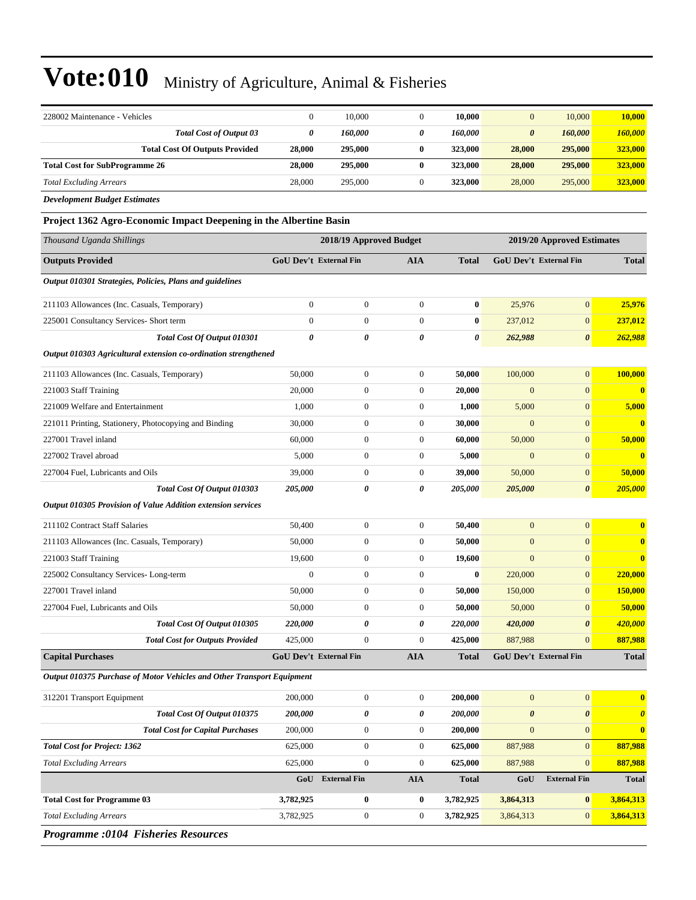# Vote:010 Ministry of Agriculture, Animal & Fisheries

| | | | | | | | |
|---|---|---|---|---|---|---|---|
| 228002 Maintenance - Vehicles | 0 | 10,000 | 0 | **10,000** | 0 | 10,000 | **10,000** |
| ***Total Cost of Output 03*** | ***0*** | ***160,000*** | ***0*** | ***160,000*** | ***0*** | ***160,000*** | ***160,000*** |
| **Total Cost Of Outputs Provided** | **28,000** | **295,000** | **0** | **323,000** | **28,000** | **295,000** | **323,000** |
| **Total Cost for SubProgramme 26** | **28,000** | **295,000** | **0** | **323,000** | **28,000** | **295,000** | **323,000** |
| *Total Excluding Arrears* | 28,000 | 295,000 | 0 | **323,000** | 28,000 | 295,000 | **323,000** |

***Development Budget Estimates***

**Project 1362 Agro-Economic Impact Deepening in the Albertine Basin**

| *Thousand Uganda Shillings* | 2018/19 Approved Budget | | | | 2019/20 Approved Estimates | | |
|---|---|---|---|---|---|---|---|
| **Outputs Provided** | **GoU Dev't** | **External Fin** | **AIA** | **Total** | **GoU Dev't** | **External Fin** | **Total** |
| ***Output 010301 Strategies, Policies, Plans and guidelines*** | | | | | | | |
| 211103 Allowances (Inc. Casuals, Temporary) | 0 | 0 | 0 | **0** | 25,976 | 0 | **25,976** |
| 225001 Consultancy Services- Short term | 0 | 0 | 0 | **0** | 237,012 | 0 | **237,012** |
| ***Total Cost Of Output 010301*** | ***0*** | ***0*** | ***0*** | ***0*** | ***262,988*** | ***0*** | ***262,988*** |
| ***Output 010303 Agricultural extension co-ordination strengthened*** | | | | | | | |
| 211103 Allowances (Inc. Casuals, Temporary) | 50,000 | 0 | 0 | **50,000** | 100,000 | 0 | **100,000** |
| 221003 Staff Training | 20,000 | 0 | 0 | **20,000** | 0 | 0 | **0** |
| 221009 Welfare and Entertainment | 1,000 | 0 | 0 | **1,000** | 5,000 | 0 | **5,000** |
| 221011 Printing, Stationery, Photocopying and Binding | 30,000 | 0 | 0 | **30,000** | 0 | 0 | **0** |
| 227001 Travel inland | 60,000 | 0 | 0 | **60,000** | 50,000 | 0 | **50,000** |
| 227002 Travel abroad | 5,000 | 0 | 0 | **5,000** | 0 | 0 | **0** |
| 227004 Fuel, Lubricants and Oils | 39,000 | 0 | 0 | **39,000** | 50,000 | 0 | **50,000** |
| ***Total Cost Of Output 010303*** | ***205,000*** | ***0*** | ***0*** | ***205,000*** | ***205,000*** | ***0*** | ***205,000*** |
| ***Output 010305 Provision of Value Addition extension services*** | | | | | | | |
| 211102 Contract Staff Salaries | 50,400 | 0 | 0 | **50,400** | 0 | 0 | **0** |
| 211103 Allowances (Inc. Casuals, Temporary) | 50,000 | 0 | 0 | **50,000** | 0 | 0 | **0** |
| 221003 Staff Training | 19,600 | 0 | 0 | **19,600** | 0 | 0 | **0** |
| 225002 Consultancy Services- Long-term | 0 | 0 | 0 | **0** | 220,000 | 0 | **220,000** |
| 227001 Travel inland | 50,000 | 0 | 0 | **50,000** | 150,000 | 0 | **150,000** |
| 227004 Fuel, Lubricants and Oils | 50,000 | 0 | 0 | **50,000** | 50,000 | 0 | **50,000** |
| ***Total Cost Of Output 010305*** | ***220,000*** | ***0*** | ***0*** | ***220,000*** | ***420,000*** | ***0*** | ***420,000*** |
| ***Total Cost for Outputs Provided*** | 425,000 | 0 | 0 | **425,000** | 887,988 | 0 | **887,988** |
| **Capital Purchases** | **GoU Dev't** | **External Fin** | **AIA** | **Total** | **GoU Dev't** | **External Fin** | **Total** |
| ***Output 010375 Purchase of Motor Vehicles and Other Transport Equipment*** | | | | | | | |
| 312201 Transport Equipment | 200,000 | 0 | 0 | **200,000** | 0 | 0 | **0** |
| ***Total Cost Of Output 010375*** | ***200,000*** | ***0*** | ***0*** | ***200,000*** | ***0*** | ***0*** | ***0*** |
| ***Total Cost for Capital Purchases*** | 200,000 | 0 | 0 | **200,000** | 0 | 0 | **0** |
| ***Total Cost for Project: 1362*** | 625,000 | 0 | 0 | **625,000** | 887,988 | 0 | **887,988** |
| *Total Excluding Arrears* | 625,000 | 0 | 0 | **625,000** | 887,988 | 0 | **887,988** |
| | **GoU** | **External Fin** | **AIA** | **Total** | **GoU** | **External Fin** | **Total** |
| **Total Cost for Programme 03** | **3,782,925** | **0** | **0** | **3,782,925** | **3,864,313** | **0** | **3,864,313** |
| *Total Excluding Arrears* | 3,782,925 | 0 | 0 | **3,782,925** | 3,864,313 | 0 | **3,864,313** |

***Programme :0104 Fisheries Resources***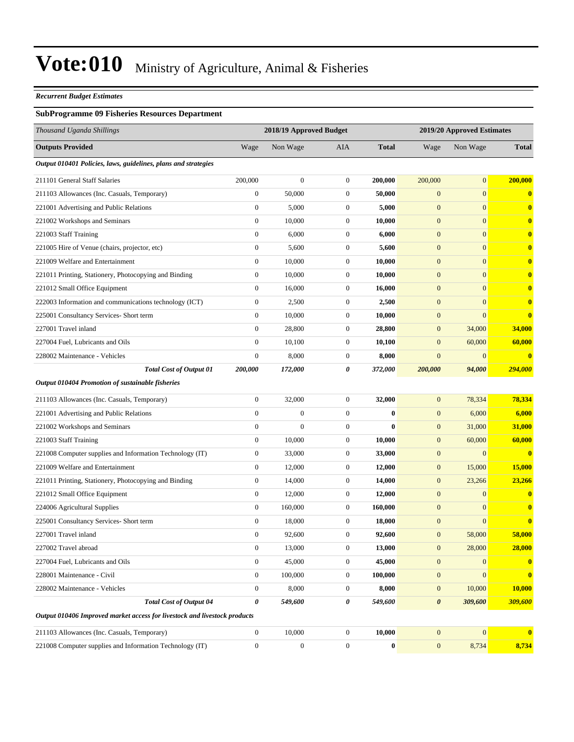# Vote:010 Ministry of Agriculture, Animal & Fisheries

***Recurrent Budget Estimates***

**SubProgramme 09 Fisheries Resources Department**

| *Thousand Uganda Shillings* | 2018/19 Approved Budget | | | | 2019/20 Approved Estimates | | |
|---|---|---|---|---|---|---|---|
| **Outputs Provided** | Wage | Non Wage | AIA | **Total** | Wage | Non Wage | **Total** |
| ***Output 010401 Policies, laws, guidelines, plans and strategies*** | | | | | | | |
| 211101 General Staff Salaries | 200,000 | 0 | 0 | **200,000** | 200,000 | 0 | **200,000** |
| 211103 Allowances (Inc. Casuals, Temporary) | 0 | 50,000 | 0 | **50,000** | 0 | 0 | **0** |
| 221001 Advertising and Public Relations | 0 | 5,000 | 0 | **5,000** | 0 | 0 | **0** |
| 221002 Workshops and Seminars | 0 | 10,000 | 0 | **10,000** | 0 | 0 | **0** |
| 221003 Staff Training | 0 | 6,000 | 0 | **6,000** | 0 | 0 | **0** |
| 221005 Hire of Venue (chairs, projector, etc) | 0 | 5,600 | 0 | **5,600** | 0 | 0 | **0** |
| 221009 Welfare and Entertainment | 0 | 10,000 | 0 | **10,000** | 0 | 0 | **0** |
| 221011 Printing, Stationery, Photocopying and Binding | 0 | 10,000 | 0 | **10,000** | 0 | 0 | **0** |
| 221012 Small Office Equipment | 0 | 16,000 | 0 | **16,000** | 0 | 0 | **0** |
| 222003 Information and communications technology (ICT) | 0 | 2,500 | 0 | **2,500** | 0 | 0 | **0** |
| 225001 Consultancy Services- Short term | 0 | 10,000 | 0 | **10,000** | 0 | 0 | **0** |
| 227001 Travel inland | 0 | 28,800 | 0 | **28,800** | 0 | 34,000 | **34,000** |
| 227004 Fuel, Lubricants and Oils | 0 | 10,100 | 0 | **10,100** | 0 | 60,000 | **60,000** |
| 228002 Maintenance - Vehicles | 0 | 8,000 | 0 | **8,000** | 0 | 0 | **0** |
| ***Total Cost of Output 01*** | ***200,000*** | ***172,000*** | ***0*** | ***372,000*** | ***200,000*** | ***94,000*** | ***294,000*** |
| ***Output 010404 Promotion of sustainable fisheries*** | | | | | | | |
| 211103 Allowances (Inc. Casuals, Temporary) | 0 | 32,000 | 0 | **32,000** | 0 | 78,334 | **78,334** |
| 221001 Advertising and Public Relations | 0 | 0 | 0 | **0** | 0 | 6,000 | **6,000** |
| 221002 Workshops and Seminars | 0 | 0 | 0 | **0** | 0 | 31,000 | **31,000** |
| 221003 Staff Training | 0 | 10,000 | 0 | **10,000** | 0 | 60,000 | **60,000** |
| 221008 Computer supplies and Information Technology (IT) | 0 | 33,000 | 0 | **33,000** | 0 | 0 | **0** |
| 221009 Welfare and Entertainment | 0 | 12,000 | 0 | **12,000** | 0 | 15,000 | **15,000** |
| 221011 Printing, Stationery, Photocopying and Binding | 0 | 14,000 | 0 | **14,000** | 0 | 23,266 | **23,266** |
| 221012 Small Office Equipment | 0 | 12,000 | 0 | **12,000** | 0 | 0 | **0** |
| 224006 Agricultural Supplies | 0 | 160,000 | 0 | **160,000** | 0 | 0 | **0** |
| 225001 Consultancy Services- Short term | 0 | 18,000 | 0 | **18,000** | 0 | 0 | **0** |
| 227001 Travel inland | 0 | 92,600 | 0 | **92,600** | 0 | 58,000 | **58,000** |
| 227002 Travel abroad | 0 | 13,000 | 0 | **13,000** | 0 | 28,000 | **28,000** |
| 227004 Fuel, Lubricants and Oils | 0 | 45,000 | 0 | **45,000** | 0 | 0 | **0** |
| 228001 Maintenance - Civil | 0 | 100,000 | 0 | **100,000** | 0 | 0 | **0** |
| 228002 Maintenance - Vehicles | 0 | 8,000 | 0 | **8,000** | 0 | 10,000 | **10,000** |
| ***Total Cost of Output 04*** | ***0*** | ***549,600*** | ***0*** | ***549,600*** | ***0*** | ***309,600*** | ***309,600*** |
| ***Output 010406 Improved market access for livestock and livestock products*** | | | | | | | |
| 211103 Allowances (Inc. Casuals, Temporary) | 0 | 10,000 | 0 | **10,000** | 0 | 0 | **0** |
| 221008 Computer supplies and Information Technology (IT) | 0 | 0 | 0 | **0** | 0 | 8,734 | **8,734** |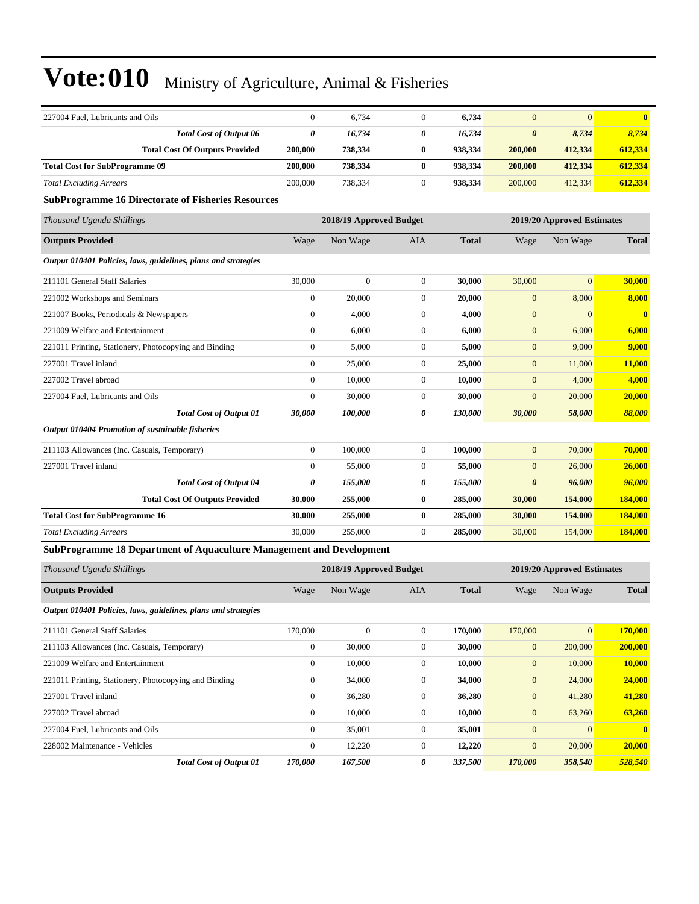| | | | | | | | |
|---|---|---|---|---|---|---|---|
| 227004 Fuel, Lubricants and Oils | 0 | 6,734 | 0 | **6,734** | 0 | 0 | **0** |
| ***Total Cost of Output 06*** | ***0*** | ***16,734*** | ***0*** | ***16,734*** | ***0*** | ***8,734*** | ***8,734*** |
| **Total Cost Of Outputs Provided** | **200,000** | **738,334** | **0** | **938,334** | **200,000** | **412,334** | **612,334** |
| **Total Cost for SubProgramme 09** | **200,000** | **738,334** | **0** | **938,334** | **200,000** | **412,334** | **612,334** |
| *Total Excluding Arrears* | 200,000 | 738,334 | 0 | **938,334** | 200,000 | 412,334 | **612,334** |

**SubProgramme 16 Directorate of Fisheries Resources**

| *Thousand Uganda Shillings* | | 2018/19 Approved Budget | | | | 2019/20 Approved Estimates | |
|---|---|---|---|---|---|---|---|
| **Outputs Provided** | Wage | Non Wage | AIA | **Total** | Wage | Non Wage | **Total** |
| ***Output 010401 Policies, laws, guidelines, plans and strategies*** | | | | | | | |
| 211101 General Staff Salaries | 30,000 | 0 | 0 | **30,000** | 30,000 | 0 | **30,000** |
| 221002 Workshops and Seminars | 0 | 20,000 | 0 | **20,000** | 0 | 8,000 | **8,000** |
| 221007 Books, Periodicals & Newspapers | 0 | 4,000 | 0 | **4,000** | 0 | 0 | **0** |
| 221009 Welfare and Entertainment | 0 | 6,000 | 0 | **6,000** | 0 | 6,000 | **6,000** |
| 221011 Printing, Stationery, Photocopying and Binding | 0 | 5,000 | 0 | **5,000** | 0 | 9,000 | **9,000** |
| 227001 Travel inland | 0 | 25,000 | 0 | **25,000** | 0 | 11,000 | **11,000** |
| 227002 Travel abroad | 0 | 10,000 | 0 | **10,000** | 0 | 4,000 | **4,000** |
| 227004 Fuel, Lubricants and Oils | 0 | 30,000 | 0 | **30,000** | 0 | 20,000 | **20,000** |
| ***Total Cost of Output 01*** | ***30,000*** | ***100,000*** | ***0*** | ***130,000*** | ***30,000*** | ***58,000*** | ***88,000*** |
| ***Output 010404 Promotion of sustainable fisheries*** | | | | | | | |
| 211103 Allowances (Inc. Casuals, Temporary) | 0 | 100,000 | 0 | **100,000** | 0 | 70,000 | **70,000** |
| 227001 Travel inland | 0 | 55,000 | 0 | **55,000** | 0 | 26,000 | **26,000** |
| ***Total Cost of Output 04*** | ***0*** | ***155,000*** | ***0*** | ***155,000*** | ***0*** | ***96,000*** | ***96,000*** |
| **Total Cost Of Outputs Provided** | **30,000** | **255,000** | **0** | **285,000** | **30,000** | **154,000** | **184,000** |
| **Total Cost for SubProgramme 16** | **30,000** | **255,000** | **0** | **285,000** | **30,000** | **154,000** | **184,000** |
| *Total Excluding Arrears* | 30,000 | 255,000 | 0 | **285,000** | 30,000 | 154,000 | **184,000** |

**SubProgramme 18 Department of Aquaculture Management and Development**

| *Thousand Uganda Shillings* | | 2018/19 Approved Budget | | | | 2019/20 Approved Estimates | |
|---|---|---|---|---|---|---|---|
| **Outputs Provided** | Wage | Non Wage | AIA | **Total** | Wage | Non Wage | **Total** |
| ***Output 010401 Policies, laws, guidelines, plans and strategies*** | | | | | | | |
| 211101 General Staff Salaries | 170,000 | 0 | 0 | **170,000** | 170,000 | 0 | **170,000** |
| 211103 Allowances (Inc. Casuals, Temporary) | 0 | 30,000 | 0 | **30,000** | 0 | 200,000 | **200,000** |
| 221009 Welfare and Entertainment | 0 | 10,000 | 0 | **10,000** | 0 | 10,000 | **10,000** |
| 221011 Printing, Stationery, Photocopying and Binding | 0 | 34,000 | 0 | **34,000** | 0 | 24,000 | **24,000** |
| 227001 Travel inland | 0 | 36,280 | 0 | **36,280** | 0 | 41,280 | **41,280** |
| 227002 Travel abroad | 0 | 10,000 | 0 | **10,000** | 0 | 63,260 | **63,260** |
| 227004 Fuel, Lubricants and Oils | 0 | 35,001 | 0 | **35,001** | 0 | 0 | **0** |
| 228002 Maintenance - Vehicles | 0 | 12,220 | 0 | **12,220** | 0 | 20,000 | **20,000** |
| ***Total Cost of Output 01*** | ***170,000*** | ***167,500*** | ***0*** | ***337,500*** | ***170,000*** | ***358,540*** | ***528,540*** |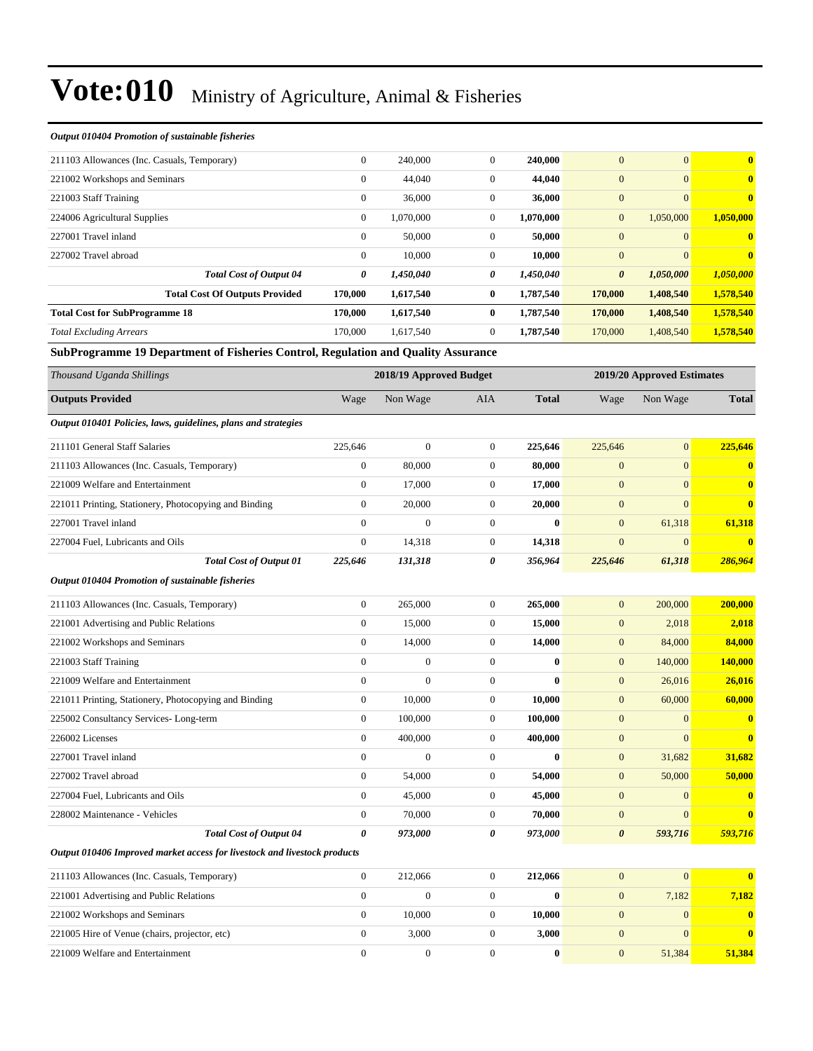# Vote:010 Ministry of Agriculture, Animal & Fisheries

*Output 010404 Promotion of sustainable fisheries*

| | | | | | | | |
|---|---|---|---|---|---|---|---|
| 211103 Allowances (Inc. Casuals, Temporary) | 0 | 240,000 | 0 | **240,000** | 0 | 0 | **0** |
| 221002 Workshops and Seminars | 0 | 44,040 | 0 | **44,040** | 0 | 0 | **0** |
| 221003 Staff Training | 0 | 36,000 | 0 | **36,000** | 0 | 0 | **0** |
| 224006 Agricultural Supplies | 0 | 1,070,000 | 0 | **1,070,000** | 0 | 1,050,000 | **1,050,000** |
| 227001 Travel inland | 0 | 50,000 | 0 | **50,000** | 0 | 0 | **0** |
| 227002 Travel abroad | 0 | 10,000 | 0 | **10,000** | 0 | 0 | **0** |
| ***Total Cost of Output 04*** | ***0*** | ***1,450,040*** | ***0*** | ***1,450,040*** | ***0*** | ***1,050,000*** | ***1,050,000*** |
| **Total Cost Of Outputs Provided** | **170,000** | **1,617,540** | **0** | **1,787,540** | **170,000** | **1,408,540** | **1,578,540** |
| **Total Cost for SubProgramme 18** | **170,000** | **1,617,540** | **0** | **1,787,540** | **170,000** | **1,408,540** | **1,578,540** |
| *Total Excluding Arrears* | 170,000 | 1,617,540 | 0 | 1,787,540 | 170,000 | 1,408,540 | **1,578,540** |

### SubProgramme 19 Department of Fisheries Control, Regulation and Quality Assurance

| *Thousand Uganda Shillings* | 2018/19 Approved Budget | | | | 2019/20 Approved Estimates | | |
|---|---|---|---|---|---|---|---|
| **Outputs Provided** | Wage | Non Wage | AIA | **Total** | Wage | Non Wage | **Total** |
| ***Output 010401 Policies, laws, guidelines, plans and strategies*** | | | | | | | |
| 211101 General Staff Salaries | 225,646 | 0 | 0 | **225,646** | 225,646 | 0 | **225,646** |
| 211103 Allowances (Inc. Casuals, Temporary) | 0 | 80,000 | 0 | **80,000** | 0 | 0 | **0** |
| 221009 Welfare and Entertainment | 0 | 17,000 | 0 | **17,000** | 0 | 0 | **0** |
| 221011 Printing, Stationery, Photocopying and Binding | 0 | 20,000 | 0 | **20,000** | 0 | 0 | **0** |
| 227001 Travel inland | 0 | 0 | 0 | **0** | 0 | 61,318 | **61,318** |
| 227004 Fuel, Lubricants and Oils | 0 | 14,318 | 0 | **14,318** | 0 | 0 | **0** |
| ***Total Cost of Output 01*** | ***225,646*** | ***131,318*** | ***0*** | ***356,964*** | ***225,646*** | ***61,318*** | ***286,964*** |
| ***Output 010404 Promotion of sustainable fisheries*** | | | | | | | |
| 211103 Allowances (Inc. Casuals, Temporary) | 0 | 265,000 | 0 | **265,000** | 0 | 200,000 | **200,000** |
| 221001 Advertising and Public Relations | 0 | 15,000 | 0 | **15,000** | 0 | 2,018 | **2,018** |
| 221002 Workshops and Seminars | 0 | 14,000 | 0 | **14,000** | 0 | 84,000 | **84,000** |
| 221003 Staff Training | 0 | 0 | 0 | **0** | 0 | 140,000 | **140,000** |
| 221009 Welfare and Entertainment | 0 | 0 | 0 | **0** | 0 | 26,016 | **26,016** |
| 221011 Printing, Stationery, Photocopying and Binding | 0 | 10,000 | 0 | **10,000** | 0 | 60,000 | **60,000** |
| 225002 Consultancy Services- Long-term | 0 | 100,000 | 0 | **100,000** | 0 | 0 | **0** |
| 226002 Licenses | 0 | 400,000 | 0 | **400,000** | 0 | 0 | **0** |
| 227001 Travel inland | 0 | 0 | 0 | **0** | 0 | 31,682 | **31,682** |
| 227002 Travel abroad | 0 | 54,000 | 0 | **54,000** | 0 | 50,000 | **50,000** |
| 227004 Fuel, Lubricants and Oils | 0 | 45,000 | 0 | **45,000** | 0 | 0 | **0** |
| 228002 Maintenance - Vehicles | 0 | 70,000 | 0 | **70,000** | 0 | 0 | **0** |
| ***Total Cost of Output 04*** | ***0*** | ***973,000*** | ***0*** | ***973,000*** | ***0*** | ***593,716*** | ***593,716*** |
| ***Output 010406 Improved market access for livestock and livestock products*** | | | | | | | |
| 211103 Allowances (Inc. Casuals, Temporary) | 0 | 212,066 | 0 | **212,066** | 0 | 0 | **0** |
| 221001 Advertising and Public Relations | 0 | 0 | 0 | **0** | 0 | 7,182 | **7,182** |
| 221002 Workshops and Seminars | 0 | 10,000 | 0 | **10,000** | 0 | 0 | **0** |
| 221005 Hire of Venue (chairs, projector, etc) | 0 | 3,000 | 0 | **3,000** | 0 | 0 | **0** |
| 221009 Welfare and Entertainment | 0 | 0 | 0 | **0** | 0 | 51,384 | **51,384** |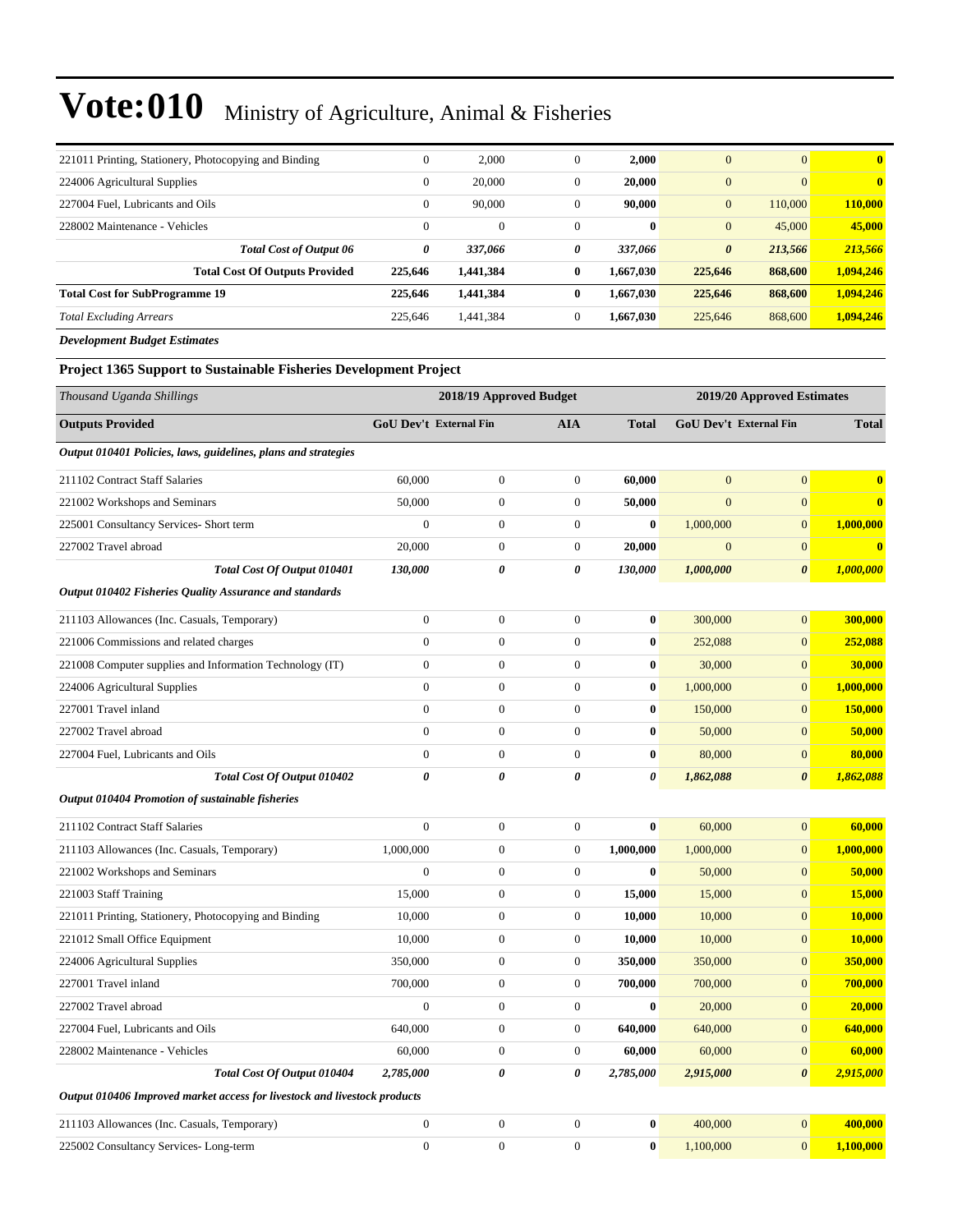# Vote:010 Ministry of Agriculture, Animal & Fisheries

| | | | | | | | |
|---|---|---|---|---|---|---|---|
| 221011 Printing, Stationery, Photocopying and Binding | 0 | 2,000 | 0 | **2,000** | 0 | 0 | **0** |
| 224006 Agricultural Supplies | 0 | 20,000 | 0 | **20,000** | 0 | 0 | **0** |
| 227004 Fuel, Lubricants and Oils | 0 | 90,000 | 0 | **90,000** | 0 | 110,000 | **110,000** |
| 228002 Maintenance - Vehicles | 0 | 0 | 0 | **0** | 0 | 45,000 | **45,000** |
| ***Total Cost of Output 06*** | ***0*** | ***337,066*** | ***0*** | ***337,066*** | ***0*** | ***213,566*** | ***213,566*** |
| **Total Cost Of Outputs Provided** | **225,646** | **1,441,384** | **0** | **1,667,030** | **225,646** | **868,600** | **1,094,246** |
| **Total Cost for SubProgramme 19** | **225,646** | **1,441,384** | **0** | **1,667,030** | **225,646** | **868,600** | **1,094,246** |
| *Total Excluding Arrears* | 225,646 | 1,441,384 | 0 | **1,667,030** | 225,646 | 868,600 | **1,094,246** |

***Development Budget Estimates***

**Project 1365 Support to Sustainable Fisheries Development Project**

| *Thousand Uganda Shillings* | 2018/19 Approved Budget | | | | 2019/20 Approved Estimates | | |
|---|---|---|---|---|---|---|---|
| **Outputs Provided** | **GoU Dev't** | **External Fin** | **AIA** | **Total** | **GoU Dev't** | **External Fin** | **Total** |
| ***Output 010401 Policies, laws, guidelines, plans and strategies*** | | | | | | | |
| 211102 Contract Staff Salaries | 60,000 | 0 | 0 | **60,000** | 0 | 0 | **0** |
| 221002 Workshops and Seminars | 50,000 | 0 | 0 | **50,000** | 0 | 0 | **0** |
| 225001 Consultancy Services- Short term | 0 | 0 | 0 | **0** | 1,000,000 | 0 | **1,000,000** |
| 227002 Travel abroad | 20,000 | 0 | 0 | **20,000** | 0 | 0 | **0** |
| ***Total Cost Of Output 010401*** | ***130,000*** | ***0*** | ***0*** | ***130,000*** | ***1,000,000*** | ***0*** | ***1,000,000*** |
| ***Output 010402 Fisheries Quality Assurance and standards*** | | | | | | | |
| 211103 Allowances (Inc. Casuals, Temporary) | 0 | 0 | 0 | **0** | 300,000 | 0 | **300,000** |
| 221006 Commissions and related charges | 0 | 0 | 0 | **0** | 252,088 | 0 | **252,088** |
| 221008 Computer supplies and Information Technology (IT) | 0 | 0 | 0 | **0** | 30,000 | 0 | **30,000** |
| 224006 Agricultural Supplies | 0 | 0 | 0 | **0** | 1,000,000 | 0 | **1,000,000** |
| 227001 Travel inland | 0 | 0 | 0 | **0** | 150,000 | 0 | **150,000** |
| 227002 Travel abroad | 0 | 0 | 0 | **0** | 50,000 | 0 | **50,000** |
| 227004 Fuel, Lubricants and Oils | 0 | 0 | 0 | **0** | 80,000 | 0 | **80,000** |
| ***Total Cost Of Output 010402*** | ***0*** | ***0*** | ***0*** | ***0*** | ***1,862,088*** | ***0*** | ***1,862,088*** |
| ***Output 010404 Promotion of sustainable fisheries*** | | | | | | | |
| 211102 Contract Staff Salaries | 0 | 0 | 0 | **0** | 60,000 | 0 | **60,000** |
| 211103 Allowances (Inc. Casuals, Temporary) | 1,000,000 | 0 | 0 | **1,000,000** | 1,000,000 | 0 | **1,000,000** |
| 221002 Workshops and Seminars | 0 | 0 | 0 | **0** | 50,000 | 0 | **50,000** |
| 221003 Staff Training | 15,000 | 0 | 0 | **15,000** | 15,000 | 0 | **15,000** |
| 221011 Printing, Stationery, Photocopying and Binding | 10,000 | 0 | 0 | **10,000** | 10,000 | 0 | **10,000** |
| 221012 Small Office Equipment | 10,000 | 0 | 0 | **10,000** | 10,000 | 0 | **10,000** |
| 224006 Agricultural Supplies | 350,000 | 0 | 0 | **350,000** | 350,000 | 0 | **350,000** |
| 227001 Travel inland | 700,000 | 0 | 0 | **700,000** | 700,000 | 0 | **700,000** |
| 227002 Travel abroad | 0 | 0 | 0 | **0** | 20,000 | 0 | **20,000** |
| 227004 Fuel, Lubricants and Oils | 640,000 | 0 | 0 | **640,000** | 640,000 | 0 | **640,000** |
| 228002 Maintenance - Vehicles | 60,000 | 0 | 0 | **60,000** | 60,000 | 0 | **60,000** |
| ***Total Cost Of Output 010404*** | ***2,785,000*** | ***0*** | ***0*** | ***2,785,000*** | ***2,915,000*** | ***0*** | ***2,915,000*** |
| ***Output 010406 Improved market access for livestock and livestock products*** | | | | | | | |
| 211103 Allowances (Inc. Casuals, Temporary) | 0 | 0 | 0 | **0** | 400,000 | 0 | **400,000** |
| 225002 Consultancy Services- Long-term | 0 | 0 | 0 | **0** | 1,100,000 | 0 | **1,100,000** |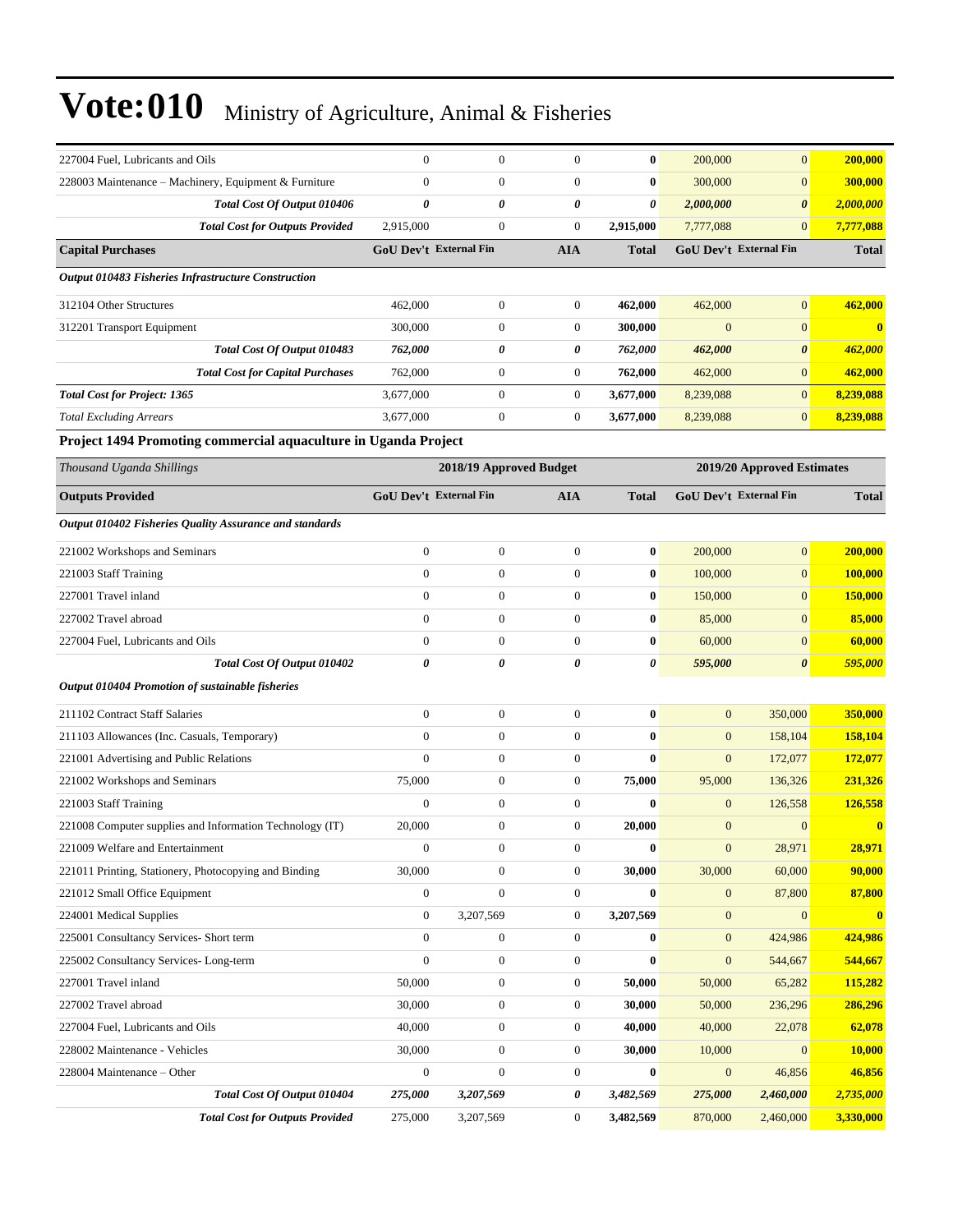| | | | | | | | |
|---|---|---|---|---|---|---|---|
| 227004 Fuel, Lubricants and Oils | 0 | 0 | 0 | **0** | 200,000 | 0 | **200,000** |
| 228003 Maintenance – Machinery, Equipment & Furniture | 0 | 0 | 0 | **0** | 300,000 | 0 | **300,000** |
| ***Total Cost Of Output 010406*** | ***0*** | ***0*** | ***0*** | ***0*** | ***2,000,000*** | ***0*** | ***2,000,000*** |
| ***Total Cost for Outputs Provided*** | 2,915,000 | 0 | 0 | **2,915,000** | 7,777,088 | 0 | **7,777,088** |
| **Capital Purchases** | **GoU Dev't** | **External Fin** | **AIA** | **Total** | **GoU Dev't** | **External Fin** | **Total** |
| ***Output 010483 Fisheries Infrastructure Construction*** | | | | | | | |
| 312104 Other Structures | 462,000 | 0 | 0 | **462,000** | 462,000 | 0 | **462,000** |
| 312201 Transport Equipment | 300,000 | 0 | 0 | **300,000** | 0 | 0 | **0** |
| ***Total Cost Of Output 010483*** | ***762,000*** | ***0*** | ***0*** | ***762,000*** | ***462,000*** | ***0*** | ***462,000*** |
| ***Total Cost for Capital Purchases*** | 762,000 | 0 | 0 | **762,000** | 462,000 | 0 | **462,000** |
| ***Total Cost for Project: 1365*** | 3,677,000 | 0 | 0 | **3,677,000** | 8,239,088 | 0 | **8,239,088** |
| *Total Excluding Arrears* | 3,677,000 | 0 | 0 | **3,677,000** | 8,239,088 | 0 | **8,239,088** |

**Project 1494 Promoting commercial aquaculture in Uganda Project**

| *Thousand Uganda Shillings* | **2018/19 Approved Budget** | | | | **2019/20 Approved Estimates** | | |
|---|---|---|---|---|---|---|---|
| **Outputs Provided** | **GoU Dev't** | **External Fin** | **AIA** | **Total** | **GoU Dev't** | **External Fin** | **Total** |
| ***Output 010402 Fisheries Quality Assurance and standards*** | | | | | | | |
| 221002 Workshops and Seminars | 0 | 0 | 0 | **0** | 200,000 | 0 | **200,000** |
| 221003 Staff Training | 0 | 0 | 0 | **0** | 100,000 | 0 | **100,000** |
| 227001 Travel inland | 0 | 0 | 0 | **0** | 150,000 | 0 | **150,000** |
| 227002 Travel abroad | 0 | 0 | 0 | **0** | 85,000 | 0 | **85,000** |
| 227004 Fuel, Lubricants and Oils | 0 | 0 | 0 | **0** | 60,000 | 0 | **60,000** |
| ***Total Cost Of Output 010402*** | ***0*** | ***0*** | ***0*** | ***0*** | ***595,000*** | ***0*** | ***595,000*** |
| ***Output 010404 Promotion of sustainable fisheries*** | | | | | | | |
| 211102 Contract Staff Salaries | 0 | 0 | 0 | **0** | 0 | 350,000 | **350,000** |
| 211103 Allowances (Inc. Casuals, Temporary) | 0 | 0 | 0 | **0** | 0 | 158,104 | **158,104** |
| 221001 Advertising and Public Relations | 0 | 0 | 0 | **0** | 0 | 172,077 | **172,077** |
| 221002 Workshops and Seminars | 75,000 | 0 | 0 | **75,000** | 95,000 | 136,326 | **231,326** |
| 221003 Staff Training | 0 | 0 | 0 | **0** | 0 | 126,558 | **126,558** |
| 221008 Computer supplies and Information Technology (IT) | 20,000 | 0 | 0 | **20,000** | 0 | 0 | **0** |
| 221009 Welfare and Entertainment | 0 | 0 | 0 | **0** | 0 | 28,971 | **28,971** |
| 221011 Printing, Stationery, Photocopying and Binding | 30,000 | 0 | 0 | **30,000** | 30,000 | 60,000 | **90,000** |
| 221012 Small Office Equipment | 0 | 0 | 0 | **0** | 0 | 87,800 | **87,800** |
| 224001 Medical Supplies | 0 | 3,207,569 | 0 | **3,207,569** | 0 | 0 | **0** |
| 225001 Consultancy Services- Short term | 0 | 0 | 0 | **0** | 0 | 424,986 | **424,986** |
| 225002 Consultancy Services- Long-term | 0 | 0 | 0 | **0** | 0 | 544,667 | **544,667** |
| 227001 Travel inland | 50,000 | 0 | 0 | **50,000** | 50,000 | 65,282 | **115,282** |
| 227002 Travel abroad | 30,000 | 0 | 0 | **30,000** | 50,000 | 236,296 | **286,296** |
| 227004 Fuel, Lubricants and Oils | 40,000 | 0 | 0 | **40,000** | 40,000 | 22,078 | **62,078** |
| 228002 Maintenance - Vehicles | 30,000 | 0 | 0 | **30,000** | 10,000 | 0 | **10,000** |
| 228004 Maintenance – Other | 0 | 0 | 0 | **0** | 0 | 46,856 | **46,856** |
| ***Total Cost Of Output 010404*** | ***275,000*** | ***3,207,569*** | ***0*** | ***3,482,569*** | ***275,000*** | ***2,460,000*** | ***2,735,000*** |
| ***Total Cost for Outputs Provided*** | 275,000 | 3,207,569 | 0 | **3,482,569** | 870,000 | 2,460,000 | **3,330,000** |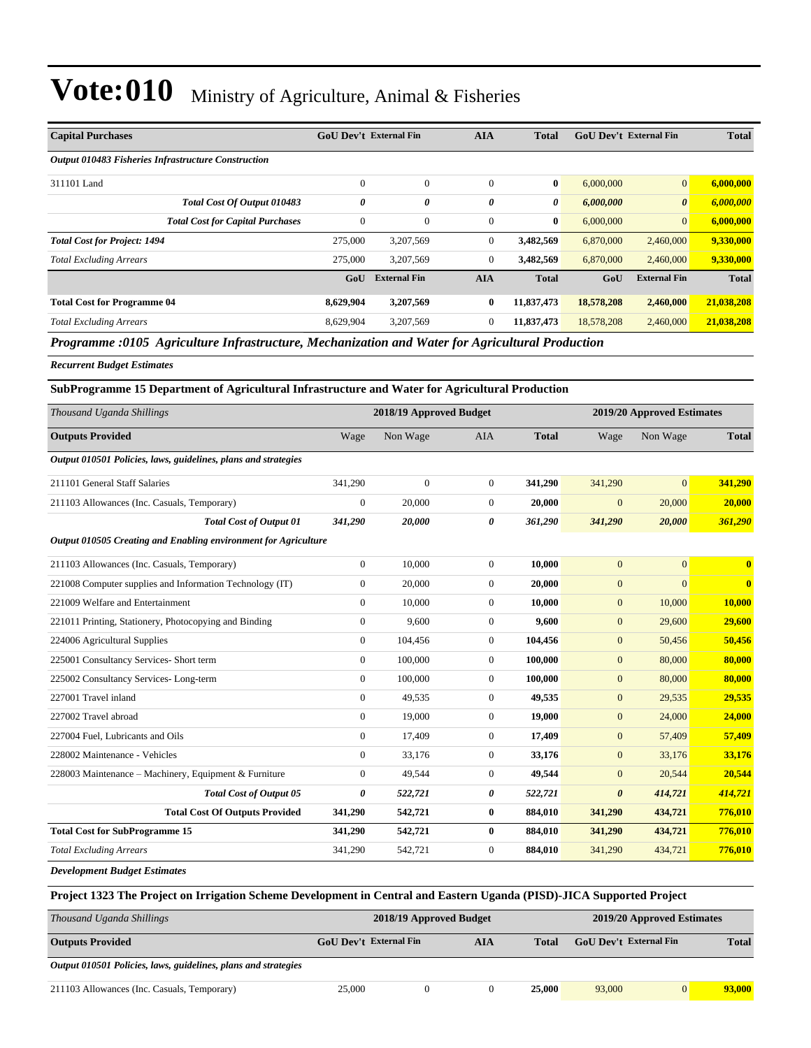# Vote:010 Ministry of Agriculture, Animal & Fisheries

| Capital Purchases | GoU Dev't | External Fin | AIA | Total | GoU Dev't | External Fin | Total |
|---|---|---|---|---|---|---|---|
| *Output 010483 Fisheries Infrastructure Construction* | | | | | | | |
| 311101 Land | 0 | 0 | 0 | **0** | 6,000,000 | 0 | **6,000,000** |
| ***Total Cost Of Output 010483*** | ***0*** | ***0*** | ***0*** | ***0*** | ***6,000,000*** | ***0*** | ***6,000,000*** |
| ***Total Cost for Capital Purchases*** | 0 | 0 | 0 | **0** | 6,000,000 | 0 | **6,000,000** |
| ***Total Cost for Project: 1494*** | 275,000 | 3,207,569 | 0 | **3,482,569** | 6,870,000 | 2,460,000 | **9,330,000** |
| *Total Excluding Arrears* | 275,000 | 3,207,569 | 0 | **3,482,569** | 6,870,000 | 2,460,000 | **9,330,000** |
| | **GoU** | **External Fin** | **AIA** | **Total** | **GoU** | **External Fin** | **Total** |
| **Total Cost for Programme 04** | **8,629,904** | **3,207,569** | **0** | **11,837,473** | **18,578,208** | **2,460,000** | **21,038,208** |
| *Total Excluding Arrears* | 8,629,904 | 3,207,569 | 0 | **11,837,473** | 18,578,208 | 2,460,000 | **21,038,208** |

## *Programme :0105 Agriculture Infrastructure, Mechanization and Water for Agricultural Production*

***Recurrent Budget Estimates***

### SubProgramme 15 Department of Agricultural Infrastructure and Water for Agricultural Production

| *Thousand Uganda Shillings* | 2018/19 Approved Budget | | | | 2019/20 Approved Estimates | | |
|---|---|---|---|---|---|---|---|
| **Outputs Provided** | Wage | Non Wage | AIA | **Total** | Wage | Non Wage | **Total** |
| *Output 010501 Policies, laws, guidelines, plans and strategies* | | | | | | | |
| 211101 General Staff Salaries | 341,290 | 0 | 0 | **341,290** | 341,290 | 0 | **341,290** |
| 211103 Allowances (Inc. Casuals, Temporary) | 0 | 20,000 | 0 | **20,000** | 0 | 20,000 | **20,000** |
| ***Total Cost of Output 01*** | ***341,290*** | ***20,000*** | ***0*** | ***361,290*** | ***341,290*** | ***20,000*** | ***361,290*** |
| *Output 010505 Creating and Enabling environment for Agriculture* | | | | | | | |
| 211103 Allowances (Inc. Casuals, Temporary) | 0 | 10,000 | 0 | **10,000** | 0 | 0 | **0** |
| 221008 Computer supplies and Information Technology (IT) | 0 | 20,000 | 0 | **20,000** | 0 | 0 | **0** |
| 221009 Welfare and Entertainment | 0 | 10,000 | 0 | **10,000** | 0 | 10,000 | **10,000** |
| 221011 Printing, Stationery, Photocopying and Binding | 0 | 9,600 | 0 | **9,600** | 0 | 29,600 | **29,600** |
| 224006 Agricultural Supplies | 0 | 104,456 | 0 | **104,456** | 0 | 50,456 | **50,456** |
| 225001 Consultancy Services- Short term | 0 | 100,000 | 0 | **100,000** | 0 | 80,000 | **80,000** |
| 225002 Consultancy Services- Long-term | 0 | 100,000 | 0 | **100,000** | 0 | 80,000 | **80,000** |
| 227001 Travel inland | 0 | 49,535 | 0 | **49,535** | 0 | 29,535 | **29,535** |
| 227002 Travel abroad | 0 | 19,000 | 0 | **19,000** | 0 | 24,000 | **24,000** |
| 227004 Fuel, Lubricants and Oils | 0 | 17,409 | 0 | **17,409** | 0 | 57,409 | **57,409** |
| 228002 Maintenance - Vehicles | 0 | 33,176 | 0 | **33,176** | 0 | 33,176 | **33,176** |
| 228003 Maintenance – Machinery, Equipment & Furniture | 0 | 49,544 | 0 | **49,544** | 0 | 20,544 | **20,544** |
| ***Total Cost of Output 05*** | ***0*** | ***522,721*** | ***0*** | ***522,721*** | ***0*** | ***414,721*** | ***414,721*** |
| **Total Cost Of Outputs Provided** | **341,290** | **542,721** | **0** | **884,010** | **341,290** | **434,721** | **776,010** |
| **Total Cost for SubProgramme 15** | **341,290** | **542,721** | **0** | **884,010** | **341,290** | **434,721** | **776,010** |
| *Total Excluding Arrears* | 341,290 | 542,721 | 0 | **884,010** | 341,290 | 434,721 | **776,010** |

***Development Budget Estimates***

### Project 1323 The Project on Irrigation Scheme Development in Central and Eastern Uganda (PISD)-JICA Supported Project

| *Thousand Uganda Shillings* | 2018/19 Approved Budget | | | | 2019/20 Approved Estimates | | |
|---|---|---|---|---|---|---|---|
| **Outputs Provided** | **GoU Dev't** | **External Fin** | **AIA** | **Total** | **GoU Dev't** | **External Fin** | **Total** |
| *Output 010501 Policies, laws, guidelines, plans and strategies* | | | | | | | |
| 211103 Allowances (Inc. Casuals, Temporary) | 25,000 | 0 | 0 | **25,000** | 93,000 | 0 | **93,000** |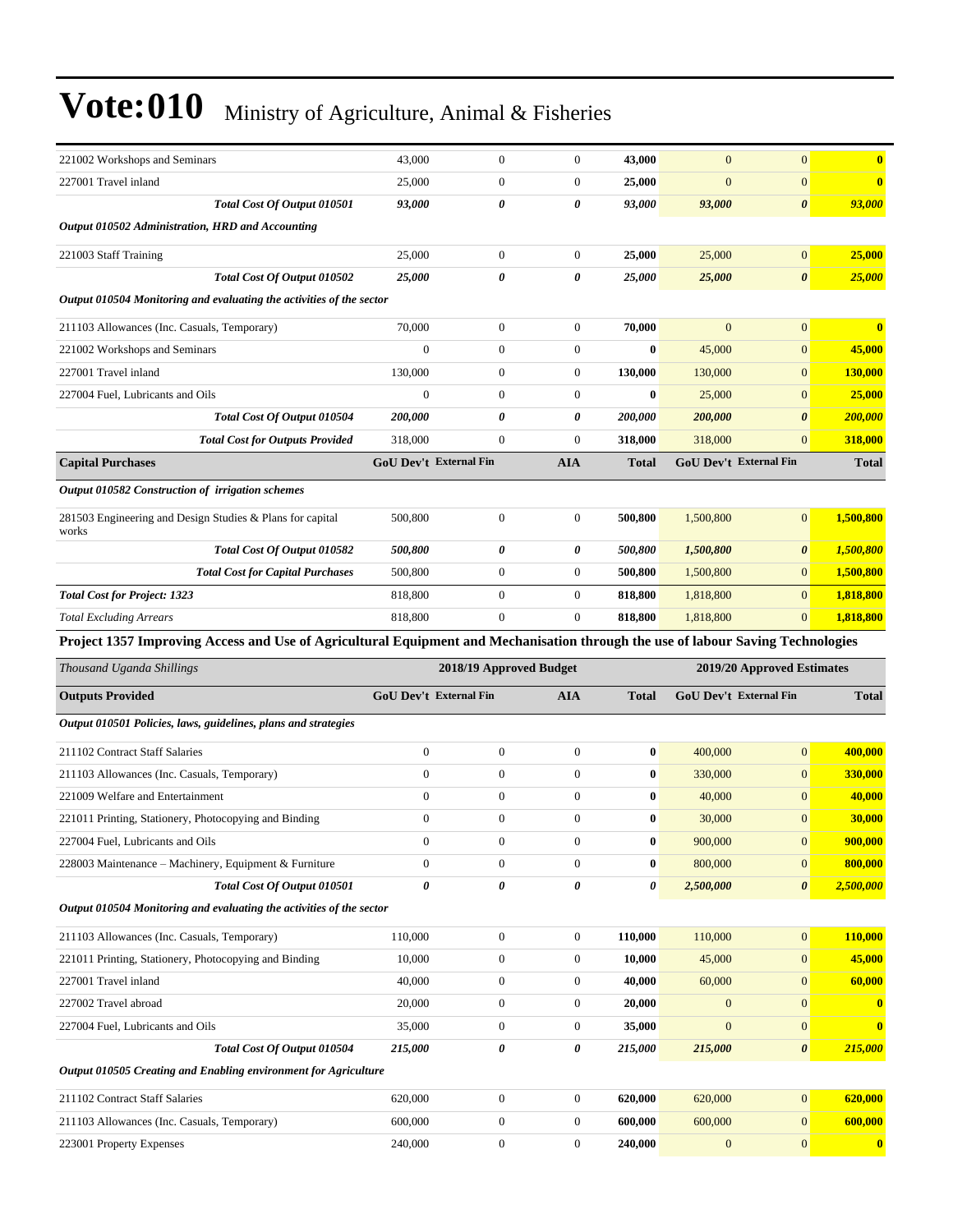# Vote:010 Ministry of Agriculture, Animal & Fisheries

| | | | | | | | |
|---|---|---|---|---|---|---|---|
| 221002 Workshops and Seminars | 43,000 | 0 | 0 | **43,000** | 0 | 0 | **0** |
| 227001 Travel inland | 25,000 | 0 | 0 | **25,000** | 0 | 0 | **0** |
| ***Total Cost Of Output 010501*** | ***93,000*** | ***0*** | ***0*** | ***93,000*** | ***93,000*** | ***0*** | ***93,000*** |
| ***Output 010502 Administration, HRD and Accounting*** | | | | | | | |
| 221003 Staff Training | 25,000 | 0 | 0 | **25,000** | 25,000 | 0 | **25,000** |
| ***Total Cost Of Output 010502*** | ***25,000*** | ***0*** | ***0*** | ***25,000*** | ***25,000*** | ***0*** | ***25,000*** |
| ***Output 010504 Monitoring and evaluating the activities of the sector*** | | | | | | | |
| 211103 Allowances (Inc. Casuals, Temporary) | 70,000 | 0 | 0 | **70,000** | 0 | 0 | **0** |
| 221002 Workshops and Seminars | 0 | 0 | 0 | **0** | 45,000 | 0 | **45,000** |
| 227001 Travel inland | 130,000 | 0 | 0 | **130,000** | 130,000 | 0 | **130,000** |
| 227004 Fuel, Lubricants and Oils | 0 | 0 | 0 | **0** | 25,000 | 0 | **25,000** |
| ***Total Cost Of Output 010504*** | ***200,000*** | ***0*** | ***0*** | ***200,000*** | ***200,000*** | ***0*** | ***200,000*** |
| ***Total Cost for Outputs Provided*** | 318,000 | 0 | 0 | **318,000** | 318,000 | 0 | **318,000** |
| **Capital Purchases** | **GoU Dev't** | **External Fin** | **AIA** | **Total** | **GoU Dev't** | **External Fin** | **Total** |
| ***Output 010582 Construction of irrigation schemes*** | | | | | | | |
| 281503 Engineering and Design Studies & Plans for capital works | 500,800 | 0 | 0 | **500,800** | 1,500,800 | 0 | **1,500,800** |
| ***Total Cost Of Output 010582*** | ***500,800*** | ***0*** | ***0*** | ***500,800*** | ***1,500,800*** | ***0*** | ***1,500,800*** |
| ***Total Cost for Capital Purchases*** | 500,800 | 0 | 0 | **500,800** | 1,500,800 | 0 | **1,500,800** |
| ***Total Cost for Project: 1323*** | 818,800 | 0 | 0 | **818,800** | 1,818,800 | 0 | **1,818,800** |
| *Total Excluding Arrears* | 818,800 | 0 | 0 | **818,800** | 1,818,800 | 0 | **1,818,800** |

**Project 1357 Improving Access and Use of Agricultural Equipment and Mechanisation through the use of labour Saving Technologies**

| *Thousand Uganda Shillings* | 2018/19 Approved Budget | | | | 2019/20 Approved Estimates | | |
|---|---|---|---|---|---|---|---|
| **Outputs Provided** | **GoU Dev't** | **External Fin** | **AIA** | **Total** | **GoU Dev't** | **External Fin** | **Total** |
| ***Output 010501 Policies, laws, guidelines, plans and strategies*** | | | | | | | |
| 211102 Contract Staff Salaries | 0 | 0 | 0 | **0** | 400,000 | 0 | **400,000** |
| 211103 Allowances (Inc. Casuals, Temporary) | 0 | 0 | 0 | **0** | 330,000 | 0 | **330,000** |
| 221009 Welfare and Entertainment | 0 | 0 | 0 | **0** | 40,000 | 0 | **40,000** |
| 221011 Printing, Stationery, Photocopying and Binding | 0 | 0 | 0 | **0** | 30,000 | 0 | **30,000** |
| 227004 Fuel, Lubricants and Oils | 0 | 0 | 0 | **0** | 900,000 | 0 | **900,000** |
| 228003 Maintenance – Machinery, Equipment & Furniture | 0 | 0 | 0 | **0** | 800,000 | 0 | **800,000** |
| ***Total Cost Of Output 010501*** | ***0*** | ***0*** | ***0*** | ***0*** | ***2,500,000*** | ***0*** | ***2,500,000*** |
| ***Output 010504 Monitoring and evaluating the activities of the sector*** | | | | | | | |
| 211103 Allowances (Inc. Casuals, Temporary) | 110,000 | 0 | 0 | **110,000** | 110,000 | 0 | **110,000** |
| 221011 Printing, Stationery, Photocopying and Binding | 10,000 | 0 | 0 | **10,000** | 45,000 | 0 | **45,000** |
| 227001 Travel inland | 40,000 | 0 | 0 | **40,000** | 60,000 | 0 | **60,000** |
| 227002 Travel abroad | 20,000 | 0 | 0 | **20,000** | 0 | 0 | **0** |
| 227004 Fuel, Lubricants and Oils | 35,000 | 0 | 0 | **35,000** | 0 | 0 | **0** |
| ***Total Cost Of Output 010504*** | ***215,000*** | ***0*** | ***0*** | ***215,000*** | ***215,000*** | ***0*** | ***215,000*** |
| ***Output 010505 Creating and Enabling environment for Agriculture*** | | | | | | | |
| 211102 Contract Staff Salaries | 620,000 | 0 | 0 | **620,000** | 620,000 | 0 | **620,000** |
| 211103 Allowances (Inc. Casuals, Temporary) | 600,000 | 0 | 0 | **600,000** | 600,000 | 0 | **600,000** |
| 223001 Property Expenses | 240,000 | 0 | 0 | **240,000** | 0 | 0 | **0** |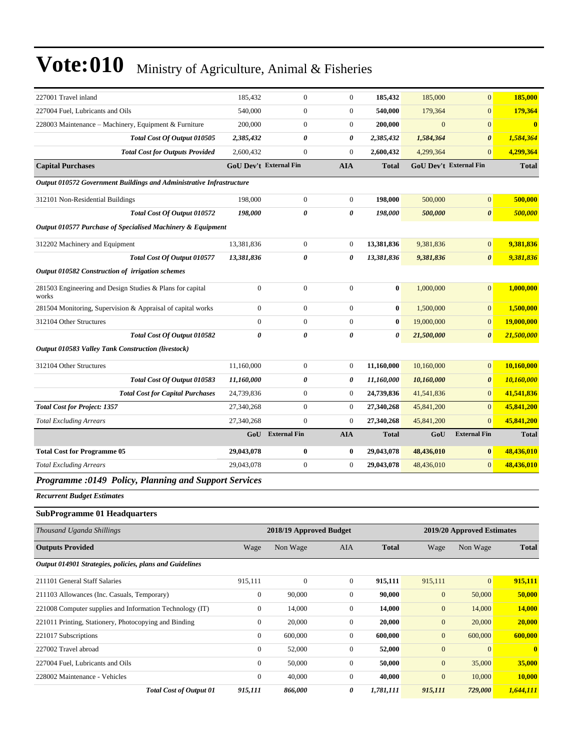# Vote:010 Ministry of Agriculture, Animal & Fisheries

| | | | | | | | |
|---|---|---|---|---|---|---|---|
| 227001 Travel inland | 185,432 | 0 | 0 | **185,432** | 185,000 | 0 | **185,000** |
| 227004 Fuel, Lubricants and Oils | 540,000 | 0 | 0 | **540,000** | 179,364 | 0 | **179,364** |
| 228003 Maintenance – Machinery, Equipment & Furniture | 200,000 | 0 | 0 | **200,000** | 0 | 0 | **0** |
| ***Total Cost Of Output 010505*** | ***2,385,432*** | ***0*** | ***0*** | ***2,385,432*** | ***1,584,364*** | ***0*** | ***1,584,364*** |
| ***Total Cost for Outputs Provided*** | 2,600,432 | 0 | 0 | **2,600,432** | 4,299,364 | 0 | **4,299,364** |
| **Capital Purchases** | **GoU Dev't** | **External Fin** | **AIA** | **Total** | **GoU Dev't** | **External Fin** | **Total** |
| ***Output 010572 Government Buildings and Administrative Infrastructure*** | | | | | | | |
| 312101 Non-Residential Buildings | 198,000 | 0 | 0 | **198,000** | 500,000 | 0 | **500,000** |
| ***Total Cost Of Output 010572*** | ***198,000*** | ***0*** | ***0*** | ***198,000*** | ***500,000*** | ***0*** | ***500,000*** |
| ***Output 010577 Purchase of Specialised Machinery & Equipment*** | | | | | | | |
| 312202 Machinery and Equipment | 13,381,836 | 0 | 0 | **13,381,836** | 9,381,836 | 0 | **9,381,836** |
| ***Total Cost Of Output 010577*** | ***13,381,836*** | ***0*** | ***0*** | ***13,381,836*** | ***9,381,836*** | ***0*** | ***9,381,836*** |
| ***Output 010582 Construction of irrigation schemes*** | | | | | | | |
| 281503 Engineering and Design Studies & Plans for capital works | 0 | 0 | 0 | **0** | 1,000,000 | 0 | **1,000,000** |
| 281504 Monitoring, Supervision & Appraisal of capital works | 0 | 0 | 0 | **0** | 1,500,000 | 0 | **1,500,000** |
| 312104 Other Structures | 0 | 0 | 0 | **0** | 19,000,000 | 0 | **19,000,000** |
| ***Total Cost Of Output 010582*** | ***0*** | ***0*** | ***0*** | ***0*** | ***21,500,000*** | ***0*** | ***21,500,000*** |
| ***Output 010583 Valley Tank Construction (livestock)*** | | | | | | | |
| 312104 Other Structures | 11,160,000 | 0 | 0 | **11,160,000** | 10,160,000 | 0 | **10,160,000** |
| ***Total Cost Of Output 010583*** | ***11,160,000*** | ***0*** | ***0*** | ***11,160,000*** | ***10,160,000*** | ***0*** | ***10,160,000*** |
| ***Total Cost for Capital Purchases*** | 24,739,836 | 0 | 0 | **24,739,836** | 41,541,836 | 0 | **41,541,836** |
| ***Total Cost for Project: 1357*** | 27,340,268 | 0 | 0 | **27,340,268** | 45,841,200 | 0 | **45,841,200** |
| *Total Excluding Arrears* | 27,340,268 | 0 | 0 | **27,340,268** | 45,841,200 | 0 | **45,841,200** |
| | **GoU** | **External Fin** | **AIA** | **Total** | **GoU** | **External Fin** | **Total** |
| **Total Cost for Programme 05** | **29,043,078** | **0** | **0** | **29,043,078** | **48,436,010** | **0** | **48,436,010** |
| *Total Excluding Arrears* | 29,043,078 | 0 | 0 | **29,043,078** | 48,436,010 | 0 | **48,436,010** |

## *Programme :0149 Policy, Planning and Support Services*

***Recurrent Budget Estimates***

### SubProgramme 01 Headquarters

| *Thousand Uganda Shillings* | 2018/19 Approved Budget | | | | 2019/20 Approved Estimates | | |
|---|---|---|---|---|---|---|---|
| **Outputs Provided** | Wage | Non Wage | AIA | **Total** | Wage | Non Wage | **Total** |
| ***Output 014901 Strategies, policies, plans and Guidelines*** | | | | | | | |
| 211101 General Staff Salaries | 915,111 | 0 | 0 | **915,111** | 915,111 | 0 | **915,111** |
| 211103 Allowances (Inc. Casuals, Temporary) | 0 | 90,000 | 0 | **90,000** | 0 | 50,000 | **50,000** |
| 221008 Computer supplies and Information Technology (IT) | 0 | 14,000 | 0 | **14,000** | 0 | 14,000 | **14,000** |
| 221011 Printing, Stationery, Photocopying and Binding | 0 | 20,000 | 0 | **20,000** | 0 | 20,000 | **20,000** |
| 221017 Subscriptions | 0 | 600,000 | 0 | **600,000** | 0 | 600,000 | **600,000** |
| 227002 Travel abroad | 0 | 52,000 | 0 | **52,000** | 0 | 0 | **0** |
| 227004 Fuel, Lubricants and Oils | 0 | 50,000 | 0 | **50,000** | 0 | 35,000 | **35,000** |
| 228002 Maintenance - Vehicles | 0 | 40,000 | 0 | **40,000** | 0 | 10,000 | **10,000** |
| ***Total Cost of Output 01*** | ***915,111*** | ***866,000*** | ***0*** | ***1,781,111*** | ***915,111*** | ***729,000*** | ***1,644,111*** |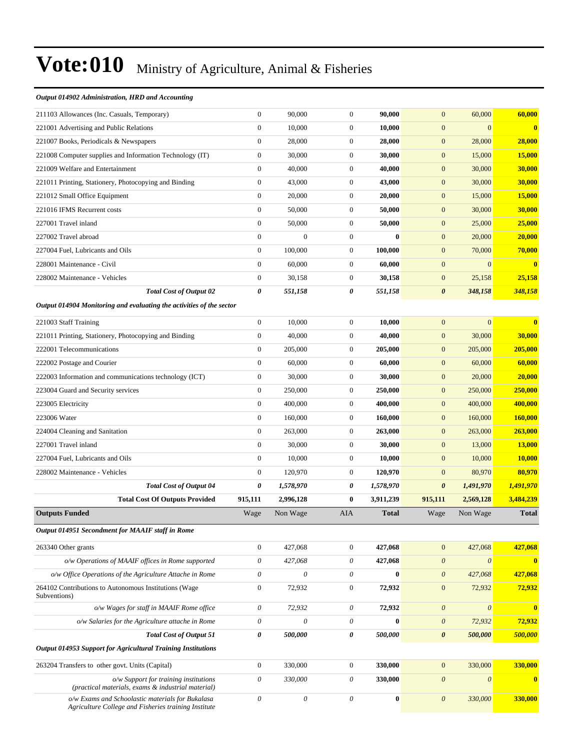# Vote:010 Ministry of Agriculture, Animal & Fisheries

***Output 014902 Administration, HRD and Accounting***

| | | | | | | | |
|---|---|---|---|---|---|---|---|
| 211103 Allowances (Inc. Casuals, Temporary) | 0 | 90,000 | 0 | **90,000** | 0 | 60,000 | **60,000** |
| 221001 Advertising and Public Relations | 0 | 10,000 | 0 | **10,000** | 0 | 0 | **0** |
| 221007 Books, Periodicals & Newspapers | 0 | 28,000 | 0 | **28,000** | 0 | 28,000 | **28,000** |
| 221008 Computer supplies and Information Technology (IT) | 0 | 30,000 | 0 | **30,000** | 0 | 15,000 | **15,000** |
| 221009 Welfare and Entertainment | 0 | 40,000 | 0 | **40,000** | 0 | 30,000 | **30,000** |
| 221011 Printing, Stationery, Photocopying and Binding | 0 | 43,000 | 0 | **43,000** | 0 | 30,000 | **30,000** |
| 221012 Small Office Equipment | 0 | 20,000 | 0 | **20,000** | 0 | 15,000 | **15,000** |
| 221016 IFMS Recurrent costs | 0 | 50,000 | 0 | **50,000** | 0 | 30,000 | **30,000** |
| 227001 Travel inland | 0 | 50,000 | 0 | **50,000** | 0 | 25,000 | **25,000** |
| 227002 Travel abroad | 0 | 0 | 0 | **0** | 0 | 20,000 | **20,000** |
| 227004 Fuel, Lubricants and Oils | 0 | 100,000 | 0 | **100,000** | 0 | 70,000 | **70,000** |
| 228001 Maintenance - Civil | 0 | 60,000 | 0 | **60,000** | 0 | 0 | **0** |
| 228002 Maintenance - Vehicles | 0 | 30,158 | 0 | **30,158** | 0 | 25,158 | **25,158** |
| ***Total Cost of Output 02*** | ***0*** | ***551,158*** | ***0*** | ***551,158*** | ***0*** | ***348,158*** | ***348,158*** |

***Output 014904 Monitoring and evaluating the activities of the sector***

| | | | | | | | |
|---|---|---|---|---|---|---|---|
| 221003 Staff Training | 0 | 10,000 | 0 | **10,000** | 0 | 0 | **0** |
| 221011 Printing, Stationery, Photocopying and Binding | 0 | 40,000 | 0 | **40,000** | 0 | 30,000 | **30,000** |
| 222001 Telecommunications | 0 | 205,000 | 0 | **205,000** | 0 | 205,000 | **205,000** |
| 222002 Postage and Courier | 0 | 60,000 | 0 | **60,000** | 0 | 60,000 | **60,000** |
| 222003 Information and communications technology (ICT) | 0 | 30,000 | 0 | **30,000** | 0 | 20,000 | **20,000** |
| 223004 Guard and Security services | 0 | 250,000 | 0 | **250,000** | 0 | 250,000 | **250,000** |
| 223005 Electricity | 0 | 400,000 | 0 | **400,000** | 0 | 400,000 | **400,000** |
| 223006 Water | 0 | 160,000 | 0 | **160,000** | 0 | 160,000 | **160,000** |
| 224004 Cleaning and Sanitation | 0 | 263,000 | 0 | **263,000** | 0 | 263,000 | **263,000** |
| 227001 Travel inland | 0 | 30,000 | 0 | **30,000** | 0 | 13,000 | **13,000** |
| 227004 Fuel, Lubricants and Oils | 0 | 10,000 | 0 | **10,000** | 0 | 10,000 | **10,000** |
| 228002 Maintenance - Vehicles | 0 | 120,970 | 0 | **120,970** | 0 | 80,970 | **80,970** |
| ***Total Cost of Output 04*** | ***0*** | ***1,578,970*** | ***0*** | ***1,578,970*** | ***0*** | ***1,491,970*** | ***1,491,970*** |
| **Total Cost Of Outputs Provided** | **915,111** | **2,996,128** | **0** | **3,911,239** | **915,111** | **2,569,128** | **3,484,239** |

| **Outputs Funded** | Wage | Non Wage | AIA | **Total** | Wage | Non Wage | **Total** |
|---|---|---|---|---|---|---|---|
| ***Output 014951 Secondment for MAAIF staff in Rome*** | | | | | | | |
| 263340 Other grants | 0 | 427,068 | 0 | **427,068** | 0 | 427,068 | **427,068** |
| *o/w Operations of MAAIF offices in Rome supported* | *0* | *427,068* | *0* | **427,068** | *0* | *0* | **0** |
| *o/w Office Operations of the Agriculture Attache in Rome* | *0* | *0* | *0* | **0** | *0* | *427,068* | **427,068** |
| 264102 Contributions to Autonomous Institutions (Wage Subventions) | 0 | 72,932 | 0 | **72,932** | 0 | 72,932 | **72,932** |
| *o/w Wages for staff in MAAIF Rome office* | *0* | *72,932* | *0* | **72,932** | *0* | *0* | **0** |
| *o/w Salaries for the Agriculture attache in Rome* | *0* | *0* | *0* | **0** | *0* | *72,932* | **72,932** |
| ***Total Cost of Output 51*** | ***0*** | ***500,000*** | ***0*** | ***500,000*** | ***0*** | ***500,000*** | ***500,000*** |
| ***Output 014953 Support for Agricultural Training Institutions*** | | | | | | | |
| 263204 Transfers to other govt. Units (Capital) | 0 | 330,000 | 0 | **330,000** | 0 | 330,000 | **330,000** |
| *o/w Support for training institutions (practical materials, exams & industrial material)* | *0* | *330,000* | *0* | **330,000** | *0* | *0* | **0** |
| *o/w Exams and Schoolastic materials for Bukalasa Agriculture College and Fisheries training Institute* | *0* | *0* | *0* | **0** | *0* | *330,000* | **330,000** |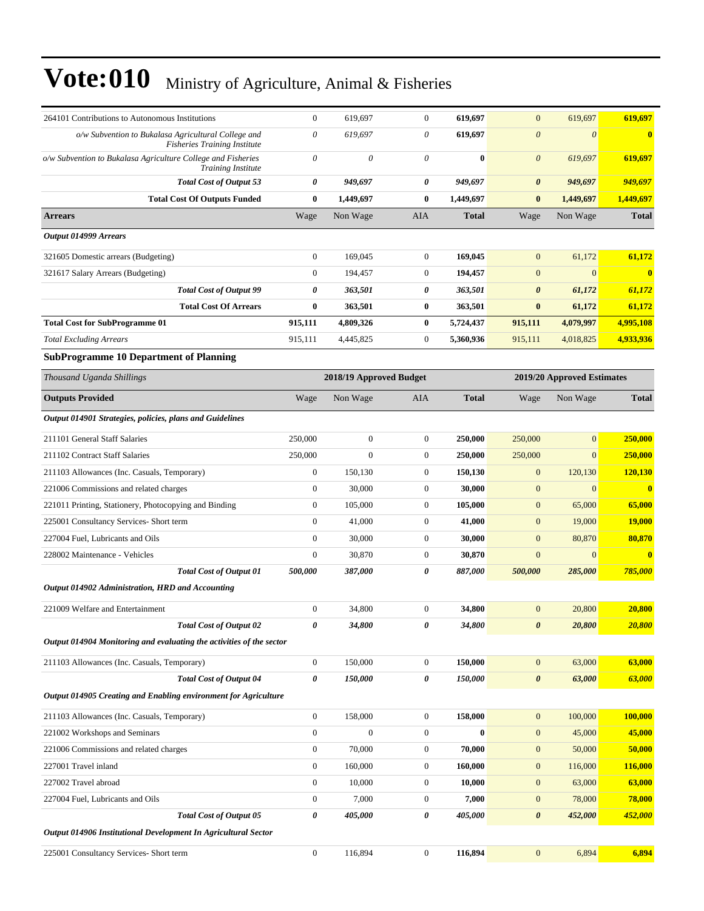# Vote:010 Ministry of Agriculture, Animal & Fisheries

| | Wage | Non Wage | AIA | Total | Wage | Non Wage | Total |
|---|---|---|---|---|---|---|---|
| 264101 Contributions to Autonomous Institutions | 0 | 619,697 | 0 | **619,697** | 0 | 619,697 | **619,697** |
| *o/w Subvention to Bukalasa Agricultural College and Fisheries Training Institute* | *0* | *619,697* | *0* | **619,697** | *0* | *0* | **0** |
| *o/w Subvention to Bukalasa Agriculture College and Fisheries Training Institute* | *0* | *0* | *0* | **0** | *0* | *619,697* | **619,697** |
| ***Total Cost of Output 53*** | ***0*** | ***949,697*** | ***0*** | ***949,697*** | ***0*** | ***949,697*** | ***949,697*** |
| **Total Cost Of Outputs Funded** | **0** | **1,449,697** | **0** | **1,449,697** | **0** | **1,449,697** | **1,449,697** |
| **Arrears** | Wage | Non Wage | AIA | **Total** | Wage | Non Wage | **Total** |
| ***Output 014999 Arrears*** | | | | | | | |
| 321605 Domestic arrears (Budgeting) | 0 | 169,045 | 0 | **169,045** | 0 | 61,172 | **61,172** |
| 321617 Salary Arrears (Budgeting) | 0 | 194,457 | 0 | **194,457** | 0 | 0 | **0** |
| ***Total Cost of Output 99*** | ***0*** | ***363,501*** | ***0*** | ***363,501*** | ***0*** | ***61,172*** | ***61,172*** |
| **Total Cost Of Arrears** | **0** | **363,501** | **0** | **363,501** | **0** | **61,172** | **61,172** |
| **Total Cost for SubProgramme 01** | **915,111** | **4,809,326** | **0** | **5,724,437** | **915,111** | **4,079,997** | **4,995,108** |
| *Total Excluding Arrears* | 915,111 | 4,445,825 | 0 | **5,360,936** | 915,111 | 4,018,825 | **4,933,936** |

## SubProgramme 10 Department of Planning

| *Thousand Uganda Shillings* | 2018/19 Approved Budget | | | | 2019/20 Approved Estimates | | |
|---|---|---|---|---|---|---|---|
| **Outputs Provided** | Wage | Non Wage | AIA | **Total** | Wage | Non Wage | **Total** |
| ***Output 014901 Strategies, policies, plans and Guidelines*** | | | | | | | |
| 211101 General Staff Salaries | 250,000 | 0 | 0 | **250,000** | 250,000 | 0 | **250,000** |
| 211102 Contract Staff Salaries | 250,000 | 0 | 0 | **250,000** | 250,000 | 0 | **250,000** |
| 211103 Allowances (Inc. Casuals, Temporary) | 0 | 150,130 | 0 | **150,130** | 0 | 120,130 | **120,130** |
| 221006 Commissions and related charges | 0 | 30,000 | 0 | **30,000** | 0 | 0 | **0** |
| 221011 Printing, Stationery, Photocopying and Binding | 0 | 105,000 | 0 | **105,000** | 0 | 65,000 | **65,000** |
| 225001 Consultancy Services- Short term | 0 | 41,000 | 0 | **41,000** | 0 | 19,000 | **19,000** |
| 227004 Fuel, Lubricants and Oils | 0 | 30,000 | 0 | **30,000** | 0 | 80,870 | **80,870** |
| 228002 Maintenance - Vehicles | 0 | 30,870 | 0 | **30,870** | 0 | 0 | **0** |
| ***Total Cost of Output 01*** | ***500,000*** | ***387,000*** | ***0*** | ***887,000*** | ***500,000*** | ***285,000*** | ***785,000*** |
| ***Output 014902 Administration, HRD and Accounting*** | | | | | | | |
| 221009 Welfare and Entertainment | 0 | 34,800 | 0 | **34,800** | 0 | 20,800 | **20,800** |
| ***Total Cost of Output 02*** | ***0*** | ***34,800*** | ***0*** | ***34,800*** | ***0*** | ***20,800*** | ***20,800*** |
| ***Output 014904 Monitoring and evaluating the activities of the sector*** | | | | | | | |
| 211103 Allowances (Inc. Casuals, Temporary) | 0 | 150,000 | 0 | **150,000** | 0 | 63,000 | **63,000** |
| ***Total Cost of Output 04*** | ***0*** | ***150,000*** | ***0*** | ***150,000*** | ***0*** | ***63,000*** | ***63,000*** |
| ***Output 014905 Creating and Enabling environment for Agriculture*** | | | | | | | |
| 211103 Allowances (Inc. Casuals, Temporary) | 0 | 158,000 | 0 | **158,000** | 0 | 100,000 | **100,000** |
| 221002 Workshops and Seminars | 0 | 0 | 0 | **0** | 0 | 45,000 | **45,000** |
| 221006 Commissions and related charges | 0 | 70,000 | 0 | **70,000** | 0 | 50,000 | **50,000** |
| 227001 Travel inland | 0 | 160,000 | 0 | **160,000** | 0 | 116,000 | **116,000** |
| 227002 Travel abroad | 0 | 10,000 | 0 | **10,000** | 0 | 63,000 | **63,000** |
| 227004 Fuel, Lubricants and Oils | 0 | 7,000 | 0 | **7,000** | 0 | 78,000 | **78,000** |
| ***Total Cost of Output 05*** | ***0*** | ***405,000*** | ***0*** | ***405,000*** | ***0*** | ***452,000*** | ***452,000*** |
| ***Output 014906 Institutional Development In Agricultural Sector*** | | | | | | | |
| 225001 Consultancy Services- Short term | 0 | 116,894 | 0 | **116,894** | 0 | 6,894 | **6,894** |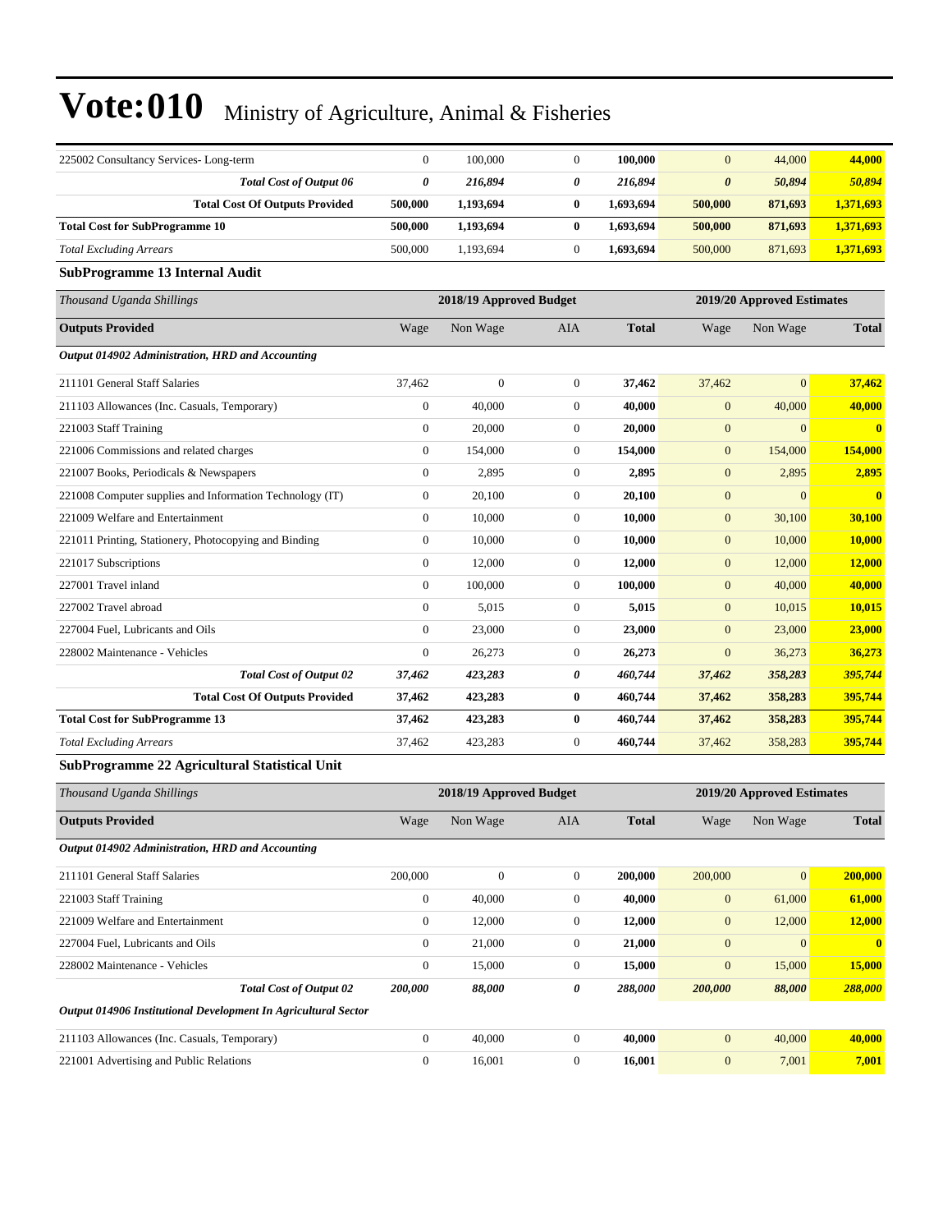# Vote:010 Ministry of Agriculture, Animal & Fisheries

| | | | | | | | |
|---|---|---|---|---|---|---|---|
| 225002 Consultancy Services- Long-term | 0 | 100,000 | 0 | **100,000** | 0 | 44,000 | **44,000** |
| ***Total Cost of Output 06*** | ***0*** | ***216,894*** | ***0*** | ***216,894*** | ***0*** | ***50,894*** | ***50,894*** |
| **Total Cost Of Outputs Provided** | **500,000** | **1,193,694** | **0** | **1,693,694** | **500,000** | **871,693** | **1,371,693** |
| **Total Cost for SubProgramme 10** | **500,000** | **1,193,694** | **0** | **1,693,694** | **500,000** | **871,693** | **1,371,693** |
| *Total Excluding Arrears* | 500,000 | 1,193,694 | 0 | **1,693,694** | 500,000 | 871,693 | **1,371,693** |

### SubProgramme 13 Internal Audit

| *Thousand Uganda Shillings* | 2018/19 Approved Budget | | | | 2019/20 Approved Estimates | | |
|---|---|---|---|---|---|---|---|
| **Outputs Provided** | Wage | Non Wage | AIA | **Total** | Wage | Non Wage | **Total** |
| ***Output 014902 Administration, HRD and Accounting*** | | | | | | | |
| 211101 General Staff Salaries | 37,462 | 0 | 0 | **37,462** | 37,462 | 0 | **37,462** |
| 211103 Allowances (Inc. Casuals, Temporary) | 0 | 40,000 | 0 | **40,000** | 0 | 40,000 | **40,000** |
| 221003 Staff Training | 0 | 20,000 | 0 | **20,000** | 0 | 0 | **0** |
| 221006 Commissions and related charges | 0 | 154,000 | 0 | **154,000** | 0 | 154,000 | **154,000** |
| 221007 Books, Periodicals & Newspapers | 0 | 2,895 | 0 | **2,895** | 0 | 2,895 | **2,895** |
| 221008 Computer supplies and Information Technology (IT) | 0 | 20,100 | 0 | **20,100** | 0 | 0 | **0** |
| 221009 Welfare and Entertainment | 0 | 10,000 | 0 | **10,000** | 0 | 30,100 | **30,100** |
| 221011 Printing, Stationery, Photocopying and Binding | 0 | 10,000 | 0 | **10,000** | 0 | 10,000 | **10,000** |
| 221017 Subscriptions | 0 | 12,000 | 0 | **12,000** | 0 | 12,000 | **12,000** |
| 227001 Travel inland | 0 | 100,000 | 0 | **100,000** | 0 | 40,000 | **40,000** |
| 227002 Travel abroad | 0 | 5,015 | 0 | **5,015** | 0 | 10,015 | **10,015** |
| 227004 Fuel, Lubricants and Oils | 0 | 23,000 | 0 | **23,000** | 0 | 23,000 | **23,000** |
| 228002 Maintenance - Vehicles | 0 | 26,273 | 0 | **26,273** | 0 | 36,273 | **36,273** |
| ***Total Cost of Output 02*** | ***37,462*** | ***423,283*** | ***0*** | ***460,744*** | ***37,462*** | ***358,283*** | ***395,744*** |
| **Total Cost Of Outputs Provided** | **37,462** | **423,283** | **0** | **460,744** | **37,462** | **358,283** | **395,744** |
| **Total Cost for SubProgramme 13** | **37,462** | **423,283** | **0** | **460,744** | **37,462** | **358,283** | **395,744** |
| *Total Excluding Arrears* | 37,462 | 423,283 | 0 | **460,744** | 37,462 | 358,283 | **395,744** |

### SubProgramme 22 Agricultural Statistical Unit

| *Thousand Uganda Shillings* | 2018/19 Approved Budget | | | | 2019/20 Approved Estimates | | |
|---|---|---|---|---|---|---|---|
| **Outputs Provided** | Wage | Non Wage | AIA | **Total** | Wage | Non Wage | **Total** |
| ***Output 014902 Administration, HRD and Accounting*** | | | | | | | |
| 211101 General Staff Salaries | 200,000 | 0 | 0 | **200,000** | 200,000 | 0 | **200,000** |
| 221003 Staff Training | 0 | 40,000 | 0 | **40,000** | 0 | 61,000 | **61,000** |
| 221009 Welfare and Entertainment | 0 | 12,000 | 0 | **12,000** | 0 | 12,000 | **12,000** |
| 227004 Fuel, Lubricants and Oils | 0 | 21,000 | 0 | **21,000** | 0 | 0 | **0** |
| 228002 Maintenance - Vehicles | 0 | 15,000 | 0 | **15,000** | 0 | 15,000 | **15,000** |
| ***Total Cost of Output 02*** | ***200,000*** | ***88,000*** | ***0*** | ***288,000*** | ***200,000*** | ***88,000*** | ***288,000*** |
| ***Output 014906 Institutional Development In Agricultural Sector*** | | | | | | | |
| 211103 Allowances (Inc. Casuals, Temporary) | 0 | 40,000 | 0 | **40,000** | 0 | 40,000 | **40,000** |
| 221001 Advertising and Public Relations | 0 | 16,001 | 0 | **16,001** | 0 | 7,001 | **7,001** |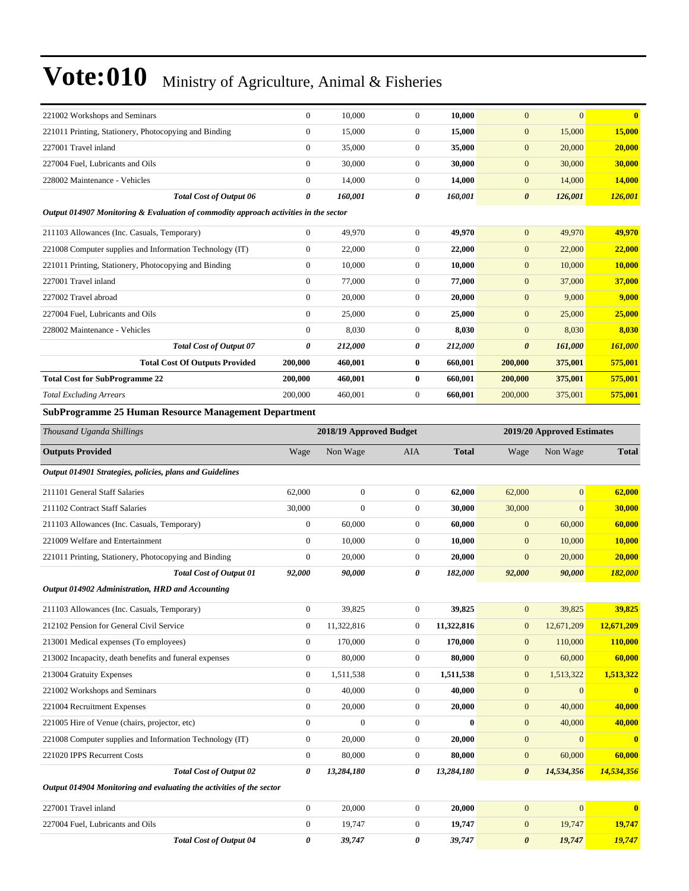| | | | | | | | |
|---|---|---|---|---|---|---|---|
| 221002 Workshops and Seminars | 0 | 10,000 | 0 | **10,000** | 0 | 0 | **0** |
| 221011 Printing, Stationery, Photocopying and Binding | 0 | 15,000 | 0 | **15,000** | 0 | 15,000 | **15,000** |
| 227001 Travel inland | 0 | 35,000 | 0 | **35,000** | 0 | 20,000 | **20,000** |
| 227004 Fuel, Lubricants and Oils | 0 | 30,000 | 0 | **30,000** | 0 | 30,000 | **30,000** |
| 228002 Maintenance - Vehicles | 0 | 14,000 | 0 | **14,000** | 0 | 14,000 | **14,000** |
| ***Total Cost of Output 06*** | ***0*** | ***160,001*** | ***0*** | ***160,001*** | ***0*** | ***126,001*** | ***126,001*** |
| ***Output 014907 Monitoring & Evaluation of commodity approach activities in the sector*** | | | | | | | |
| 211103 Allowances (Inc. Casuals, Temporary) | 0 | 49,970 | 0 | **49,970** | 0 | 49,970 | **49,970** |
| 221008 Computer supplies and Information Technology (IT) | 0 | 22,000 | 0 | **22,000** | 0 | 22,000 | **22,000** |
| 221011 Printing, Stationery, Photocopying and Binding | 0 | 10,000 | 0 | **10,000** | 0 | 10,000 | **10,000** |
| 227001 Travel inland | 0 | 77,000 | 0 | **77,000** | 0 | 37,000 | **37,000** |
| 227002 Travel abroad | 0 | 20,000 | 0 | **20,000** | 0 | 9,000 | **9,000** |
| 227004 Fuel, Lubricants and Oils | 0 | 25,000 | 0 | **25,000** | 0 | 25,000 | **25,000** |
| 228002 Maintenance - Vehicles | 0 | 8,030 | 0 | **8,030** | 0 | 8,030 | **8,030** |
| ***Total Cost of Output 07*** | ***0*** | ***212,000*** | ***0*** | ***212,000*** | ***0*** | ***161,000*** | ***161,000*** |
| **Total Cost Of Outputs Provided** | **200,000** | **460,001** | **0** | **660,001** | **200,000** | **375,001** | **575,001** |
| **Total Cost for SubProgramme 22** | **200,000** | **460,001** | **0** | **660,001** | **200,000** | **375,001** | **575,001** |
| *Total Excluding Arrears* | 200,000 | 460,001 | 0 | **660,001** | 200,000 | 375,001 | **575,001** |

**SubProgramme 25 Human Resource Management Department**

| *Thousand Uganda Shillings* | 2018/19 Approved Budget | | | | 2019/20 Approved Estimates | | |
|---|---|---|---|---|---|---|---|
| **Outputs Provided** | Wage | Non Wage | AIA | **Total** | Wage | Non Wage | **Total** |
| ***Output 014901 Strategies, policies, plans and Guidelines*** | | | | | | | |
| 211101 General Staff Salaries | 62,000 | 0 | 0 | **62,000** | 62,000 | 0 | **62,000** |
| 211102 Contract Staff Salaries | 30,000 | 0 | 0 | **30,000** | 30,000 | 0 | **30,000** |
| 211103 Allowances (Inc. Casuals, Temporary) | 0 | 60,000 | 0 | **60,000** | 0 | 60,000 | **60,000** |
| 221009 Welfare and Entertainment | 0 | 10,000 | 0 | **10,000** | 0 | 10,000 | **10,000** |
| 221011 Printing, Stationery, Photocopying and Binding | 0 | 20,000 | 0 | **20,000** | 0 | 20,000 | **20,000** |
| ***Total Cost of Output 01*** | ***92,000*** | ***90,000*** | ***0*** | ***182,000*** | ***92,000*** | ***90,000*** | ***182,000*** |
| ***Output 014902 Administration, HRD and Accounting*** | | | | | | | |
| 211103 Allowances (Inc. Casuals, Temporary) | 0 | 39,825 | 0 | **39,825** | 0 | 39,825 | **39,825** |
| 212102 Pension for General Civil Service | 0 | 11,322,816 | 0 | **11,322,816** | 0 | 12,671,209 | **12,671,209** |
| 213001 Medical expenses (To employees) | 0 | 170,000 | 0 | **170,000** | 0 | 110,000 | **110,000** |
| 213002 Incapacity, death benefits and funeral expenses | 0 | 80,000 | 0 | **80,000** | 0 | 60,000 | **60,000** |
| 213004 Gratuity Expenses | 0 | 1,511,538 | 0 | **1,511,538** | 0 | 1,513,322 | **1,513,322** |
| 221002 Workshops and Seminars | 0 | 40,000 | 0 | **40,000** | 0 | 0 | **0** |
| 221004 Recruitment Expenses | 0 | 20,000 | 0 | **20,000** | 0 | 40,000 | **40,000** |
| 221005 Hire of Venue (chairs, projector, etc) | 0 | 0 | 0 | **0** | 0 | 40,000 | **40,000** |
| 221008 Computer supplies and Information Technology (IT) | 0 | 20,000 | 0 | **20,000** | 0 | 0 | **0** |
| 221020 IPPS Recurrent Costs | 0 | 80,000 | 0 | **80,000** | 0 | 60,000 | **60,000** |
| ***Total Cost of Output 02*** | ***0*** | ***13,284,180*** | ***0*** | ***13,284,180*** | ***0*** | ***14,534,356*** | ***14,534,356*** |
| ***Output 014904 Monitoring and evaluating the activities of the sector*** | | | | | | | |
| 227001 Travel inland | 0 | 20,000 | 0 | **20,000** | 0 | 0 | **0** |
| 227004 Fuel, Lubricants and Oils | 0 | 19,747 | 0 | **19,747** | 0 | 19,747 | **19,747** |
| ***Total Cost of Output 04*** | ***0*** | ***39,747*** | ***0*** | ***39,747*** | ***0*** | ***19,747*** | ***19,747*** |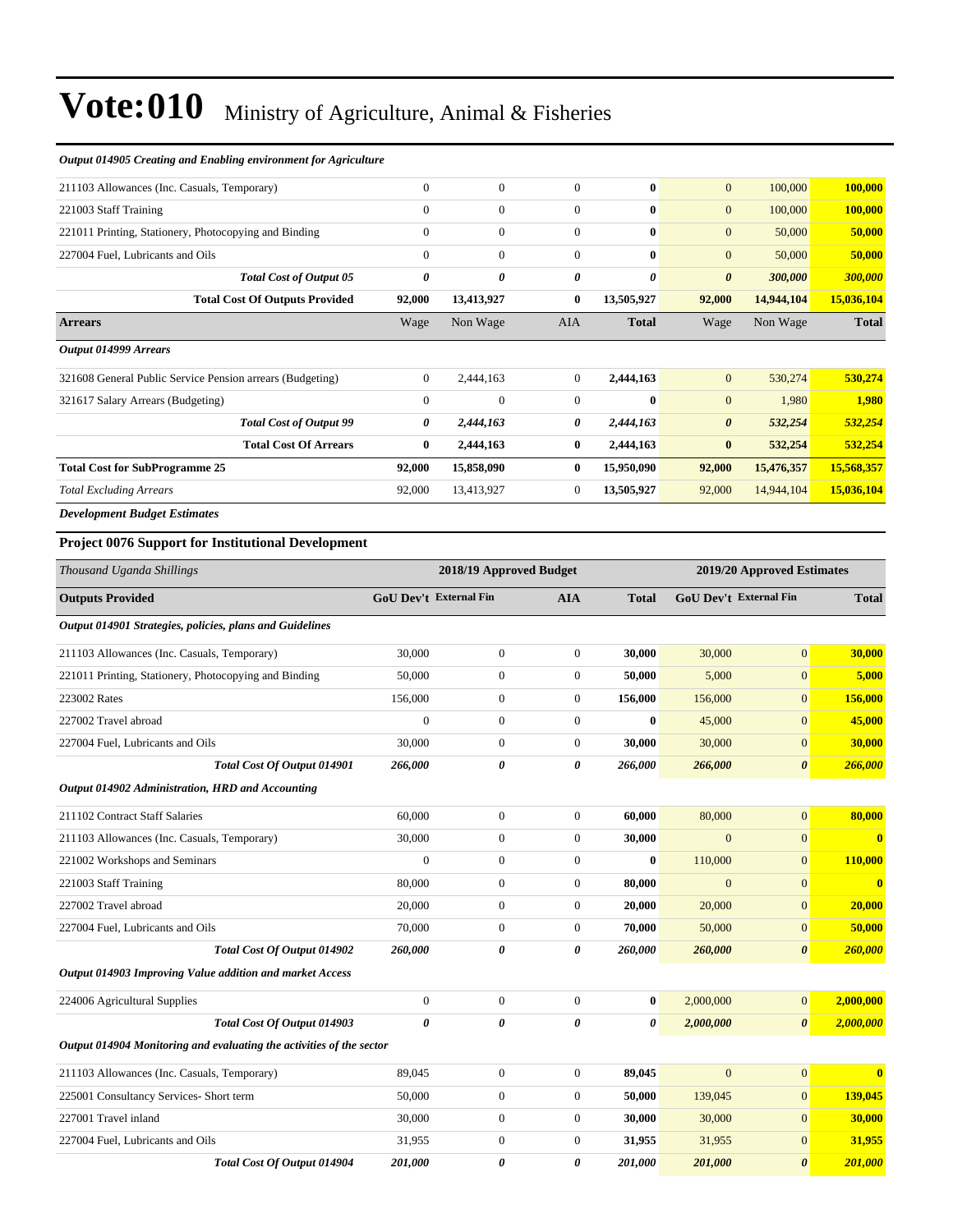# Vote:010 Ministry of Agriculture, Animal & Fisheries

| *Output 014905 Creating and Enabling environment for Agriculture* | | | | | | | |
|---|---|---|---|---|---|---|---|
| 211103 Allowances (Inc. Casuals, Temporary) | 0 | 0 | 0 | **0** | 0 | 100,000 | **100,000** |
| 221003 Staff Training | 0 | 0 | 0 | **0** | 0 | 100,000 | **100,000** |
| 221011 Printing, Stationery, Photocopying and Binding | 0 | 0 | 0 | **0** | 0 | 50,000 | **50,000** |
| 227004 Fuel, Lubricants and Oils | 0 | 0 | 0 | **0** | 0 | 50,000 | **50,000** |
| ***Total Cost of Output 05*** | ***0*** | ***0*** | ***0*** | ***0*** | ***0*** | ***300,000*** | ***300,000*** |
| **Total Cost Of Outputs Provided** | **92,000** | **13,413,927** | **0** | **13,505,927** | **92,000** | **14,944,104** | **15,036,104** |
| **Arrears** | Wage | Non Wage | AIA | **Total** | Wage | Non Wage | **Total** |
| ***Output 014999 Arrears*** | | | | | | | |
| 321608 General Public Service Pension arrears (Budgeting) | 0 | 2,444,163 | 0 | **2,444,163** | 0 | 530,274 | **530,274** |
| 321617 Salary Arrears (Budgeting) | 0 | 0 | 0 | **0** | 0 | 1,980 | **1,980** |
| ***Total Cost of Output 99*** | ***0*** | ***2,444,163*** | ***0*** | ***2,444,163*** | ***0*** | ***532,254*** | ***532,254*** |
| **Total Cost Of Arrears** | **0** | **2,444,163** | **0** | **2,444,163** | **0** | **532,254** | **532,254** |
| **Total Cost for SubProgramme 25** | **92,000** | **15,858,090** | **0** | **15,950,090** | **92,000** | **15,476,357** | **15,568,357** |
| *Total Excluding Arrears* | 92,000 | 13,413,927 | 0 | **13,505,927** | 92,000 | 14,944,104 | **15,036,104** |

***Development Budget Estimates***

### Project 0076 Support for Institutional Development

| *Thousand Uganda Shillings* | 2018/19 Approved Budget | | | | 2019/20 Approved Estimates | | |
|---|---|---|---|---|---|---|---|
| **Outputs Provided** | **GoU Dev't** | **External Fin** | **AIA** | **Total** | **GoU Dev't** | **External Fin** | **Total** |
| ***Output 014901 Strategies, policies, plans and Guidelines*** | | | | | | | |
| 211103 Allowances (Inc. Casuals, Temporary) | 30,000 | 0 | 0 | **30,000** | 30,000 | 0 | **30,000** |
| 221011 Printing, Stationery, Photocopying and Binding | 50,000 | 0 | 0 | **50,000** | 5,000 | 0 | **5,000** |
| 223002 Rates | 156,000 | 0 | 0 | **156,000** | 156,000 | 0 | **156,000** |
| 227002 Travel abroad | 0 | 0 | 0 | **0** | 45,000 | 0 | **45,000** |
| 227004 Fuel, Lubricants and Oils | 30,000 | 0 | 0 | **30,000** | 30,000 | 0 | **30,000** |
| ***Total Cost Of Output 014901*** | ***266,000*** | ***0*** | ***0*** | ***266,000*** | ***266,000*** | ***0*** | ***266,000*** |
| ***Output 014902 Administration, HRD and Accounting*** | | | | | | | |
| 211102 Contract Staff Salaries | 60,000 | 0 | 0 | **60,000** | 80,000 | 0 | **80,000** |
| 211103 Allowances (Inc. Casuals, Temporary) | 30,000 | 0 | 0 | **30,000** | 0 | 0 | **0** |
| 221002 Workshops and Seminars | 0 | 0 | 0 | **0** | 110,000 | 0 | **110,000** |
| 221003 Staff Training | 80,000 | 0 | 0 | **80,000** | 0 | 0 | **0** |
| 227002 Travel abroad | 20,000 | 0 | 0 | **20,000** | 20,000 | 0 | **20,000** |
| 227004 Fuel, Lubricants and Oils | 70,000 | 0 | 0 | **70,000** | 50,000 | 0 | **50,000** |
| ***Total Cost Of Output 014902*** | ***260,000*** | ***0*** | ***0*** | ***260,000*** | ***260,000*** | ***0*** | ***260,000*** |
| ***Output 014903 Improving Value addition and market Access*** | | | | | | | |
| 224006 Agricultural Supplies | 0 | 0 | 0 | **0** | 2,000,000 | 0 | **2,000,000** |
| ***Total Cost Of Output 014903*** | ***0*** | ***0*** | ***0*** | ***0*** | ***2,000,000*** | ***0*** | ***2,000,000*** |
| ***Output 014904 Monitoring and evaluating the activities of the sector*** | | | | | | | |
| 211103 Allowances (Inc. Casuals, Temporary) | 89,045 | 0 | 0 | **89,045** | 0 | 0 | **0** |
| 225001 Consultancy Services- Short term | 50,000 | 0 | 0 | **50,000** | 139,045 | 0 | **139,045** |
| 227001 Travel inland | 30,000 | 0 | 0 | **30,000** | 30,000 | 0 | **30,000** |
| 227004 Fuel, Lubricants and Oils | 31,955 | 0 | 0 | **31,955** | 31,955 | 0 | **31,955** |
| ***Total Cost Of Output 014904*** | ***201,000*** | ***0*** | ***0*** | ***201,000*** | ***201,000*** | ***0*** | ***201,000*** |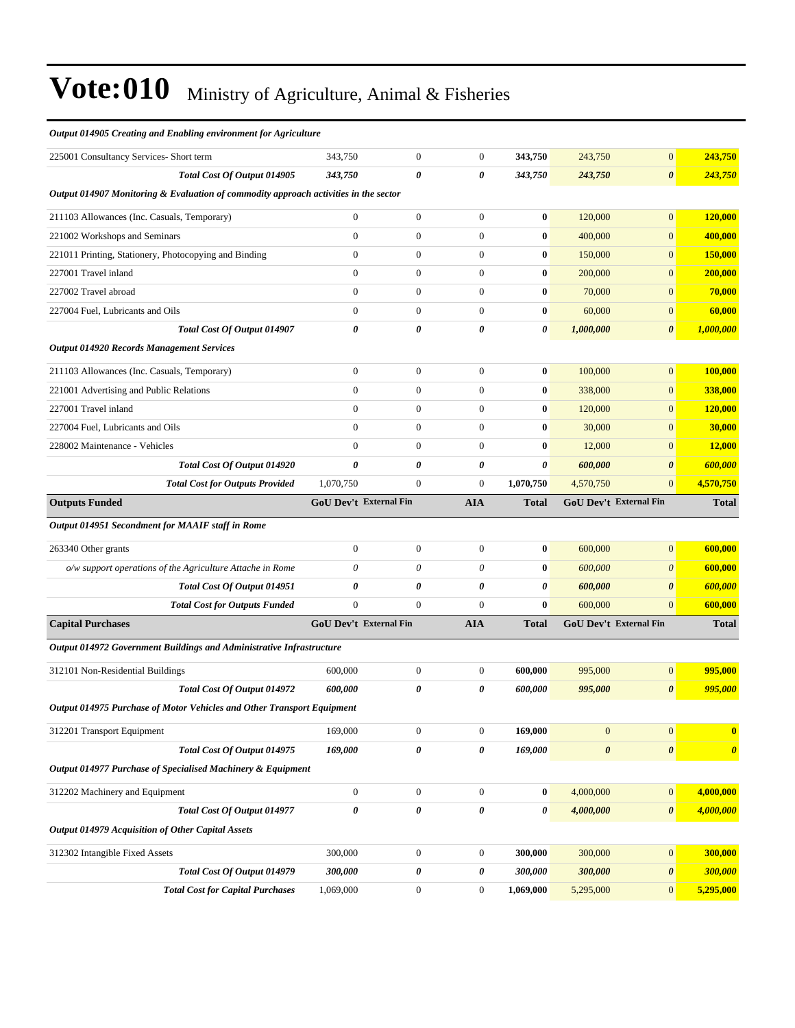# Vote:010 Ministry of Agriculture, Animal & Fisheries

| | | | | | | | |
|---|---|---|---|---|---|---|---|
| ***Output 014905 Creating and Enabling environment for Agriculture*** | | | | | | | |
| 225001 Consultancy Services- Short term | 343,750 | 0 | 0 | **343,750** | 243,750 | 0 | **243,750** |
| ***Total Cost Of Output 014905*** | ***343,750*** | ***0*** | ***0*** | ***343,750*** | ***243,750*** | ***0*** | ***243,750*** |
| ***Output 014907 Monitoring & Evaluation of commodity approach activities in the sector*** | | | | | | | |
| 211103 Allowances (Inc. Casuals, Temporary) | 0 | 0 | 0 | **0** | 120,000 | 0 | **120,000** |
| 221002 Workshops and Seminars | 0 | 0 | 0 | **0** | 400,000 | 0 | **400,000** |
| 221011 Printing, Stationery, Photocopying and Binding | 0 | 0 | 0 | **0** | 150,000 | 0 | **150,000** |
| 227001 Travel inland | 0 | 0 | 0 | **0** | 200,000 | 0 | **200,000** |
| 227002 Travel abroad | 0 | 0 | 0 | **0** | 70,000 | 0 | **70,000** |
| 227004 Fuel, Lubricants and Oils | 0 | 0 | 0 | **0** | 60,000 | 0 | **60,000** |
| ***Total Cost Of Output 014907*** | ***0*** | ***0*** | ***0*** | ***0*** | ***1,000,000*** | ***0*** | ***1,000,000*** |
| ***Output 014920 Records Management Services*** | | | | | | | |
| 211103 Allowances (Inc. Casuals, Temporary) | 0 | 0 | 0 | **0** | 100,000 | 0 | **100,000** |
| 221001 Advertising and Public Relations | 0 | 0 | 0 | **0** | 338,000 | 0 | **338,000** |
| 227001 Travel inland | 0 | 0 | 0 | **0** | 120,000 | 0 | **120,000** |
| 227004 Fuel, Lubricants and Oils | 0 | 0 | 0 | **0** | 30,000 | 0 | **30,000** |
| 228002 Maintenance - Vehicles | 0 | 0 | 0 | **0** | 12,000 | 0 | **12,000** |
| ***Total Cost Of Output 014920*** | ***0*** | ***0*** | ***0*** | ***0*** | ***600,000*** | ***0*** | ***600,000*** |
| ***Total Cost for Outputs Provided*** | 1,070,750 | 0 | 0 | **1,070,750** | 4,570,750 | 0 | **4,570,750** |
| **Outputs Funded** | **GoU Dev't** | **External Fin** | **AIA** | **Total** | **GoU Dev't** | **External Fin** | **Total** |
| ***Output 014951 Secondment for MAAIF staff in Rome*** | | | | | | | |
| 263340 Other grants | 0 | 0 | 0 | **0** | 600,000 | 0 | **600,000** |
| *o/w support operations of the Agriculture Attache in Rome* | *0* | *0* | *0* | **0** | *600,000* | *0* | **600,000** |
| ***Total Cost Of Output 014951*** | ***0*** | ***0*** | ***0*** | ***0*** | ***600,000*** | ***0*** | ***600,000*** |
| ***Total Cost for Outputs Funded*** | 0 | 0 | 0 | **0** | 600,000 | 0 | **600,000** |
| **Capital Purchases** | **GoU Dev't** | **External Fin** | **AIA** | **Total** | **GoU Dev't** | **External Fin** | **Total** |
| ***Output 014972 Government Buildings and Administrative Infrastructure*** | | | | | | | |
| 312101 Non-Residential Buildings | 600,000 | 0 | 0 | **600,000** | 995,000 | 0 | **995,000** |
| ***Total Cost Of Output 014972*** | ***600,000*** | ***0*** | ***0*** | ***600,000*** | ***995,000*** | ***0*** | ***995,000*** |
| ***Output 014975 Purchase of Motor Vehicles and Other Transport Equipment*** | | | | | | | |
| 312201 Transport Equipment | 169,000 | 0 | 0 | **169,000** | 0 | 0 | **0** |
| ***Total Cost Of Output 014975*** | ***169,000*** | ***0*** | ***0*** | ***169,000*** | ***0*** | ***0*** | ***0*** |
| ***Output 014977 Purchase of Specialised Machinery & Equipment*** | | | | | | | |
| 312202 Machinery and Equipment | 0 | 0 | 0 | **0** | 4,000,000 | 0 | **4,000,000** |
| ***Total Cost Of Output 014977*** | ***0*** | ***0*** | ***0*** | ***0*** | ***4,000,000*** | ***0*** | ***4,000,000*** |
| ***Output 014979 Acquisition of Other Capital Assets*** | | | | | | | |
| 312302 Intangible Fixed Assets | 300,000 | 0 | 0 | **300,000** | 300,000 | 0 | **300,000** |
| ***Total Cost Of Output 014979*** | ***300,000*** | ***0*** | ***0*** | ***300,000*** | ***300,000*** | ***0*** | ***300,000*** |
| ***Total Cost for Capital Purchases*** | 1,069,000 | 0 | 0 | **1,069,000** | 5,295,000 | 0 | **5,295,000** |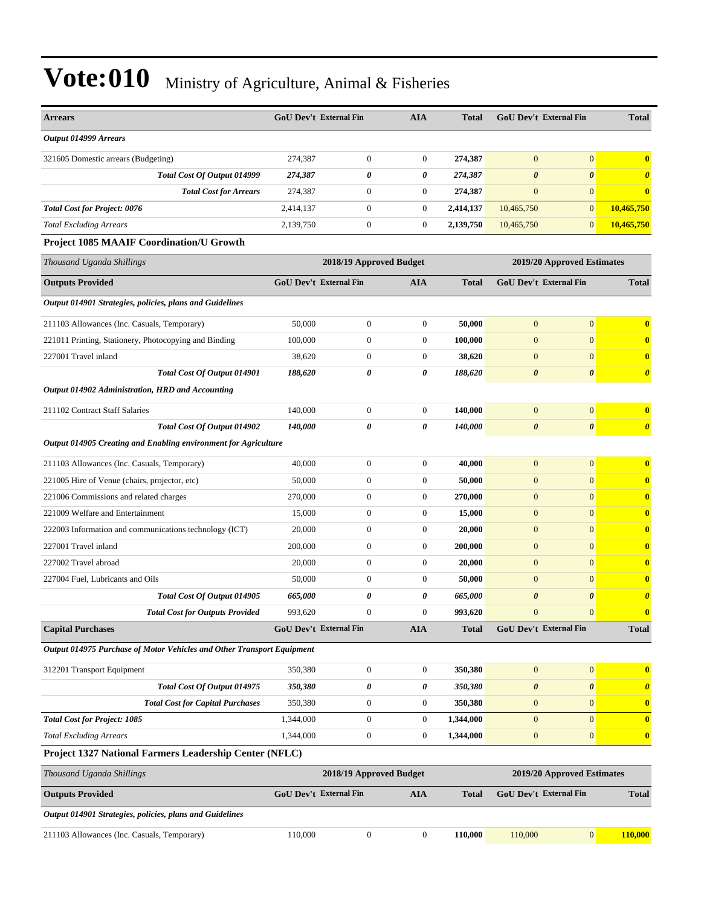# Vote:010 Ministry of Agriculture, Animal & Fisheries

| Arrears | GoU Dev't | External Fin | AIA | Total | GoU Dev't | External Fin | Total |
|---|---|---|---|---|---|---|---|
| *Output 014999 Arrears* | | | | | | | |
| 321605 Domestic arrears (Budgeting) | 274,387 | 0 | 0 | **274,387** | 0 | 0 | **0** |
| ***Total Cost Of Output 014999*** | ***274,387*** | ***0*** | ***0*** | ***274,387*** | ***0*** | ***0*** | ***0*** |
| ***Total Cost for Arrears*** | 274,387 | 0 | 0 | **274,387** | 0 | 0 | **0** |
| ***Total Cost for Project: 0076*** | 2,414,137 | 0 | 0 | **2,414,137** | 10,465,750 | 0 | **10,465,750** |
| *Total Excluding Arrears* | 2,139,750 | 0 | 0 | **2,139,750** | 10,465,750 | 0 | **10,465,750** |

### Project 1085 MAAIF Coordination/U Growth

| *Thousand Uganda Shillings* | 2018/19 Approved Budget | | | | 2019/20 Approved Estimates | | |
|---|---|---|---|---|---|---|---|
| **Outputs Provided** | **GoU Dev't** | **External Fin** | **AIA** | **Total** | **GoU Dev't** | **External Fin** | **Total** |
| *Output 014901 Strategies, policies, plans and Guidelines* | | | | | | | |
| 211103 Allowances (Inc. Casuals, Temporary) | 50,000 | 0 | 0 | **50,000** | 0 | 0 | **0** |
| 221011 Printing, Stationery, Photocopying and Binding | 100,000 | 0 | 0 | **100,000** | 0 | 0 | **0** |
| 227001 Travel inland | 38,620 | 0 | 0 | **38,620** | 0 | 0 | **0** |
| ***Total Cost Of Output 014901*** | ***188,620*** | ***0*** | ***0*** | ***188,620*** | ***0*** | ***0*** | ***0*** |
| *Output 014902 Administration, HRD and Accounting* | | | | | | | |
| 211102 Contract Staff Salaries | 140,000 | 0 | 0 | **140,000** | 0 | 0 | **0** |
| ***Total Cost Of Output 014902*** | ***140,000*** | ***0*** | ***0*** | ***140,000*** | ***0*** | ***0*** | ***0*** |
| *Output 014905 Creating and Enabling environment for Agriculture* | | | | | | | |
| 211103 Allowances (Inc. Casuals, Temporary) | 40,000 | 0 | 0 | **40,000** | 0 | 0 | **0** |
| 221005 Hire of Venue (chairs, projector, etc) | 50,000 | 0 | 0 | **50,000** | 0 | 0 | **0** |
| 221006 Commissions and related charges | 270,000 | 0 | 0 | **270,000** | 0 | 0 | **0** |
| 221009 Welfare and Entertainment | 15,000 | 0 | 0 | **15,000** | 0 | 0 | **0** |
| 222003 Information and communications technology (ICT) | 20,000 | 0 | 0 | **20,000** | 0 | 0 | **0** |
| 227001 Travel inland | 200,000 | 0 | 0 | **200,000** | 0 | 0 | **0** |
| 227002 Travel abroad | 20,000 | 0 | 0 | **20,000** | 0 | 0 | **0** |
| 227004 Fuel, Lubricants and Oils | 50,000 | 0 | 0 | **50,000** | 0 | 0 | **0** |
| ***Total Cost Of Output 014905*** | ***665,000*** | ***0*** | ***0*** | ***665,000*** | ***0*** | ***0*** | ***0*** |
| ***Total Cost for Outputs Provided*** | 993,620 | 0 | 0 | **993,620** | 0 | 0 | **0** |
| **Capital Purchases** | **GoU Dev't** | **External Fin** | **AIA** | **Total** | **GoU Dev't** | **External Fin** | **Total** |
| *Output 014975 Purchase of Motor Vehicles and Other Transport Equipment* | | | | | | | |
| 312201 Transport Equipment | 350,380 | 0 | 0 | **350,380** | 0 | 0 | **0** |
| ***Total Cost Of Output 014975*** | ***350,380*** | ***0*** | ***0*** | ***350,380*** | ***0*** | ***0*** | ***0*** |
| ***Total Cost for Capital Purchases*** | 350,380 | 0 | 0 | **350,380** | 0 | 0 | **0** |
| ***Total Cost for Project: 1085*** | 1,344,000 | 0 | 0 | **1,344,000** | 0 | 0 | **0** |
| *Total Excluding Arrears* | 1,344,000 | 0 | 0 | **1,344,000** | 0 | 0 | **0** |

### Project 1327 National Farmers Leadership Center (NFLC)

| *Thousand Uganda Shillings* | 2018/19 Approved Budget | | | | 2019/20 Approved Estimates | | |
|---|---|---|---|---|---|---|---|
| **Outputs Provided** | **GoU Dev't** | **External Fin** | **AIA** | **Total** | **GoU Dev't** | **External Fin** | **Total** |
| *Output 014901 Strategies, policies, plans and Guidelines* | | | | | | | |
| 211103 Allowances (Inc. Casuals, Temporary) | 110,000 | 0 | 0 | **110,000** | 110,000 | 0 | **110,000** |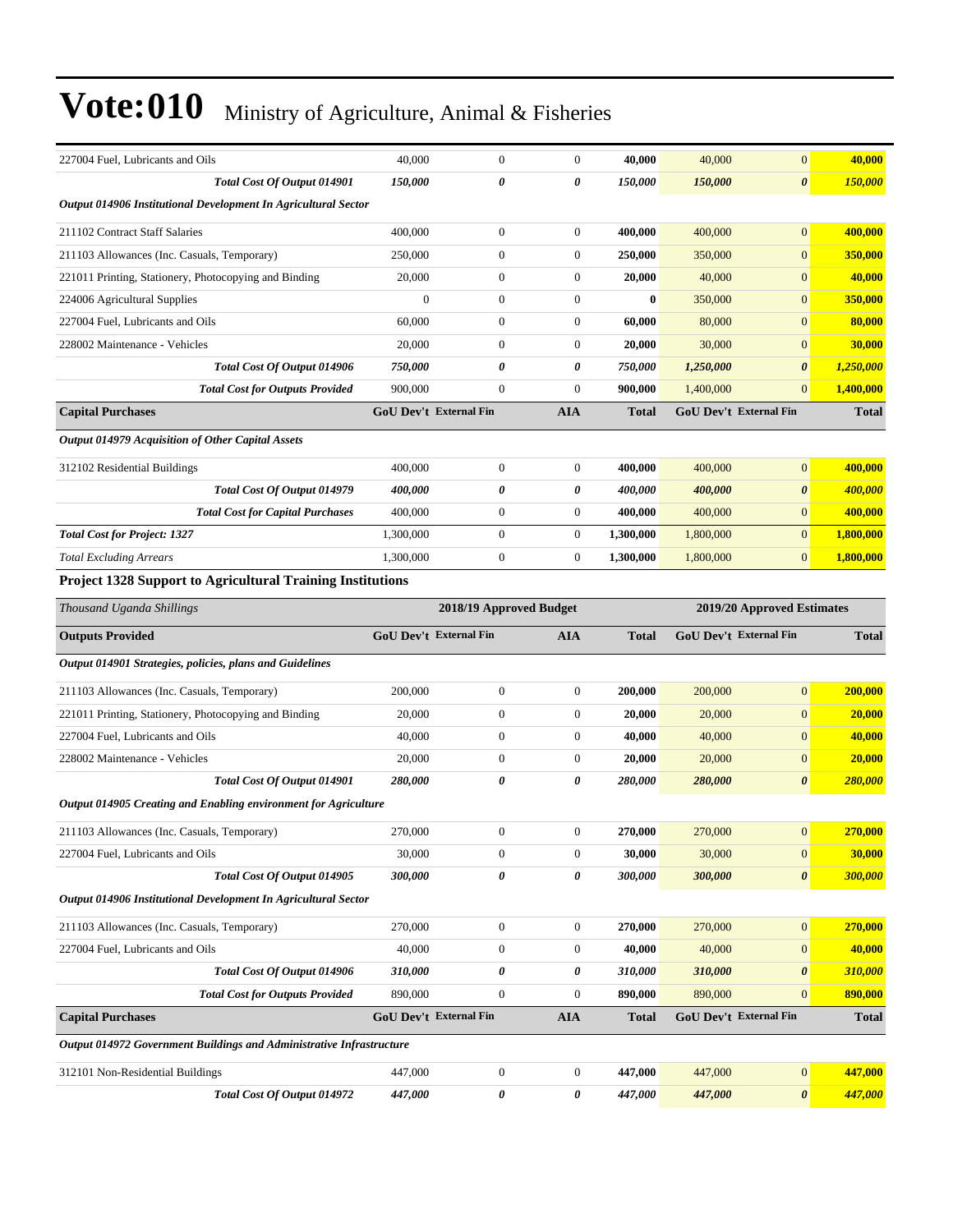# Vote:010 Ministry of Agriculture, Animal & Fisheries

| | | | | | | | |
|---|---|---|---|---|---|---|---|
| 227004 Fuel, Lubricants and Oils | 40,000 | 0 | 0 | **40,000** | 40,000 | 0 | **40,000** |
| ***Total Cost Of Output 014901*** | ***150,000*** | ***0*** | ***0*** | ***150,000*** | ***150,000*** | ***0*** | ***150,000*** |
| ***Output 014906 Institutional Development In Agricultural Sector*** | | | | | | | |
| 211102 Contract Staff Salaries | 400,000 | 0 | 0 | **400,000** | 400,000 | 0 | **400,000** |
| 211103 Allowances (Inc. Casuals, Temporary) | 250,000 | 0 | 0 | **250,000** | 350,000 | 0 | **350,000** |
| 221011 Printing, Stationery, Photocopying and Binding | 20,000 | 0 | 0 | **20,000** | 40,000 | 0 | **40,000** |
| 224006 Agricultural Supplies | 0 | 0 | 0 | **0** | 350,000 | 0 | **350,000** |
| 227004 Fuel, Lubricants and Oils | 60,000 | 0 | 0 | **60,000** | 80,000 | 0 | **80,000** |
| 228002 Maintenance - Vehicles | 20,000 | 0 | 0 | **20,000** | 30,000 | 0 | **30,000** |
| ***Total Cost Of Output 014906*** | ***750,000*** | ***0*** | ***0*** | ***750,000*** | ***1,250,000*** | ***0*** | ***1,250,000*** |
| ***Total Cost for Outputs Provided*** | 900,000 | 0 | 0 | **900,000** | 1,400,000 | 0 | **1,400,000** |
| **Capital Purchases** | **GoU Dev't** | **External Fin** | **AIA** | **Total** | **GoU Dev't** | **External Fin** | **Total** |
| ***Output 014979 Acquisition of Other Capital Assets*** | | | | | | | |
| 312102 Residential Buildings | 400,000 | 0 | 0 | **400,000** | 400,000 | 0 | **400,000** |
| ***Total Cost Of Output 014979*** | ***400,000*** | ***0*** | ***0*** | ***400,000*** | ***400,000*** | ***0*** | ***400,000*** |
| ***Total Cost for Capital Purchases*** | 400,000 | 0 | 0 | **400,000** | 400,000 | 0 | **400,000** |
| ***Total Cost for Project: 1327*** | 1,300,000 | 0 | 0 | **1,300,000** | 1,800,000 | 0 | **1,800,000** |
| *Total Excluding Arrears* | 1,300,000 | 0 | 0 | **1,300,000** | 1,800,000 | 0 | **1,800,000** |

**Project 1328 Support to Agricultural Training Institutions**

| *Thousand Uganda Shillings* | **2018/19 Approved Budget** | | | | **2019/20 Approved Estimates** | | |
|---|---|---|---|---|---|---|---|
| **Outputs Provided** | **GoU Dev't** | **External Fin** | **AIA** | **Total** | **GoU Dev't** | **External Fin** | **Total** |
| ***Output 014901 Strategies, policies, plans and Guidelines*** | | | | | | | |
| 211103 Allowances (Inc. Casuals, Temporary) | 200,000 | 0 | 0 | **200,000** | 200,000 | 0 | **200,000** |
| 221011 Printing, Stationery, Photocopying and Binding | 20,000 | 0 | 0 | **20,000** | 20,000 | 0 | **20,000** |
| 227004 Fuel, Lubricants and Oils | 40,000 | 0 | 0 | **40,000** | 40,000 | 0 | **40,000** |
| 228002 Maintenance - Vehicles | 20,000 | 0 | 0 | **20,000** | 20,000 | 0 | **20,000** |
| ***Total Cost Of Output 014901*** | ***280,000*** | ***0*** | ***0*** | ***280,000*** | ***280,000*** | ***0*** | ***280,000*** |
| ***Output 014905 Creating and Enabling environment for Agriculture*** | | | | | | | |
| 211103 Allowances (Inc. Casuals, Temporary) | 270,000 | 0 | 0 | **270,000** | 270,000 | 0 | **270,000** |
| 227004 Fuel, Lubricants and Oils | 30,000 | 0 | 0 | **30,000** | 30,000 | 0 | **30,000** |
| ***Total Cost Of Output 014905*** | ***300,000*** | ***0*** | ***0*** | ***300,000*** | ***300,000*** | ***0*** | ***300,000*** |
| ***Output 014906 Institutional Development In Agricultural Sector*** | | | | | | | |
| 211103 Allowances (Inc. Casuals, Temporary) | 270,000 | 0 | 0 | **270,000** | 270,000 | 0 | **270,000** |
| 227004 Fuel, Lubricants and Oils | 40,000 | 0 | 0 | **40,000** | 40,000 | 0 | **40,000** |
| ***Total Cost Of Output 014906*** | ***310,000*** | ***0*** | ***0*** | ***310,000*** | ***310,000*** | ***0*** | ***310,000*** |
| ***Total Cost for Outputs Provided*** | 890,000 | 0 | 0 | **890,000** | 890,000 | 0 | **890,000** |
| **Capital Purchases** | **GoU Dev't** | **External Fin** | **AIA** | **Total** | **GoU Dev't** | **External Fin** | **Total** |
| ***Output 014972 Government Buildings and Administrative Infrastructure*** | | | | | | | |
| 312101 Non-Residential Buildings | 447,000 | 0 | 0 | **447,000** | 447,000 | 0 | **447,000** |
| ***Total Cost Of Output 014972*** | ***447,000*** | ***0*** | ***0*** | ***447,000*** | ***447,000*** | ***0*** | ***447,000*** |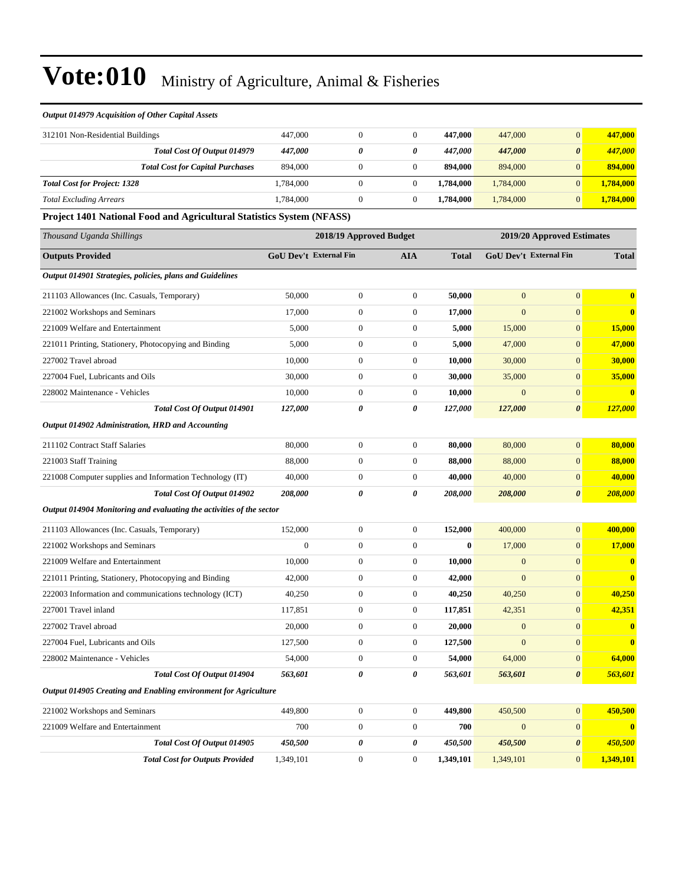# Vote:010 Ministry of Agriculture, Animal & Fisheries

*Output 014979 Acquisition of Other Capital Assets*

| | | | | | | | |
|---|---|---|---|---|---|---|---|
| 312101 Non-Residential Buildings | 447,000 | 0 | 0 | **447,000** | 447,000 | 0 | **447,000** |
| ***Total Cost Of Output 014979*** | ***447,000*** | ***0*** | ***0*** | ***447,000*** | ***447,000*** | ***0*** | ***447,000*** |
| ***Total Cost for Capital Purchases*** | 894,000 | 0 | 0 | **894,000** | 894,000 | 0 | **894,000** |
| ***Total Cost for Project: 1328*** | 1,784,000 | 0 | 0 | **1,784,000** | 1,784,000 | 0 | **1,784,000** |
| *Total Excluding Arrears* | 1,784,000 | 0 | 0 | **1,784,000** | 1,784,000 | 0 | **1,784,000** |

**Project 1401 National Food and Agricultural Statistics System (NFASS)**

| *Thousand Uganda Shillings* | 2018/19 Approved Budget | | | | 2019/20 Approved Estimates | | |
|---|---|---|---|---|---|---|---|
| **Outputs Provided** | **GoU Dev't** | **External Fin** | **AIA** | **Total** | **GoU Dev't** | **External Fin** | **Total** |
| ***Output 014901 Strategies, policies, plans and Guidelines*** | | | | | | | |
| 211103 Allowances (Inc. Casuals, Temporary) | 50,000 | 0 | 0 | **50,000** | 0 | 0 | **0** |
| 221002 Workshops and Seminars | 17,000 | 0 | 0 | **17,000** | 0 | 0 | **0** |
| 221009 Welfare and Entertainment | 5,000 | 0 | 0 | **5,000** | 15,000 | 0 | **15,000** |
| 221011 Printing, Stationery, Photocopying and Binding | 5,000 | 0 | 0 | **5,000** | 47,000 | 0 | **47,000** |
| 227002 Travel abroad | 10,000 | 0 | 0 | **10,000** | 30,000 | 0 | **30,000** |
| 227004 Fuel, Lubricants and Oils | 30,000 | 0 | 0 | **30,000** | 35,000 | 0 | **35,000** |
| 228002 Maintenance - Vehicles | 10,000 | 0 | 0 | **10,000** | 0 | 0 | **0** |
| ***Total Cost Of Output 014901*** | ***127,000*** | ***0*** | ***0*** | ***127,000*** | ***127,000*** | ***0*** | ***127,000*** |
| ***Output 014902 Administration, HRD and Accounting*** | | | | | | | |
| 211102 Contract Staff Salaries | 80,000 | 0 | 0 | **80,000** | 80,000 | 0 | **80,000** |
| 221003 Staff Training | 88,000 | 0 | 0 | **88,000** | 88,000 | 0 | **88,000** |
| 221008 Computer supplies and Information Technology (IT) | 40,000 | 0 | 0 | **40,000** | 40,000 | 0 | **40,000** |
| ***Total Cost Of Output 014902*** | ***208,000*** | ***0*** | ***0*** | ***208,000*** | ***208,000*** | ***0*** | ***208,000*** |
| ***Output 014904 Monitoring and evaluating the activities of the sector*** | | | | | | | |
| 211103 Allowances (Inc. Casuals, Temporary) | 152,000 | 0 | 0 | **152,000** | 400,000 | 0 | **400,000** |
| 221002 Workshops and Seminars | 0 | 0 | 0 | **0** | 17,000 | 0 | **17,000** |
| 221009 Welfare and Entertainment | 10,000 | 0 | 0 | **10,000** | 0 | 0 | **0** |
| 221011 Printing, Stationery, Photocopying and Binding | 42,000 | 0 | 0 | **42,000** | 0 | 0 | **0** |
| 222003 Information and communications technology (ICT) | 40,250 | 0 | 0 | **40,250** | 40,250 | 0 | **40,250** |
| 227001 Travel inland | 117,851 | 0 | 0 | **117,851** | 42,351 | 0 | **42,351** |
| 227002 Travel abroad | 20,000 | 0 | 0 | **20,000** | 0 | 0 | **0** |
| 227004 Fuel, Lubricants and Oils | 127,500 | 0 | 0 | **127,500** | 0 | 0 | **0** |
| 228002 Maintenance - Vehicles | 54,000 | 0 | 0 | **54,000** | 64,000 | 0 | **64,000** |
| ***Total Cost Of Output 014904*** | ***563,601*** | ***0*** | ***0*** | ***563,601*** | ***563,601*** | ***0*** | ***563,601*** |
| ***Output 014905 Creating and Enabling environment for Agriculture*** | | | | | | | |
| 221002 Workshops and Seminars | 449,800 | 0 | 0 | **449,800** | 450,500 | 0 | **450,500** |
| 221009 Welfare and Entertainment | 700 | 0 | 0 | **700** | 0 | 0 | **0** |
| ***Total Cost Of Output 014905*** | ***450,500*** | ***0*** | ***0*** | ***450,500*** | ***450,500*** | ***0*** | ***450,500*** |
| ***Total Cost for Outputs Provided*** | 1,349,101 | 0 | 0 | **1,349,101** | 1,349,101 | 0 | **1,349,101** |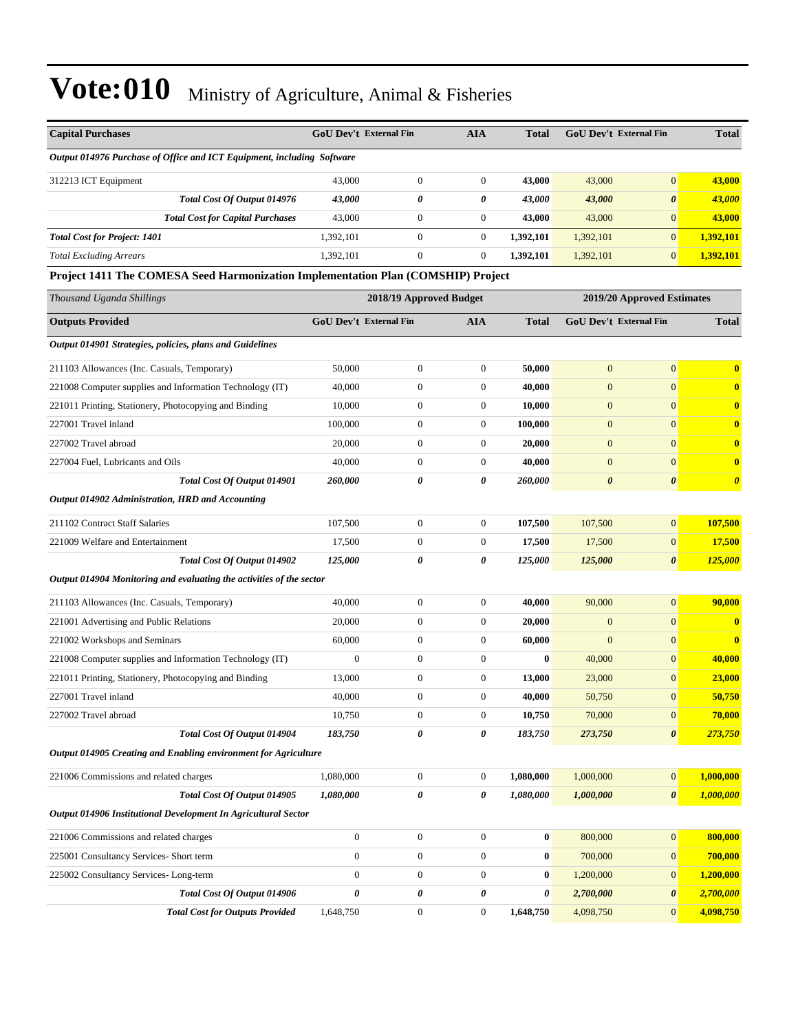# Vote:010 Ministry of Agriculture, Animal & Fisheries

| Capital Purchases | GoU Dev't | External Fin | AIA | Total | GoU Dev't | External Fin | Total |
|---|---|---|---|---|---|---|---|
| *Output 014976 Purchase of Office and ICT Equipment, including Software* | | | | | | | |
| 312213 ICT Equipment | 43,000 | 0 | 0 | **43,000** | 43,000 | 0 | **43,000** |
| ***Total Cost Of Output 014976*** | ***43,000*** | ***0*** | ***0*** | ***43,000*** | ***43,000*** | ***0*** | ***43,000*** |
| ***Total Cost for Capital Purchases*** | 43,000 | 0 | 0 | **43,000** | 43,000 | 0 | **43,000** |
| ***Total Cost for Project: 1401*** | 1,392,101 | 0 | 0 | **1,392,101** | 1,392,101 | 0 | **1,392,101** |
| *Total Excluding Arrears* | 1,392,101 | 0 | 0 | **1,392,101** | 1,392,101 | 0 | **1,392,101** |

### Project 1411 The COMESA Seed Harmonization Implementation Plan (COMSHIP) Project

| *Thousand Uganda Shillings* | 2018/19 Approved Budget | | | | 2019/20 Approved Estimates | | |
|---|---|---|---|---|---|---|---|
| **Outputs Provided** | **GoU Dev't** | **External Fin** | **AIA** | **Total** | **GoU Dev't** | **External Fin** | **Total** |
| ***Output 014901 Strategies, policies, plans and Guidelines*** | | | | | | | |
| 211103 Allowances (Inc. Casuals, Temporary) | 50,000 | 0 | 0 | **50,000** | 0 | 0 | **0** |
| 221008 Computer supplies and Information Technology (IT) | 40,000 | 0 | 0 | **40,000** | 0 | 0 | **0** |
| 221011 Printing, Stationery, Photocopying and Binding | 10,000 | 0 | 0 | **10,000** | 0 | 0 | **0** |
| 227001 Travel inland | 100,000 | 0 | 0 | **100,000** | 0 | 0 | **0** |
| 227002 Travel abroad | 20,000 | 0 | 0 | **20,000** | 0 | 0 | **0** |
| 227004 Fuel, Lubricants and Oils | 40,000 | 0 | 0 | **40,000** | 0 | 0 | **0** |
| ***Total Cost Of Output 014901*** | ***260,000*** | ***0*** | ***0*** | ***260,000*** | ***0*** | ***0*** | ***0*** |
| ***Output 014902 Administration, HRD and Accounting*** | | | | | | | |
| 211102 Contract Staff Salaries | 107,500 | 0 | 0 | **107,500** | 107,500 | 0 | **107,500** |
| 221009 Welfare and Entertainment | 17,500 | 0 | 0 | **17,500** | 17,500 | 0 | **17,500** |
| ***Total Cost Of Output 014902*** | ***125,000*** | ***0*** | ***0*** | ***125,000*** | ***125,000*** | ***0*** | ***125,000*** |
| ***Output 014904 Monitoring and evaluating the activities of the sector*** | | | | | | | |
| 211103 Allowances (Inc. Casuals, Temporary) | 40,000 | 0 | 0 | **40,000** | 90,000 | 0 | **90,000** |
| 221001 Advertising and Public Relations | 20,000 | 0 | 0 | **20,000** | 0 | 0 | **0** |
| 221002 Workshops and Seminars | 60,000 | 0 | 0 | **60,000** | 0 | 0 | **0** |
| 221008 Computer supplies and Information Technology (IT) | 0 | 0 | 0 | **0** | 40,000 | 0 | **40,000** |
| 221011 Printing, Stationery, Photocopying and Binding | 13,000 | 0 | 0 | **13,000** | 23,000 | 0 | **23,000** |
| 227001 Travel inland | 40,000 | 0 | 0 | **40,000** | 50,750 | 0 | **50,750** |
| 227002 Travel abroad | 10,750 | 0 | 0 | **10,750** | 70,000 | 0 | **70,000** |
| ***Total Cost Of Output 014904*** | ***183,750*** | ***0*** | ***0*** | ***183,750*** | ***273,750*** | ***0*** | ***273,750*** |
| ***Output 014905 Creating and Enabling environment for Agriculture*** | | | | | | | |
| 221006 Commissions and related charges | 1,080,000 | 0 | 0 | **1,080,000** | 1,000,000 | 0 | **1,000,000** |
| ***Total Cost Of Output 014905*** | ***1,080,000*** | ***0*** | ***0*** | ***1,080,000*** | ***1,000,000*** | ***0*** | ***1,000,000*** |
| ***Output 014906 Institutional Development In Agricultural Sector*** | | | | | | | |
| 221006 Commissions and related charges | 0 | 0 | 0 | **0** | 800,000 | 0 | **800,000** |
| 225001 Consultancy Services- Short term | 0 | 0 | 0 | **0** | 700,000 | 0 | **700,000** |
| 225002 Consultancy Services- Long-term | 0 | 0 | 0 | **0** | 1,200,000 | 0 | **1,200,000** |
| ***Total Cost Of Output 014906*** | ***0*** | ***0*** | ***0*** | ***0*** | ***2,700,000*** | ***0*** | ***2,700,000*** |
| ***Total Cost for Outputs Provided*** | 1,648,750 | 0 | 0 | **1,648,750** | 4,098,750 | 0 | **4,098,750** |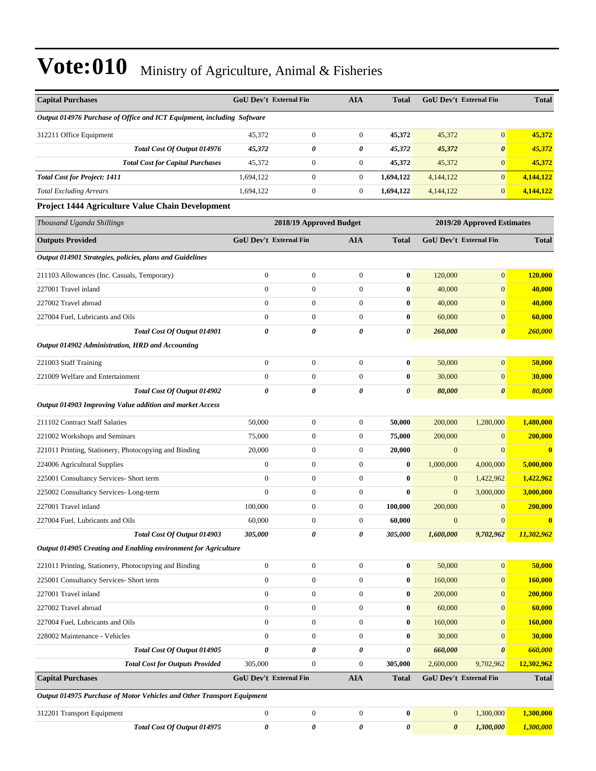# Vote:010 Ministry of Agriculture, Animal & Fisheries

| Capital Purchases | GoU Dev't | External Fin | AIA | Total | GoU Dev't | External Fin | Total |
|---|---|---|---|---|---|---|---|
| *Output 014976 Purchase of Office and ICT Equipment, including Software* | | | | | | | |
| 312211 Office Equipment | 45,372 | 0 | 0 | **45,372** | 45,372 | 0 | **45,372** |
| ***Total Cost Of Output 014976*** | ***45,372*** | ***0*** | ***0*** | ***45,372*** | ***45,372*** | ***0*** | ***45,372*** |
| ***Total Cost for Capital Purchases*** | 45,372 | 0 | 0 | **45,372** | 45,372 | 0 | **45,372** |
| ***Total Cost for Project: 1411*** | 1,694,122 | 0 | 0 | **1,694,122** | 4,144,122 | 0 | **4,144,122** |
| *Total Excluding Arrears* | 1,694,122 | 0 | 0 | **1,694,122** | 4,144,122 | 0 | **4,144,122** |

**Project 1444 Agriculture Value Chain Development**

| *Thousand Uganda Shillings* | 2018/19 Approved Budget | | | | 2019/20 Approved Estimates | | |
|---|---|---|---|---|---|---|---|
| **Outputs Provided** | **GoU Dev't** | **External Fin** | **AIA** | **Total** | **GoU Dev't** | **External Fin** | **Total** |
| *Output 014901 Strategies, policies, plans and Guidelines* | | | | | | | |
| 211103 Allowances (Inc. Casuals, Temporary) | 0 | 0 | 0 | **0** | 120,000 | 0 | **120,000** |
| 227001 Travel inland | 0 | 0 | 0 | **0** | 40,000 | 0 | **40,000** |
| 227002 Travel abroad | 0 | 0 | 0 | **0** | 40,000 | 0 | **40,000** |
| 227004 Fuel, Lubricants and Oils | 0 | 0 | 0 | **0** | 60,000 | 0 | **60,000** |
| ***Total Cost Of Output 014901*** | ***0*** | ***0*** | ***0*** | ***0*** | ***260,000*** | ***0*** | ***260,000*** |
| *Output 014902 Administration, HRD and Accounting* | | | | | | | |
| 221003 Staff Training | 0 | 0 | 0 | **0** | 50,000 | 0 | **50,000** |
| 221009 Welfare and Entertainment | 0 | 0 | 0 | **0** | 30,000 | 0 | **30,000** |
| ***Total Cost Of Output 014902*** | ***0*** | ***0*** | ***0*** | ***0*** | ***80,000*** | ***0*** | ***80,000*** |
| *Output 014903 Improving Value addition and market Access* | | | | | | | |
| 211102 Contract Staff Salaries | 50,000 | 0 | 0 | **50,000** | 200,000 | 1,280,000 | **1,480,000** |
| 221002 Workshops and Seminars | 75,000 | 0 | 0 | **75,000** | 200,000 | 0 | **200,000** |
| 221011 Printing, Stationery, Photocopying and Binding | 20,000 | 0 | 0 | **20,000** | 0 | 0 | **0** |
| 224006 Agricultural Supplies | 0 | 0 | 0 | **0** | 1,000,000 | 4,000,000 | **5,000,000** |
| 225001 Consultancy Services- Short term | 0 | 0 | 0 | **0** | 0 | 1,422,962 | **1,422,962** |
| 225002 Consultancy Services- Long-term | 0 | 0 | 0 | **0** | 0 | 3,000,000 | **3,000,000** |
| 227001 Travel inland | 100,000 | 0 | 0 | **100,000** | 200,000 | 0 | **200,000** |
| 227004 Fuel, Lubricants and Oils | 60,000 | 0 | 0 | **60,000** | 0 | 0 | **0** |
| ***Total Cost Of Output 014903*** | ***305,000*** | ***0*** | ***0*** | ***305,000*** | ***1,600,000*** | ***9,702,962*** | ***11,302,962*** |
| *Output 014905 Creating and Enabling environment for Agriculture* | | | | | | | |
| 221011 Printing, Stationery, Photocopying and Binding | 0 | 0 | 0 | **0** | 50,000 | 0 | **50,000** |
| 225001 Consultancy Services- Short term | 0 | 0 | 0 | **0** | 160,000 | 0 | **160,000** |
| 227001 Travel inland | 0 | 0 | 0 | **0** | 200,000 | 0 | **200,000** |
| 227002 Travel abroad | 0 | 0 | 0 | **0** | 60,000 | 0 | **60,000** |
| 227004 Fuel, Lubricants and Oils | 0 | 0 | 0 | **0** | 160,000 | 0 | **160,000** |
| 228002 Maintenance - Vehicles | 0 | 0 | 0 | **0** | 30,000 | 0 | **30,000** |
| ***Total Cost Of Output 014905*** | ***0*** | ***0*** | ***0*** | ***0*** | ***660,000*** | ***0*** | ***660,000*** |
| ***Total Cost for Outputs Provided*** | 305,000 | 0 | 0 | **305,000** | 2,600,000 | 9,702,962 | **12,302,962** |
| **Capital Purchases** | **GoU Dev't** | **External Fin** | **AIA** | **Total** | **GoU Dev't** | **External Fin** | **Total** |
| *Output 014975 Purchase of Motor Vehicles and Other Transport Equipment* | | | | | | | |
| 312201 Transport Equipment | 0 | 0 | 0 | **0** | 0 | 1,300,000 | **1,300,000** |
| ***Total Cost Of Output 014975*** | ***0*** | ***0*** | ***0*** | ***0*** | ***0*** | ***1,300,000*** | ***1,300,000*** |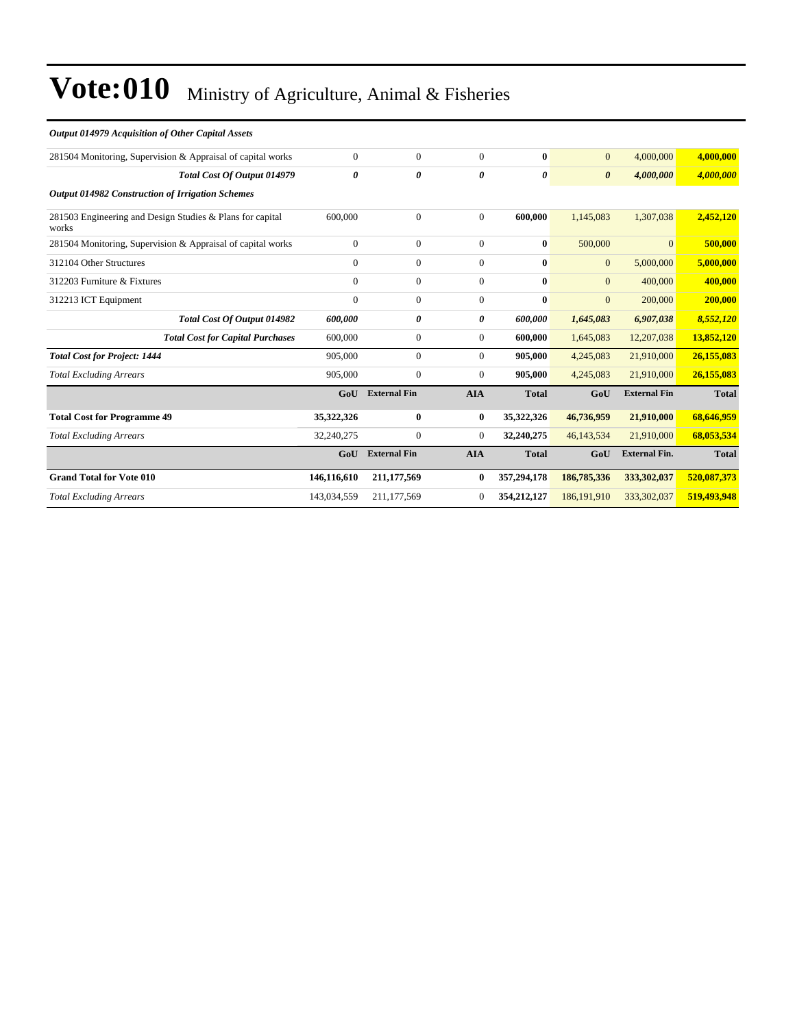# Vote:010 Ministry of Agriculture, Animal & Fisheries

| | | | | | | | |
|---|---|---|---|---|---|---|---|
| ***Output 014979 Acquisition of Other Capital Assets*** | | | | | | | |
| 281504 Monitoring, Supervision & Appraisal of capital works | 0 | 0 | 0 | **0** | 0 | 4,000,000 | **4,000,000** |
| ***Total Cost Of Output 014979*** | ***0*** | ***0*** | ***0*** | ***0*** | ***0*** | ***4,000,000*** | ***4,000,000*** |
| ***Output 014982 Construction of Irrigation Schemes*** | | | | | | | |
| 281503 Engineering and Design Studies & Plans for capital works | 600,000 | 0 | 0 | **600,000** | 1,145,083 | 1,307,038 | **2,452,120** |
| 281504 Monitoring, Supervision & Appraisal of capital works | 0 | 0 | 0 | **0** | 500,000 | 0 | **500,000** |
| 312104 Other Structures | 0 | 0 | 0 | **0** | 0 | 5,000,000 | **5,000,000** |
| 312203 Furniture & Fixtures | 0 | 0 | 0 | **0** | 0 | 400,000 | **400,000** |
| 312213 ICT Equipment | 0 | 0 | 0 | **0** | 0 | 200,000 | **200,000** |
| ***Total Cost Of Output 014982*** | ***600,000*** | ***0*** | ***0*** | ***600,000*** | ***1,645,083*** | ***6,907,038*** | ***8,552,120*** |
| ***Total Cost for Capital Purchases*** | 600,000 | 0 | 0 | **600,000** | 1,645,083 | 12,207,038 | **13,852,120** |
| ***Total Cost for Project: 1444*** | 905,000 | 0 | 0 | **905,000** | 4,245,083 | 21,910,000 | **26,155,083** |
| *Total Excluding Arrears* | 905,000 | 0 | 0 | **905,000** | 4,245,083 | 21,910,000 | **26,155,083** |
| | **GoU** | **External Fin** | **AIA** | **Total** | **GoU** | **External Fin** | **Total** |
| **Total Cost for Programme 49** | **35,322,326** | **0** | **0** | **35,322,326** | **46,736,959** | **21,910,000** | **68,646,959** |
| *Total Excluding Arrears* | 32,240,275 | 0 | 0 | **32,240,275** | 46,143,534 | 21,910,000 | **68,053,534** |
| | **GoU** | **External Fin** | **AIA** | **Total** | **GoU** | **External Fin.** | **Total** |
| **Grand Total for Vote 010** | **146,116,610** | **211,177,569** | **0** | **357,294,178** | **186,785,336** | **333,302,037** | **520,087,373** |
| *Total Excluding Arrears* | 143,034,559 | 211,177,569 | 0 | **354,212,127** | 186,191,910 | 333,302,037 | **519,493,948** |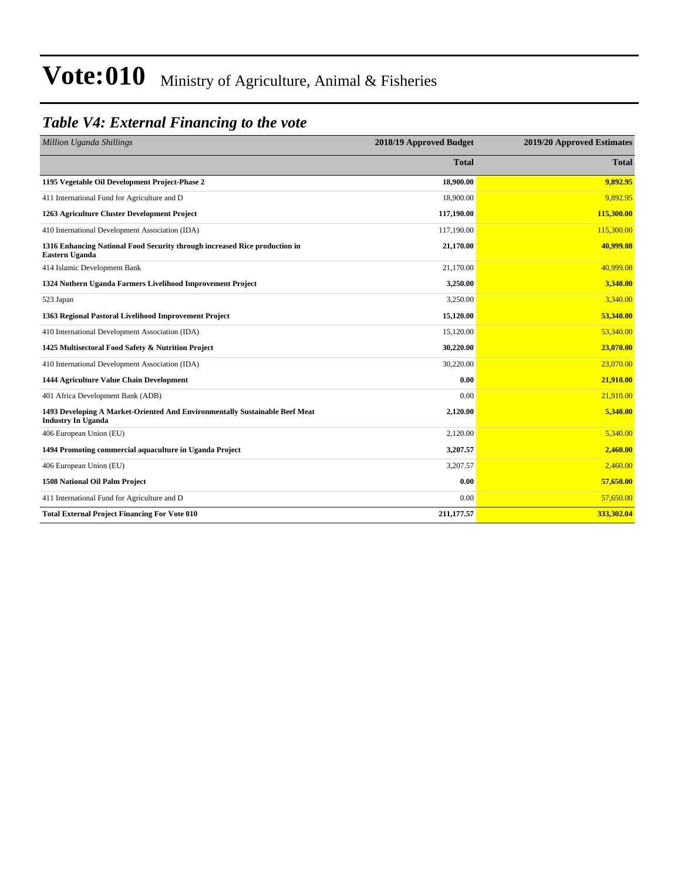# Vote:010 Ministry of Agriculture, Animal & Fisheries

## *Table V4: External Financing to the vote*

| *Million Uganda Shillings* | 2018/19 Approved Budget | 2019/20 Approved Estimates |
|---|---|---|
| | **Total** | **Total** |
| **1195 Vegetable Oil Development Project-Phase 2** | **18,900.00** | **9,892.95** |
| 411 International Fund for Agriculture and D | 18,900.00 | 9,892.95 |
| **1263 Agriculture Cluster Development Project** | **117,190.00** | **115,300.00** |
| 410 International Development Association (IDA) | 117,190.00 | 115,300.00 |
| **1316 Enhancing National Food Security through increased Rice production in Eastern Uganda** | **21,170.00** | **40,999.08** |
| 414 Islamic Development Bank | 21,170.00 | 40,999.08 |
| **1324 Nothern Uganda Farmers Livelihood Improvement Project** | **3,250.00** | **3,340.00** |
| 523 Japan | 3,250.00 | 3,340.00 |
| **1363 Regional Pastoral Livelihood Improvement Project** | **15,120.00** | **53,340.00** |
| 410 International Development Association (IDA) | 15,120.00 | 53,340.00 |
| **1425 Multisectoral Food Safety & Nutrition Project** | **30,220.00** | **23,070.00** |
| 410 International Development Association (IDA) | 30,220.00 | 23,070.00 |
| **1444 Agriculture Value Chain Development** | **0.00** | **21,910.00** |
| 401 Africa Development Bank (ADB) | 0.00 | 21,910.00 |
| **1493 Developing A Market-Oriented And Environmentally Sustainable Beef Meat Industry In Uganda** | **2,120.00** | **5,340.00** |
| 406 European Union (EU) | 2,120.00 | 5,340.00 |
| **1494 Promoting commercial aquaculture in Uganda Project** | **3,207.57** | **2,460.00** |
| 406 European Union (EU) | 3,207.57 | 2,460.00 |
| **1508 National Oil Palm Project** | **0.00** | **57,650.00** |
| 411 International Fund for Agriculture and D | 0.00 | 57,650.00 |
| **Total External Project Financing For Vote 010** | **211,177.57** | **333,302.04** |